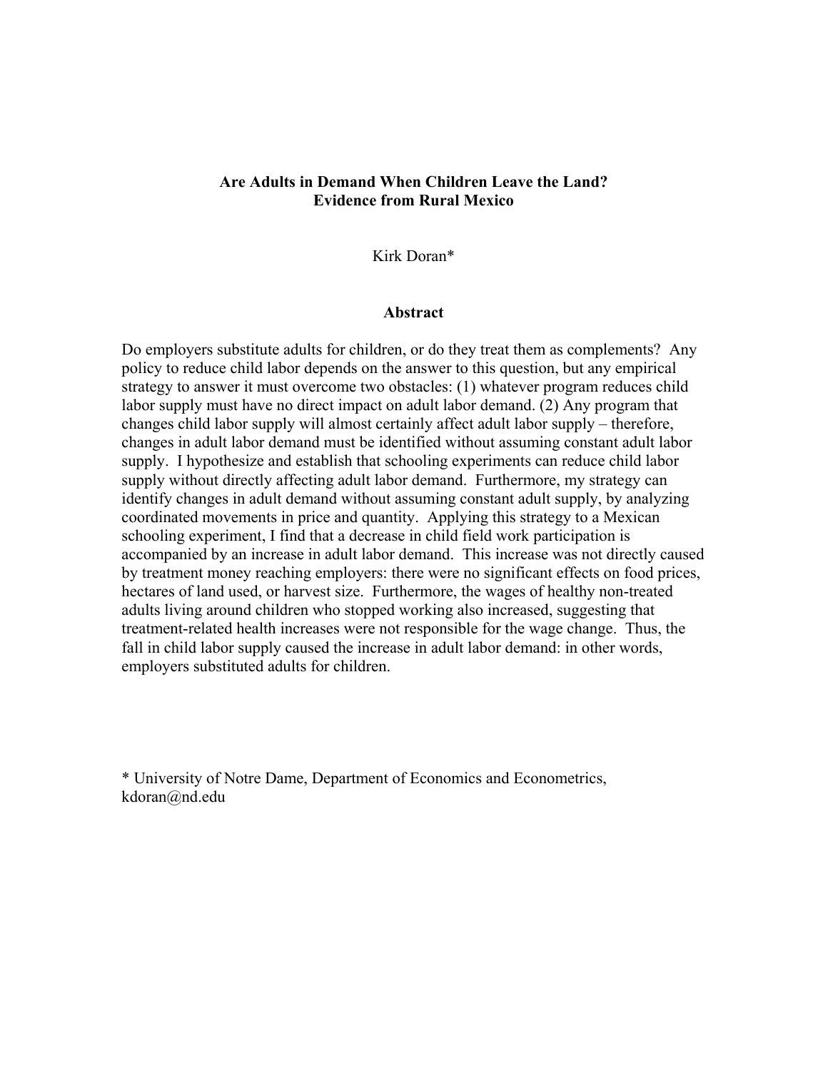# Are Adults in Demand When Children Leave the Land?
## Evidence from Rural Mexico

Kirk Doran*

### Abstract

Do employers substitute adults for children, or do they treat them as complements? Any policy to reduce child labor depends on the answer to this question, but any empirical strategy to answer it must overcome two obstacles: (1) whatever program reduces child labor supply must have no direct impact on adult labor demand. (2) Any program that changes child labor supply will almost certainly affect adult labor supply – therefore, changes in adult labor demand must be identified without assuming constant adult labor supply. I hypothesize and establish that schooling experiments can reduce child labor supply without directly affecting adult labor demand. Furthermore, my strategy can identify changes in adult demand without assuming constant adult supply, by analyzing coordinated movements in price and quantity. Applying this strategy to a Mexican schooling experiment, I find that a decrease in child field work participation is accompanied by an increase in adult labor demand. This increase was not directly caused by treatment money reaching employers: there were no significant effects on food prices, hectares of land used, or harvest size. Furthermore, the wages of healthy non-treated adults living around children who stopped working also increased, suggesting that treatment-related health increases were not responsible for the wage change. Thus, the fall in child labor supply caused the increase in adult labor demand: in other words, employers substituted adults for children.

\* University of Notre Dame, Department of Economics and Econometrics, kdoran@nd.edu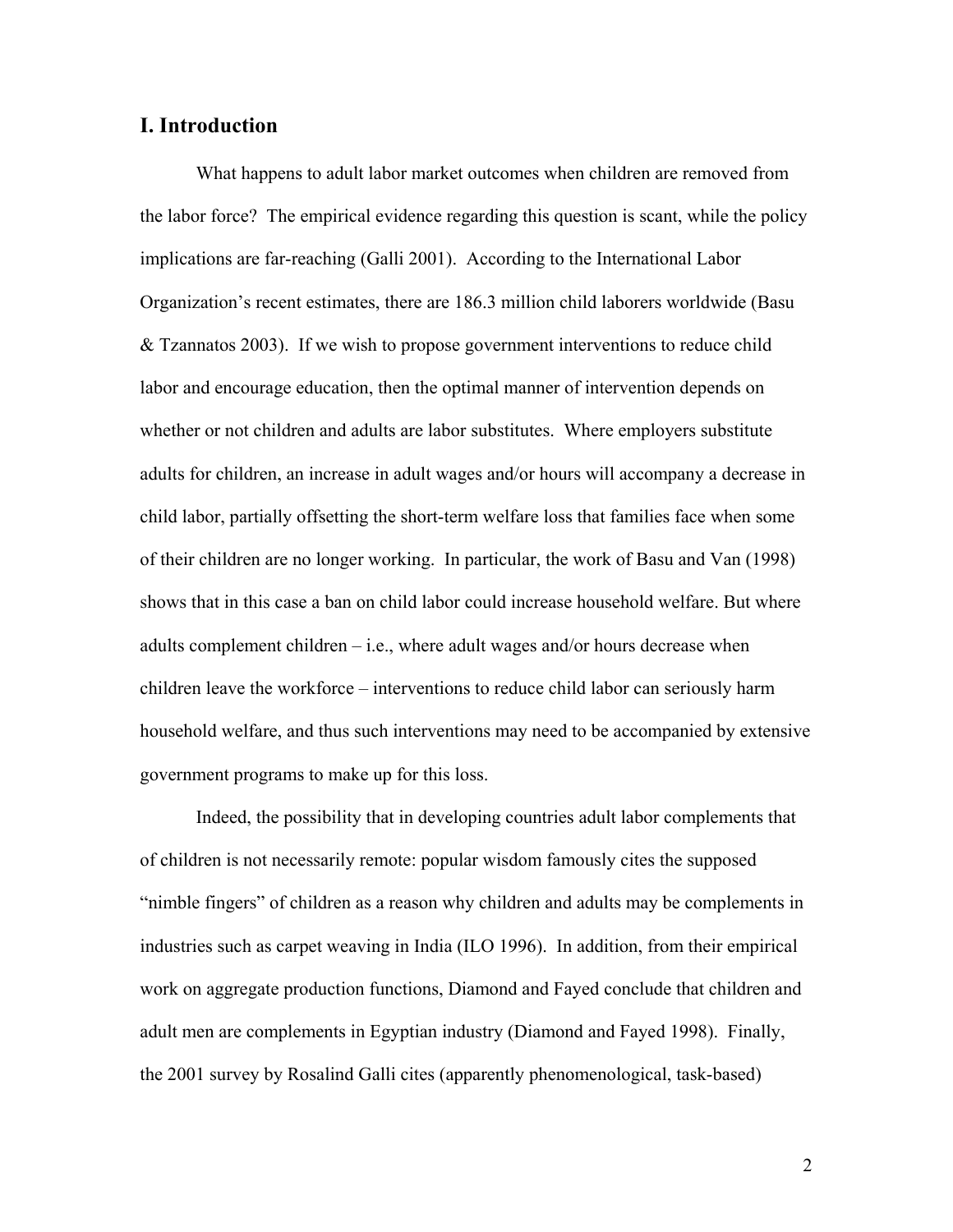## I. Introduction

What happens to adult labor market outcomes when children are removed from the labor force? The empirical evidence regarding this question is scant, while the policy implications are far-reaching (Galli 2001). According to the International Labor Organization's recent estimates, there are 186.3 million child laborers worldwide (Basu & Tzannatos 2003). If we wish to propose government interventions to reduce child labor and encourage education, then the optimal manner of intervention depends on whether or not children and adults are labor substitutes. Where employers substitute adults for children, an increase in adult wages and/or hours will accompany a decrease in child labor, partially offsetting the short-term welfare loss that families face when some of their children are no longer working. In particular, the work of Basu and Van (1998) shows that in this case a ban on child labor could increase household welfare. But where adults complement children – i.e., where adult wages and/or hours decrease when children leave the workforce – interventions to reduce child labor can seriously harm household welfare, and thus such interventions may need to be accompanied by extensive government programs to make up for this loss.

Indeed, the possibility that in developing countries adult labor complements that of children is not necessarily remote: popular wisdom famously cites the supposed "nimble fingers" of children as a reason why children and adults may be complements in industries such as carpet weaving in India (ILO 1996). In addition, from their empirical work on aggregate production functions, Diamond and Fayed conclude that children and adult men are complements in Egyptian industry (Diamond and Fayed 1998). Finally, the 2001 survey by Rosalind Galli cites (apparently phenomenological, task-based)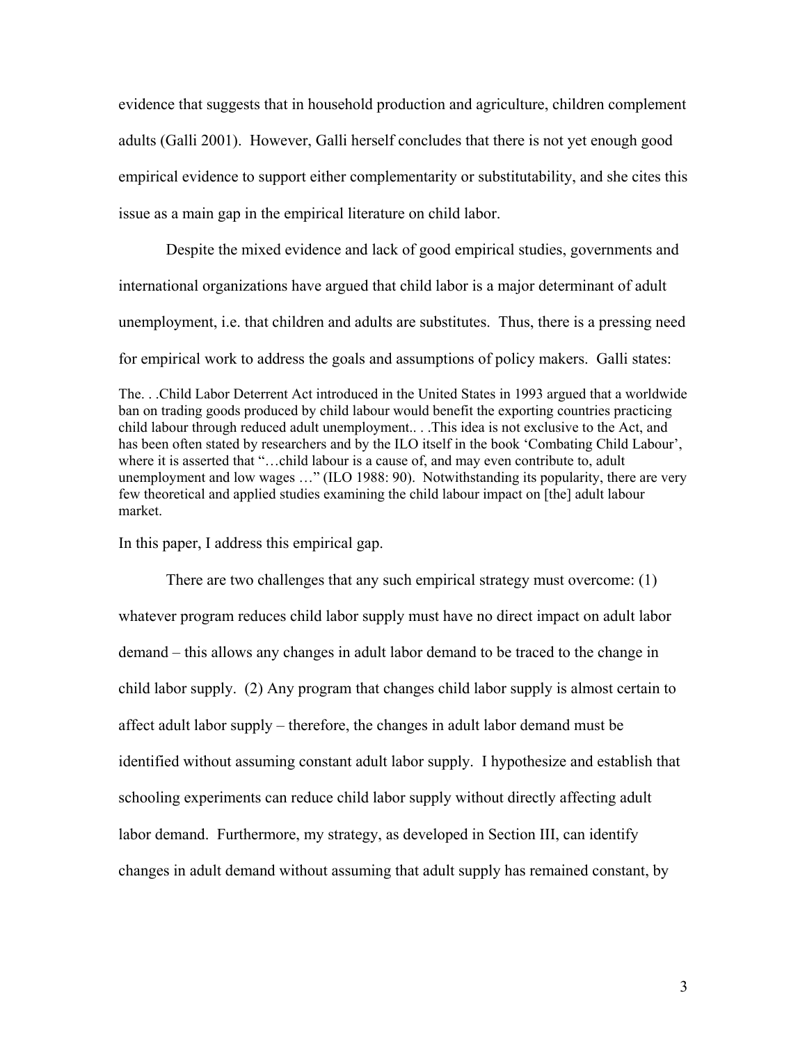evidence that suggests that in household production and agriculture, children complement adults (Galli 2001). However, Galli herself concludes that there is not yet enough good empirical evidence to support either complementarity or substitutability, and she cites this issue as a main gap in the empirical literature on child labor.

Despite the mixed evidence and lack of good empirical studies, governments and international organizations have argued that child labor is a major determinant of adult unemployment, i.e. that children and adults are substitutes. Thus, there is a pressing need for empirical work to address the goals and assumptions of policy makers. Galli states:

> The. . .Child Labor Deterrent Act introduced in the United States in 1993 argued that a worldwide ban on trading goods produced by child labour would benefit the exporting countries practicing child labour through reduced adult unemployment.. . .This idea is not exclusive to the Act, and has been often stated by researchers and by the ILO itself in the book 'Combating Child Labour', where it is asserted that "…child labour is a cause of, and may even contribute to, adult unemployment and low wages …" (ILO 1988: 90). Notwithstanding its popularity, there are very few theoretical and applied studies examining the child labour impact on [the] adult labour market.

In this paper, I address this empirical gap.

There are two challenges that any such empirical strategy must overcome: (1) whatever program reduces child labor supply must have no direct impact on adult labor demand – this allows any changes in adult labor demand to be traced to the change in child labor supply. (2) Any program that changes child labor supply is almost certain to affect adult labor supply – therefore, the changes in adult labor demand must be identified without assuming constant adult labor supply. I hypothesize and establish that schooling experiments can reduce child labor supply without directly affecting adult labor demand. Furthermore, my strategy, as developed in Section III, can identify changes in adult demand without assuming that adult supply has remained constant, by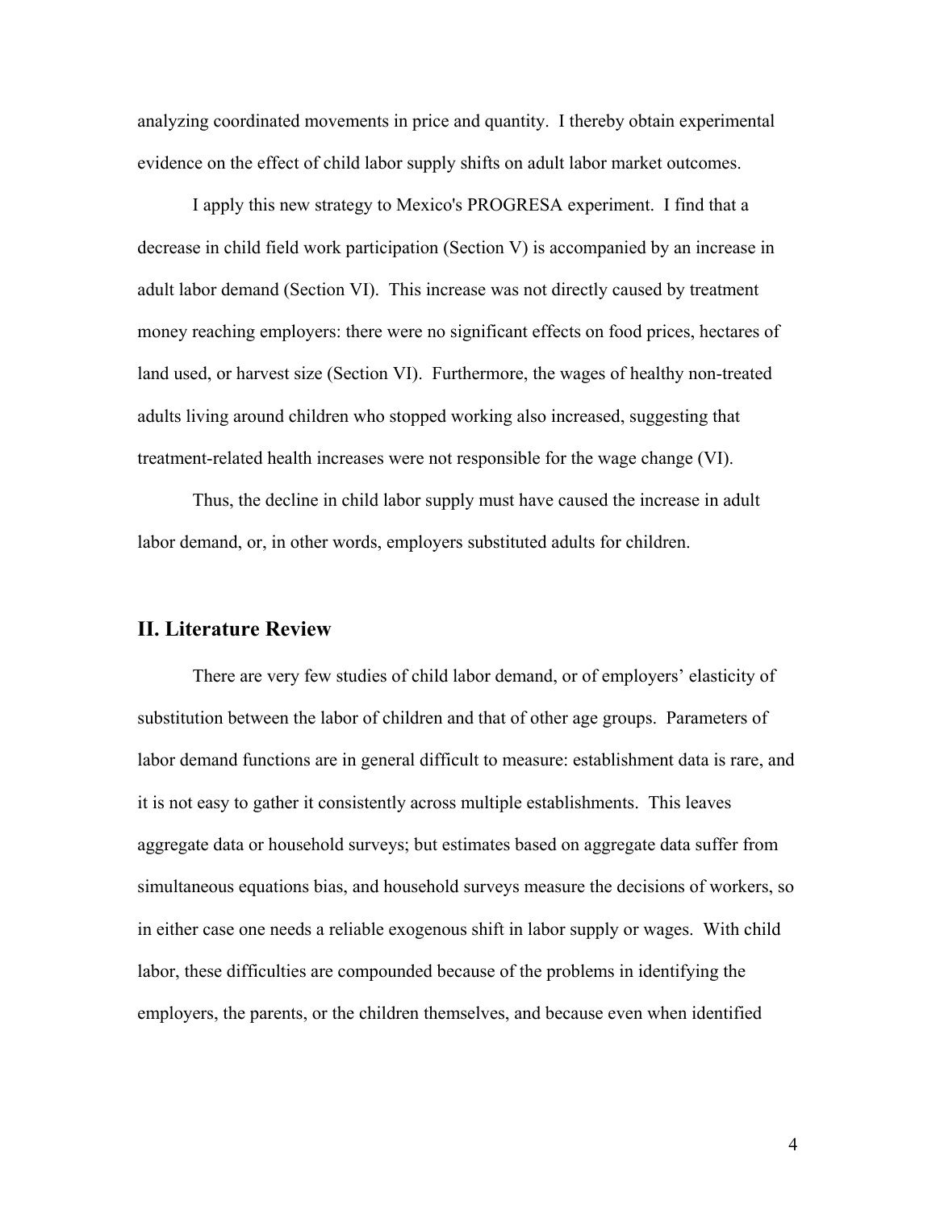analyzing coordinated movements in price and quantity. I thereby obtain experimental evidence on the effect of child labor supply shifts on adult labor market outcomes.

I apply this new strategy to Mexico's PROGRESA experiment. I find that a decrease in child field work participation (Section V) is accompanied by an increase in adult labor demand (Section VI). This increase was not directly caused by treatment money reaching employers: there were no significant effects on food prices, hectares of land used, or harvest size (Section VI). Furthermore, the wages of healthy non-treated adults living around children who stopped working also increased, suggesting that treatment-related health increases were not responsible for the wage change (VI).

Thus, the decline in child labor supply must have caused the increase in adult labor demand, or, in other words, employers substituted adults for children.

## II. Literature Review

There are very few studies of child labor demand, or of employers' elasticity of substitution between the labor of children and that of other age groups. Parameters of labor demand functions are in general difficult to measure: establishment data is rare, and it is not easy to gather it consistently across multiple establishments. This leaves aggregate data or household surveys; but estimates based on aggregate data suffer from simultaneous equations bias, and household surveys measure the decisions of workers, so in either case one needs a reliable exogenous shift in labor supply or wages. With child labor, these difficulties are compounded because of the problems in identifying the employers, the parents, or the children themselves, and because even when identified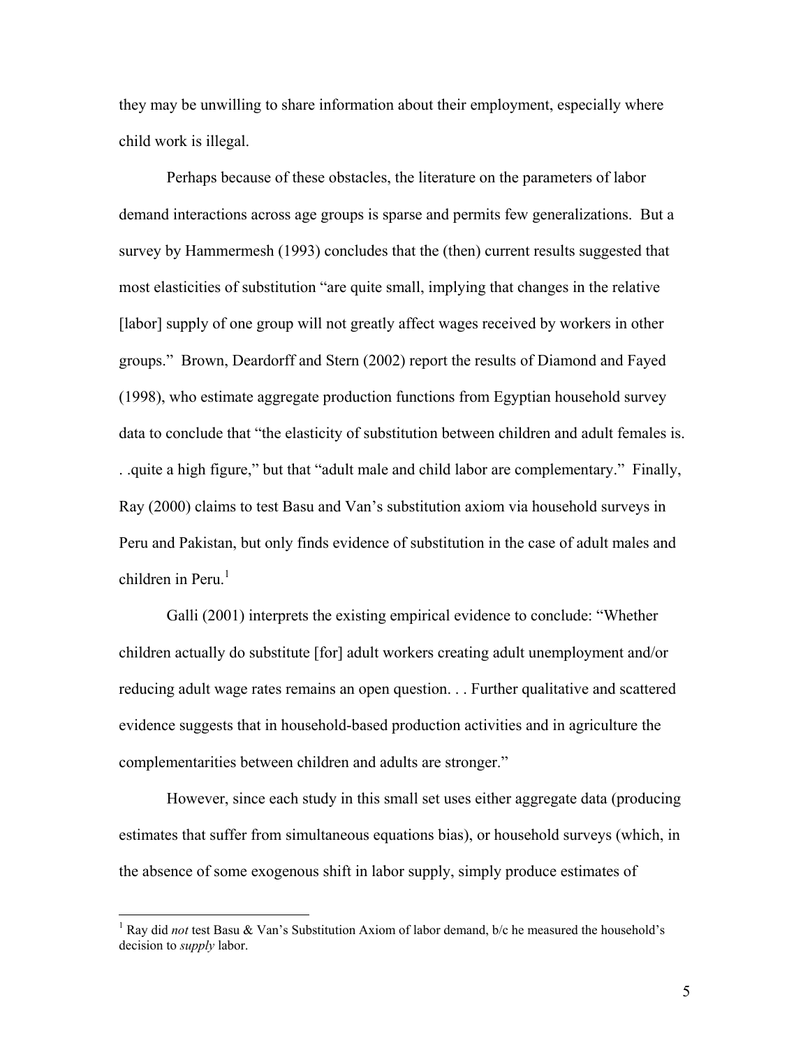they may be unwilling to share information about their employment, especially where child work is illegal.

Perhaps because of these obstacles, the literature on the parameters of labor demand interactions across age groups is sparse and permits few generalizations. But a survey by Hammermesh (1993) concludes that the (then) current results suggested that most elasticities of substitution "are quite small, implying that changes in the relative [labor] supply of one group will not greatly affect wages received by workers in other groups." Brown, Deardorff and Stern (2002) report the results of Diamond and Fayed (1998), who estimate aggregate production functions from Egyptian household survey data to conclude that "the elasticity of substitution between children and adult females is. . .quite a high figure," but that "adult male and child labor are complementary." Finally, Ray (2000) claims to test Basu and Van's substitution axiom via household surveys in Peru and Pakistan, but only finds evidence of substitution in the case of adult males and children in Peru.[1]

Galli (2001) interprets the existing empirical evidence to conclude: "Whether children actually do substitute [for] adult workers creating adult unemployment and/or reducing adult wage rates remains an open question. . . Further qualitative and scattered evidence suggests that in household-based production activities and in agriculture the complementarities between children and adults are stronger."

However, since each study in this small set uses either aggregate data (producing estimates that suffer from simultaneous equations bias), or household surveys (which, in the absence of some exogenous shift in labor supply, simply produce estimates of

---

[1] Ray did *not* test Basu & Van's Substitution Axiom of labor demand, b/c he measured the household's decision to *supply* labor.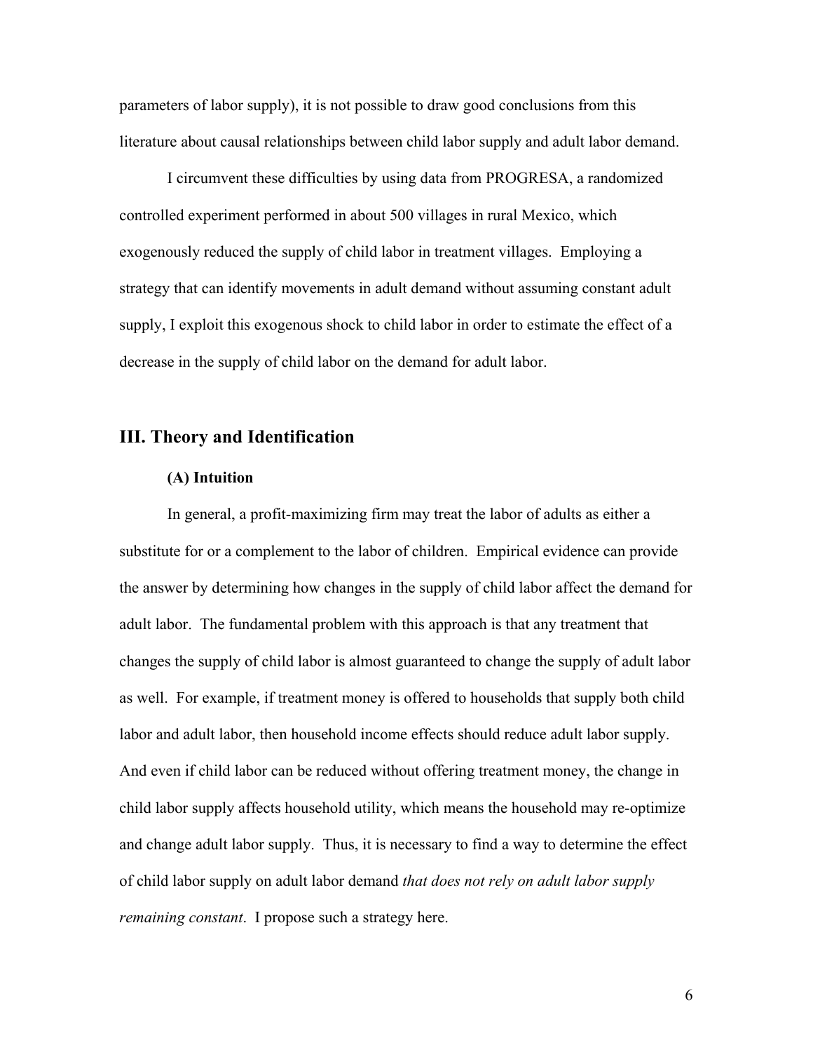parameters of labor supply), it is not possible to draw good conclusions from this literature about causal relationships between child labor supply and adult labor demand.

I circumvent these difficulties by using data from PROGRESA, a randomized controlled experiment performed in about 500 villages in rural Mexico, which exogenously reduced the supply of child labor in treatment villages. Employing a strategy that can identify movements in adult demand without assuming constant adult supply, I exploit this exogenous shock to child labor in order to estimate the effect of a decrease in the supply of child labor on the demand for adult labor.

## III. Theory and Identification

### (A) Intuition

In general, a profit-maximizing firm may treat the labor of adults as either a substitute for or a complement to the labor of children. Empirical evidence can provide the answer by determining how changes in the supply of child labor affect the demand for adult labor. The fundamental problem with this approach is that any treatment that changes the supply of child labor is almost guaranteed to change the supply of adult labor as well. For example, if treatment money is offered to households that supply both child labor and adult labor, then household income effects should reduce adult labor supply. And even if child labor can be reduced without offering treatment money, the change in child labor supply affects household utility, which means the household may re-optimize and change adult labor supply. Thus, it is necessary to find a way to determine the effect of child labor supply on adult labor demand *that does not rely on adult labor supply remaining constant*. I propose such a strategy here.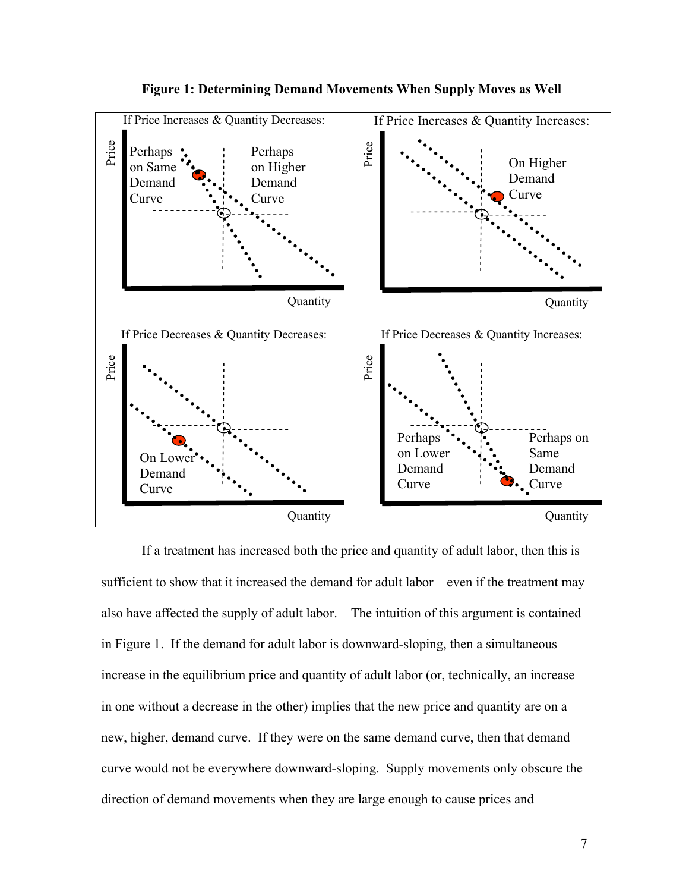**Figure 1: Determining Demand Movements When Supply Moves as Well**

If Price Increases & Quantity Decreases: Perhaps on Same Demand Curve; Perhaps on Higher Demand Curve

If Price Increases & Quantity Increases: On Higher Demand Curve

If Price Decreases & Quantity Decreases: On Lower Demand Curve

If Price Decreases & Quantity Increases: Perhaps on Lower Demand Curve; Perhaps on Same Demand Curve

If a treatment has increased both the price and quantity of adult labor, then this is sufficient to show that it increased the demand for adult labor – even if the treatment may also have affected the supply of adult labor. The intuition of this argument is contained in Figure 1. If the demand for adult labor is downward-sloping, then a simultaneous increase in the equilibrium price and quantity of adult labor (or, technically, an increase in one without a decrease in the other) implies that the new price and quantity are on a new, higher, demand curve. If they were on the same demand curve, then that demand curve would not be everywhere downward-sloping. Supply movements only obscure the direction of demand movements when they are large enough to cause prices and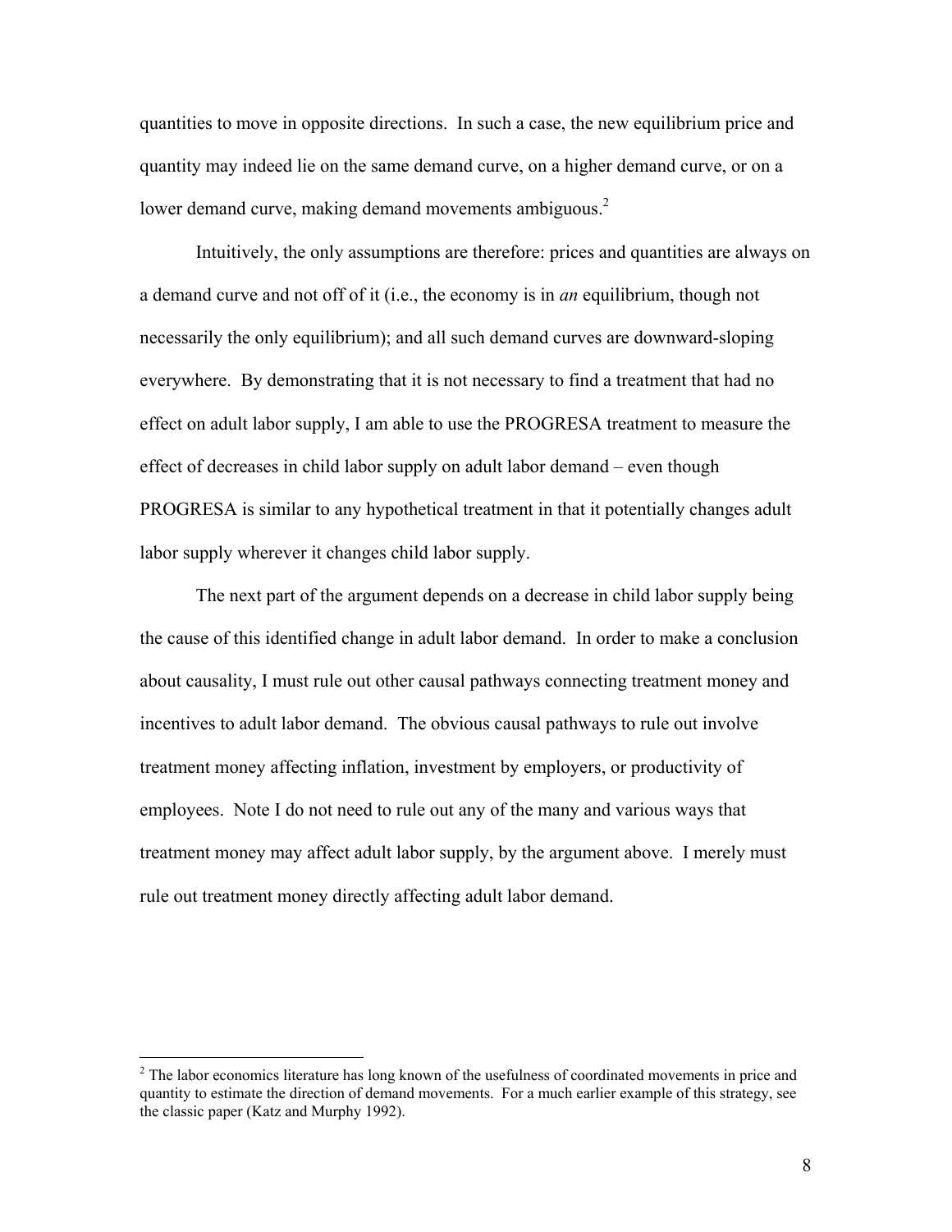quantities to move in opposite directions. In such a case, the new equilibrium price and quantity may indeed lie on the same demand curve, on a higher demand curve, or on a lower demand curve, making demand movements ambiguous.[2]

Intuitively, the only assumptions are therefore: prices and quantities are always on a demand curve and not off of it (i.e., the economy is in *an* equilibrium, though not necessarily the only equilibrium); and all such demand curves are downward-sloping everywhere. By demonstrating that it is not necessary to find a treatment that had no effect on adult labor supply, I am able to use the PROGRESA treatment to measure the effect of decreases in child labor supply on adult labor demand – even though PROGRESA is similar to any hypothetical treatment in that it potentially changes adult labor supply wherever it changes child labor supply.

The next part of the argument depends on a decrease in child labor supply being the cause of this identified change in adult labor demand. In order to make a conclusion about causality, I must rule out other causal pathways connecting treatment money and incentives to adult labor demand. The obvious causal pathways to rule out involve treatment money affecting inflation, investment by employers, or productivity of employees. Note I do not need to rule out any of the many and various ways that treatment money may affect adult labor supply, by the argument above. I merely must rule out treatment money directly affecting adult labor demand.

[2] The labor economics literature has long known of the usefulness of coordinated movements in price and quantity to estimate the direction of demand movements. For a much earlier example of this strategy, see the classic paper (Katz and Murphy 1992).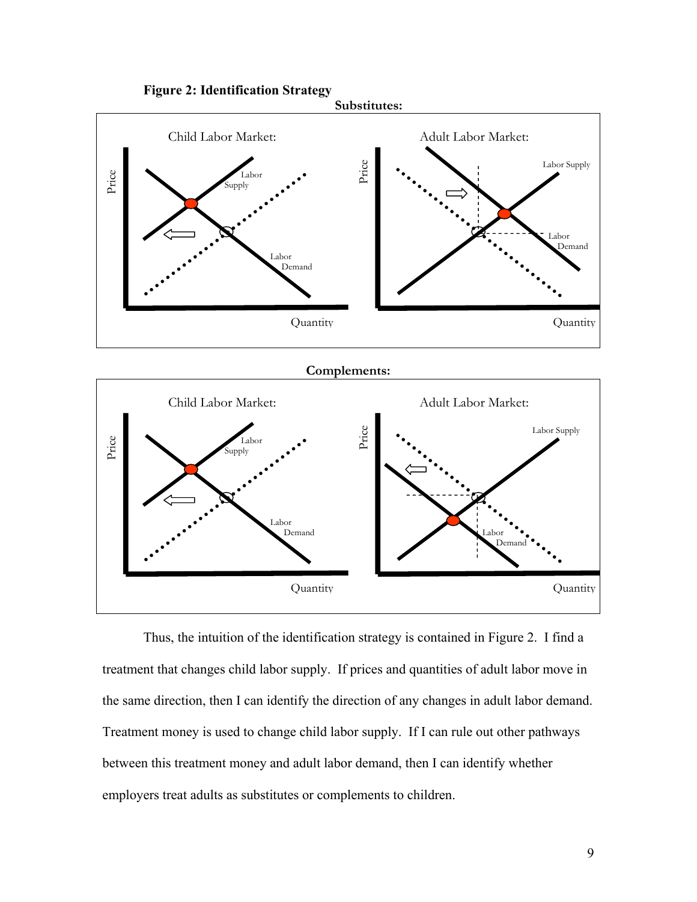**Figure 2: Identification Strategy**

**Substitutes:**

Child Labor Market: Price, Quantity, Labor Supply, Labor Demand

Adult Labor Market: Price, Quantity, Labor Supply, Labor Demand

**Complements:**

Child Labor Market: Price, Quantity, Labor Supply, Labor Demand

Adult Labor Market: Price, Quantity, Labor Supply, Labor Demand

Thus, the intuition of the identification strategy is contained in Figure 2. I find a treatment that changes child labor supply. If prices and quantities of adult labor move in the same direction, then I can identify the direction of any changes in adult labor demand. Treatment money is used to change child labor supply. If I can rule out other pathways between this treatment money and adult labor demand, then I can identify whether employers treat adults as substitutes or complements to children.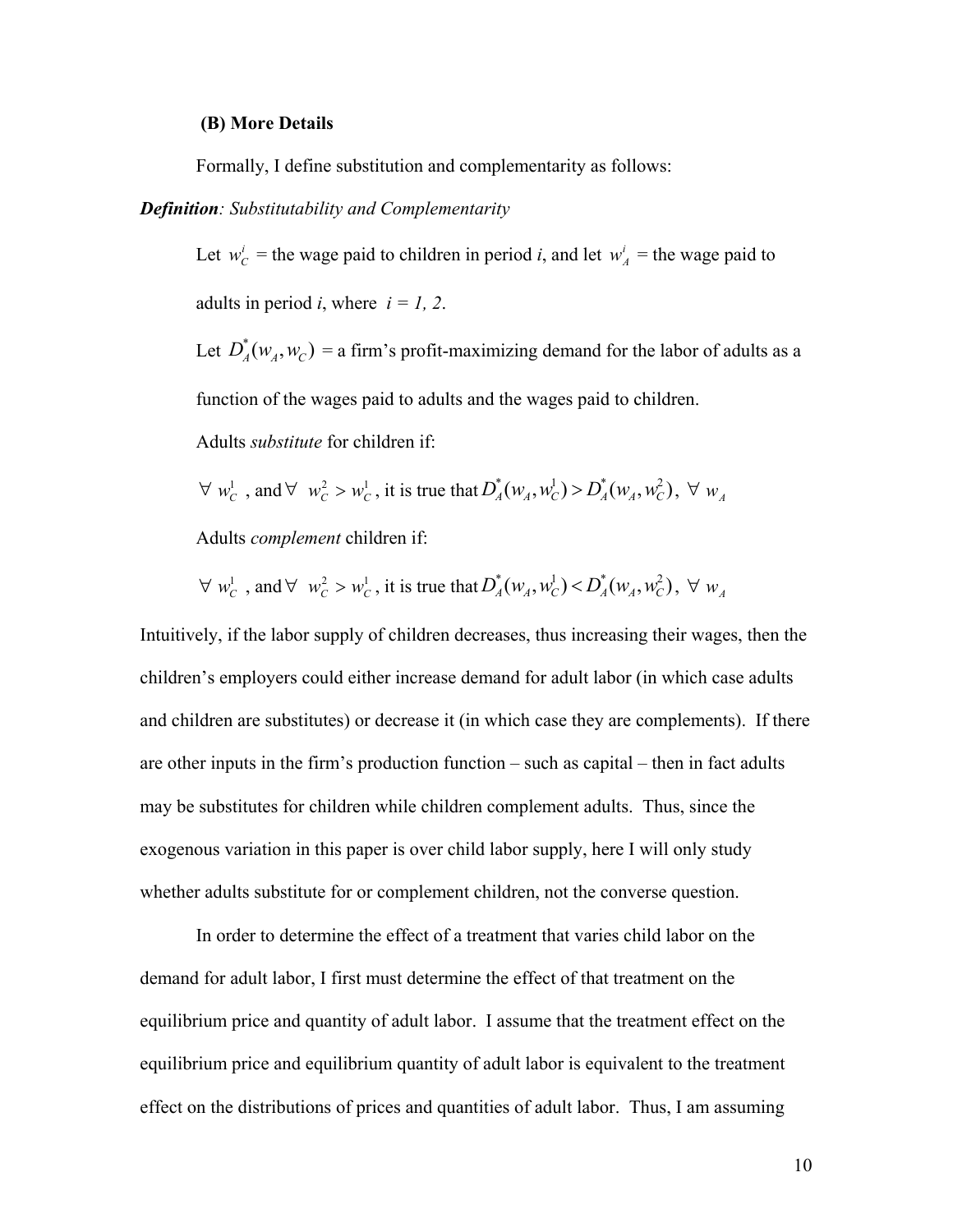### (B) More Details

Formally, I define substitution and complementarity as follows:

***Definition**: Substitutability and Complementarity*

Let $w_C^i$ = the wage paid to children in period *i*, and let $w_A^i$ = the wage paid to adults in period *i*, where *i = 1, 2*.

Let $D_A^*(w_A, w_C)$ = a firm's profit-maximizing demand for the labor of adults as a function of the wages paid to adults and the wages paid to children.

Adults *substitute* for children if:

$\forall\ w_C^1$ , and $\forall\ \ w_C^2 > w_C^1$ , it is true that $D_A^*(w_A, w_C^1) > D_A^*(w_A, w_C^2)$, $\forall\ w_A$

Adults *complement* children if:

$\forall\ w_C^1$ , and $\forall\ \ w_C^2 > w_C^1$ , it is true that $D_A^*(w_A, w_C^1) < D_A^*(w_A, w_C^2)$, $\forall\ w_A$

Intuitively, if the labor supply of children decreases, thus increasing their wages, then the children's employers could either increase demand for adult labor (in which case adults and children are substitutes) or decrease it (in which case they are complements). If there are other inputs in the firm's production function – such as capital – then in fact adults may be substitutes for children while children complement adults. Thus, since the exogenous variation in this paper is over child labor supply, here I will only study whether adults substitute for or complement children, not the converse question.

In order to determine the effect of a treatment that varies child labor on the demand for adult labor, I first must determine the effect of that treatment on the equilibrium price and quantity of adult labor. I assume that the treatment effect on the equilibrium price and equilibrium quantity of adult labor is equivalent to the treatment effect on the distributions of prices and quantities of adult labor. Thus, I am assuming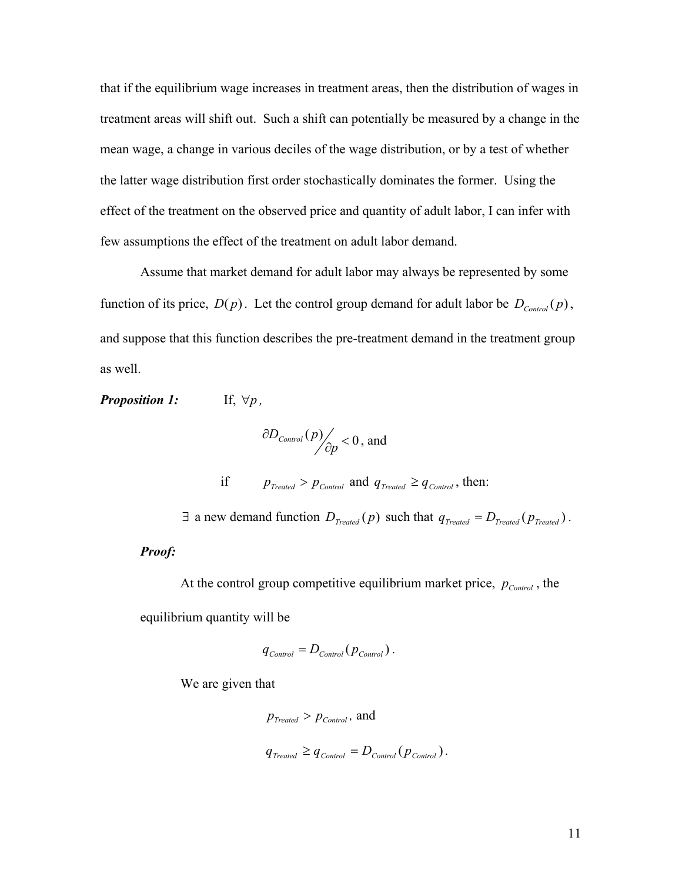that if the equilibrium wage increases in treatment areas, then the distribution of wages in treatment areas will shift out. Such a shift can potentially be measured by a change in the mean wage, a change in various deciles of the wage distribution, or by a test of whether the latter wage distribution first order stochastically dominates the former. Using the effect of the treatment on the observed price and quantity of adult labor, I can infer with few assumptions the effect of the treatment on adult labor demand.

Assume that market demand for adult labor may always be represented by some function of its price, $D(p)$. Let the control group demand for adult labor be $D_{Control}(p)$, and suppose that this function describes the pre-treatment demand in the treatment group as well.

***Proposition 1:*** If, $\forall p$,

$$\partial D_{Control}(p) \big/ \partial p < 0 \text{, and}$$

if $p_{Treated} > p_{Control}$ and $q_{Treated} \geq q_{Control}$, then:

$\exists$ a new demand function $D_{Treated}(p)$ such that $q_{Treated} = D_{Treated}(p_{Treated})$.

***Proof:***

At the control group competitive equilibrium market price, $p_{Control}$, the equilibrium quantity will be

$$q_{Control} = D_{Control}(p_{Control}).$$

We are given that

$$p_{Treated} > p_{Control} \text{, and}$$

$$q_{Treated} \geq q_{Control} = D_{Control}(p_{Control}).$$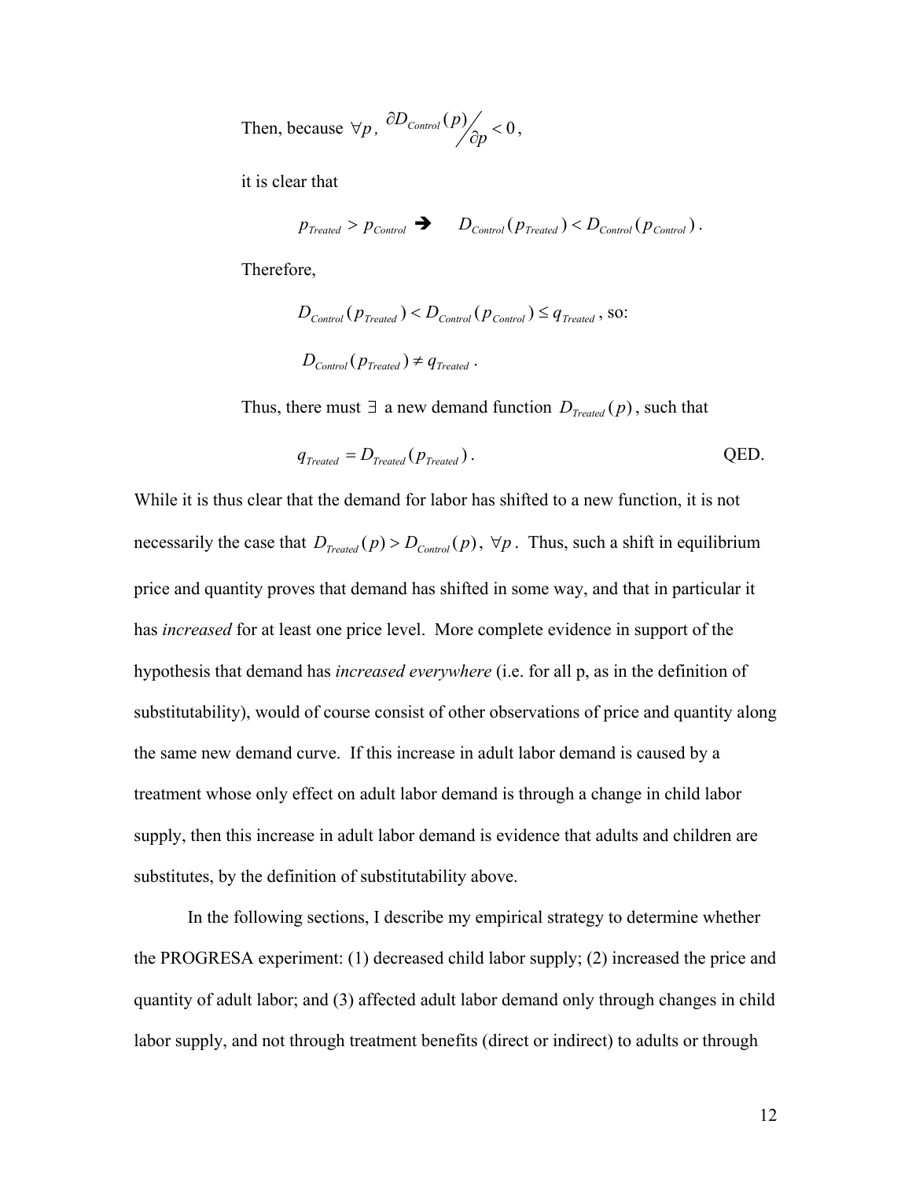Then, because $\forall p$, $\partial D_{Control}(p) / \partial p < 0$,

it is clear that

$$p_{Treated} > p_{Control} \rightarrow \quad D_{Control}(p_{Treated}) < D_{Control}(p_{Control}).$$

Therefore,

$$D_{Control}(p_{Treated}) < D_{Control}(p_{Control}) \leq q_{Treated}, \text{ so:}$$

$$D_{Control}(p_{Treated}) \neq q_{Treated}.$$

Thus, there must $\exists$ a new demand function $D_{Treated}(p)$, such that

$$q_{Treated} = D_{Treated}(p_{Treated}). \qquad \text{QED.}$$

While it is thus clear that the demand for labor has shifted to a new function, it is not necessarily the case that $D_{Treated}(p) > D_{Control}(p)$, $\forall p$. Thus, such a shift in equilibrium price and quantity proves that demand has shifted in some way, and that in particular it has *increased* for at least one price level. More complete evidence in support of the hypothesis that demand has *increased everywhere* (i.e. for all p, as in the definition of substitutability), would of course consist of other observations of price and quantity along the same new demand curve. If this increase in adult labor demand is caused by a treatment whose only effect on adult labor demand is through a change in child labor supply, then this increase in adult labor demand is evidence that adults and children are substitutes, by the definition of substitutability above.

In the following sections, I describe my empirical strategy to determine whether the PROGRESA experiment: (1) decreased child labor supply; (2) increased the price and quantity of adult labor; and (3) affected adult labor demand only through changes in child labor supply, and not through treatment benefits (direct or indirect) to adults or through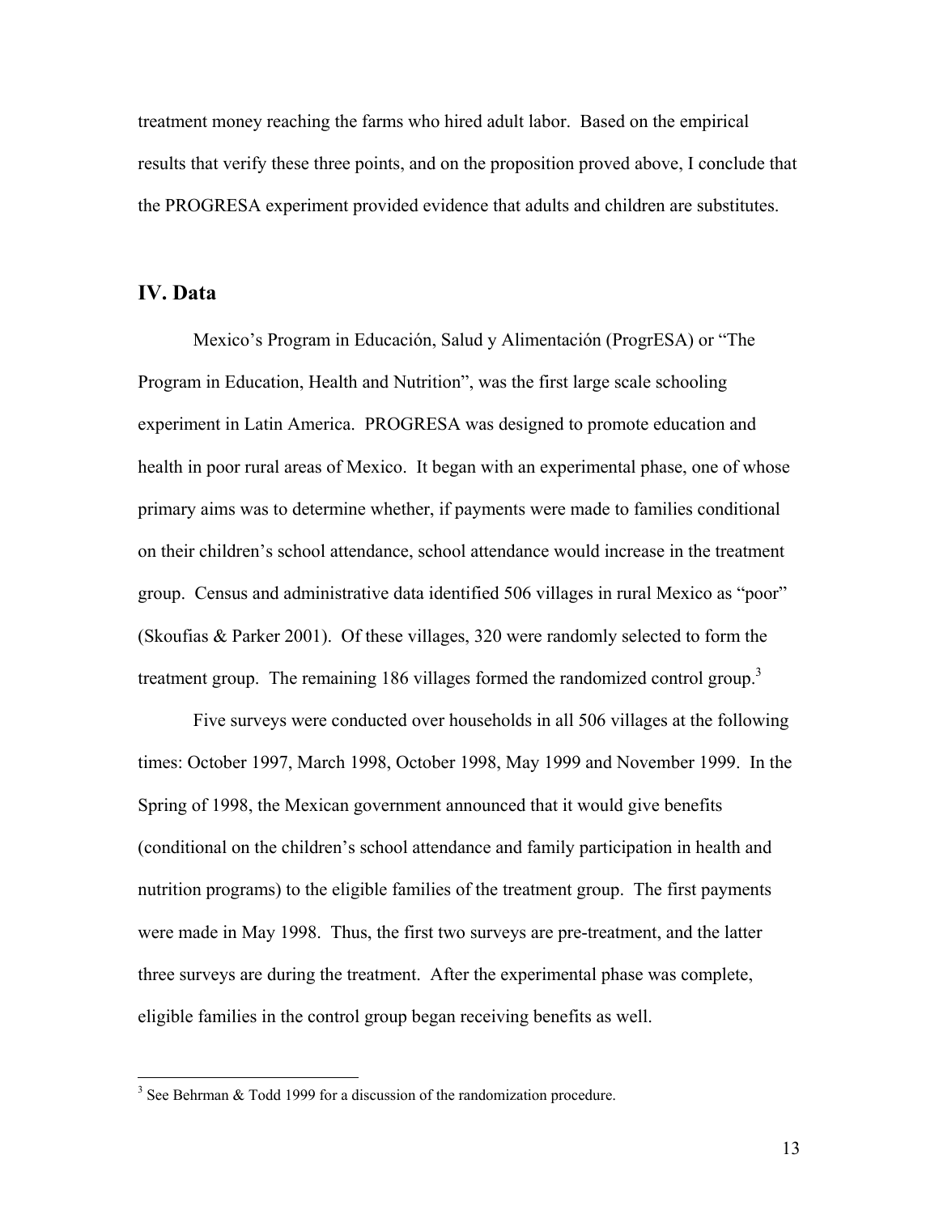treatment money reaching the farms who hired adult labor. Based on the empirical results that verify these three points, and on the proposition proved above, I conclude that the PROGRESA experiment provided evidence that adults and children are substitutes.

## IV. Data

Mexico's Program in Educación, Salud y Alimentación (ProgrESA) or "The Program in Education, Health and Nutrition", was the first large scale schooling experiment in Latin America. PROGRESA was designed to promote education and health in poor rural areas of Mexico. It began with an experimental phase, one of whose primary aims was to determine whether, if payments were made to families conditional on their children's school attendance, school attendance would increase in the treatment group. Census and administrative data identified 506 villages in rural Mexico as "poor" (Skoufias & Parker 2001). Of these villages, 320 were randomly selected to form the treatment group. The remaining 186 villages formed the randomized control group.[3]

Five surveys were conducted over households in all 506 villages at the following times: October 1997, March 1998, October 1998, May 1999 and November 1999. In the Spring of 1998, the Mexican government announced that it would give benefits (conditional on the children's school attendance and family participation in health and nutrition programs) to the eligible families of the treatment group. The first payments were made in May 1998. Thus, the first two surveys are pre-treatment, and the latter three surveys are during the treatment. After the experimental phase was complete, eligible families in the control group began receiving benefits as well.

[3] See Behrman & Todd 1999 for a discussion of the randomization procedure.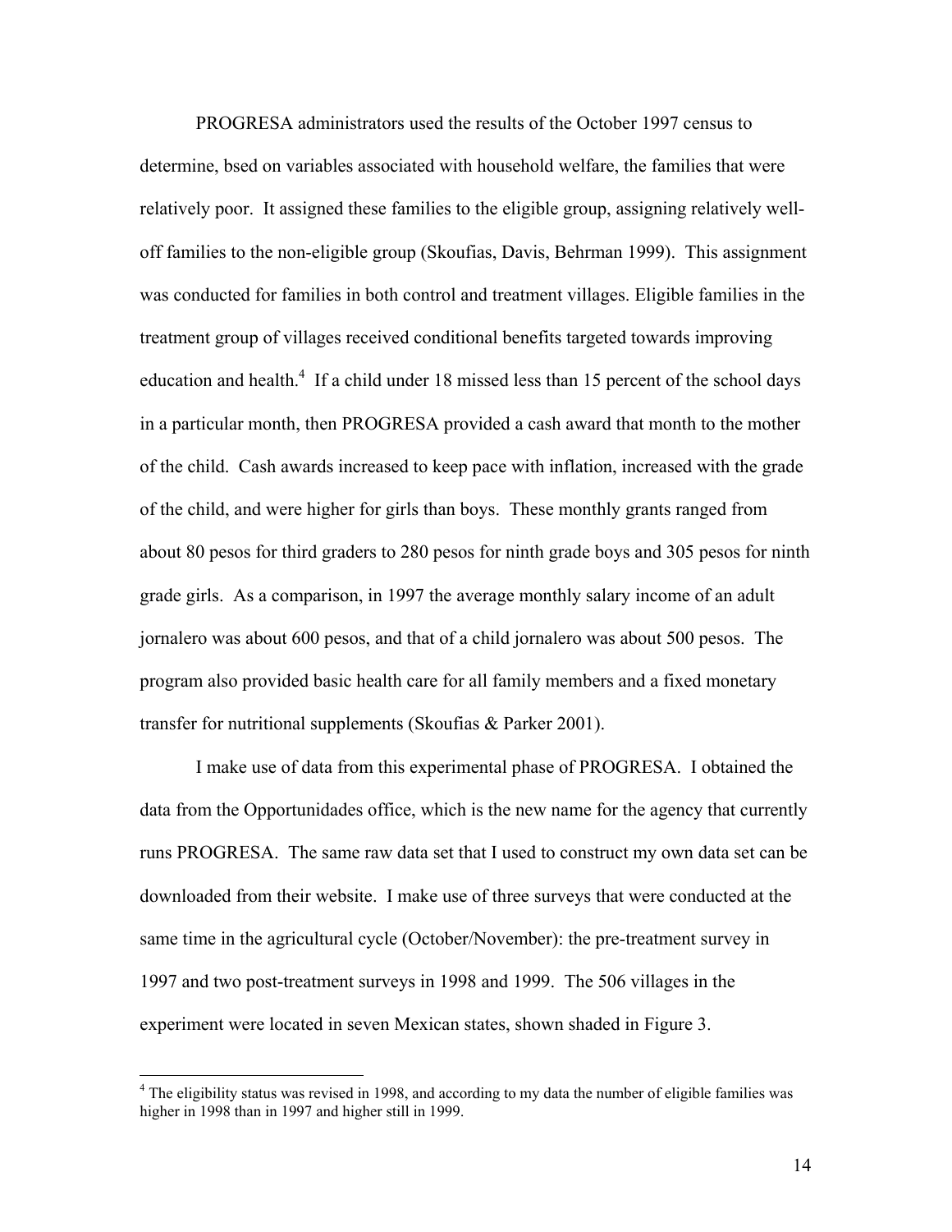PROGRESA administrators used the results of the October 1997 census to determine, bsed on variables associated with household welfare, the families that were relatively poor. It assigned these families to the eligible group, assigning relatively well-off families to the non-eligible group (Skoufias, Davis, Behrman 1999). This assignment was conducted for families in both control and treatment villages. Eligible families in the treatment group of villages received conditional benefits targeted towards improving education and health.[4] If a child under 18 missed less than 15 percent of the school days in a particular month, then PROGRESA provided a cash award that month to the mother of the child. Cash awards increased to keep pace with inflation, increased with the grade of the child, and were higher for girls than boys. These monthly grants ranged from about 80 pesos for third graders to 280 pesos for ninth grade boys and 305 pesos for ninth grade girls. As a comparison, in 1997 the average monthly salary income of an adult jornalero was about 600 pesos, and that of a child jornalero was about 500 pesos. The program also provided basic health care for all family members and a fixed monetary transfer for nutritional supplements (Skoufias & Parker 2001).

I make use of data from this experimental phase of PROGRESA. I obtained the data from the Opportunidades office, which is the new name for the agency that currently runs PROGRESA. The same raw data set that I used to construct my own data set can be downloaded from their website. I make use of three surveys that were conducted at the same time in the agricultural cycle (October/November): the pre-treatment survey in 1997 and two post-treatment surveys in 1998 and 1999. The 506 villages in the experiment were located in seven Mexican states, shown shaded in Figure 3.

[4] The eligibility status was revised in 1998, and according to my data the number of eligible families was higher in 1998 than in 1997 and higher still in 1999.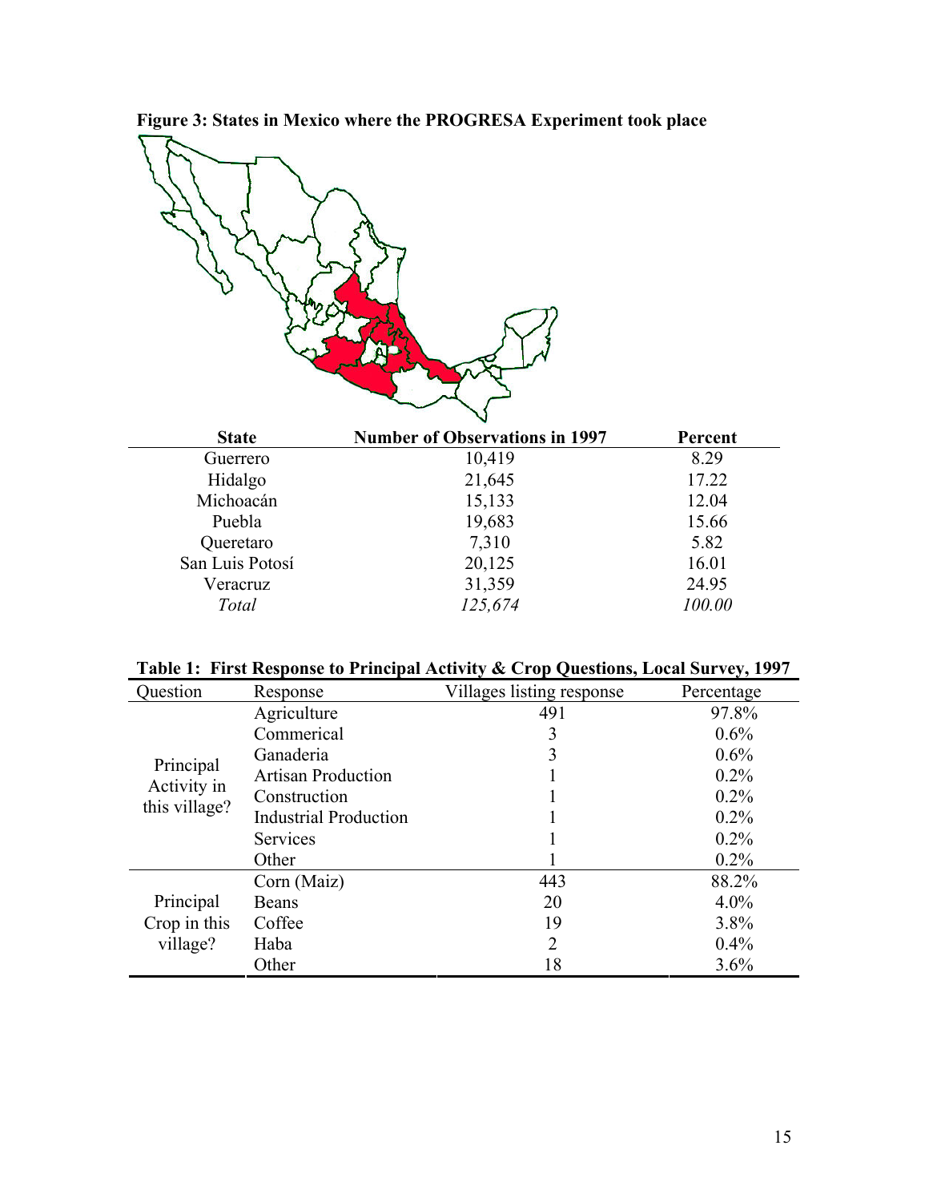**Figure 3: States in Mexico where the PROGRESA Experiment took place**

| State | Number of Observations in 1997 | Percent |
|---|---|---|
| Guerrero | 10,419 | 8.29 |
| Hidalgo | 21,645 | 17.22 |
| Michoacán | 15,133 | 12.04 |
| Puebla | 19,683 | 15.66 |
| Queretaro | 7,310 | 5.82 |
| San Luis Potosí | 20,125 | 16.01 |
| Veracruz | 31,359 | 24.95 |
| *Total* | *125,674* | *100.00* |

**Table 1: First Response to Principal Activity & Crop Questions, Local Survey, 1997**

| Question | Response | Villages listing response | Percentage |
|---|---|---|---|
| Principal Activity in this village? | Agriculture | 491 | 97.8% |
| | Commerical | 3 | 0.6% |
| | Ganaderia | 3 | 0.6% |
| | Artisan Production | 1 | 0.2% |
| | Construction | 1 | 0.2% |
| | Industrial Production | 1 | 0.2% |
| | Services | 1 | 0.2% |
| | Other | 1 | 0.2% |
| Principal Crop in this village? | Corn (Maiz) | 443 | 88.2% |
| | Beans | 20 | 4.0% |
| | Coffee | 19 | 3.8% |
| | Haba | 2 | 0.4% |
| | Other | 18 | 3.6% |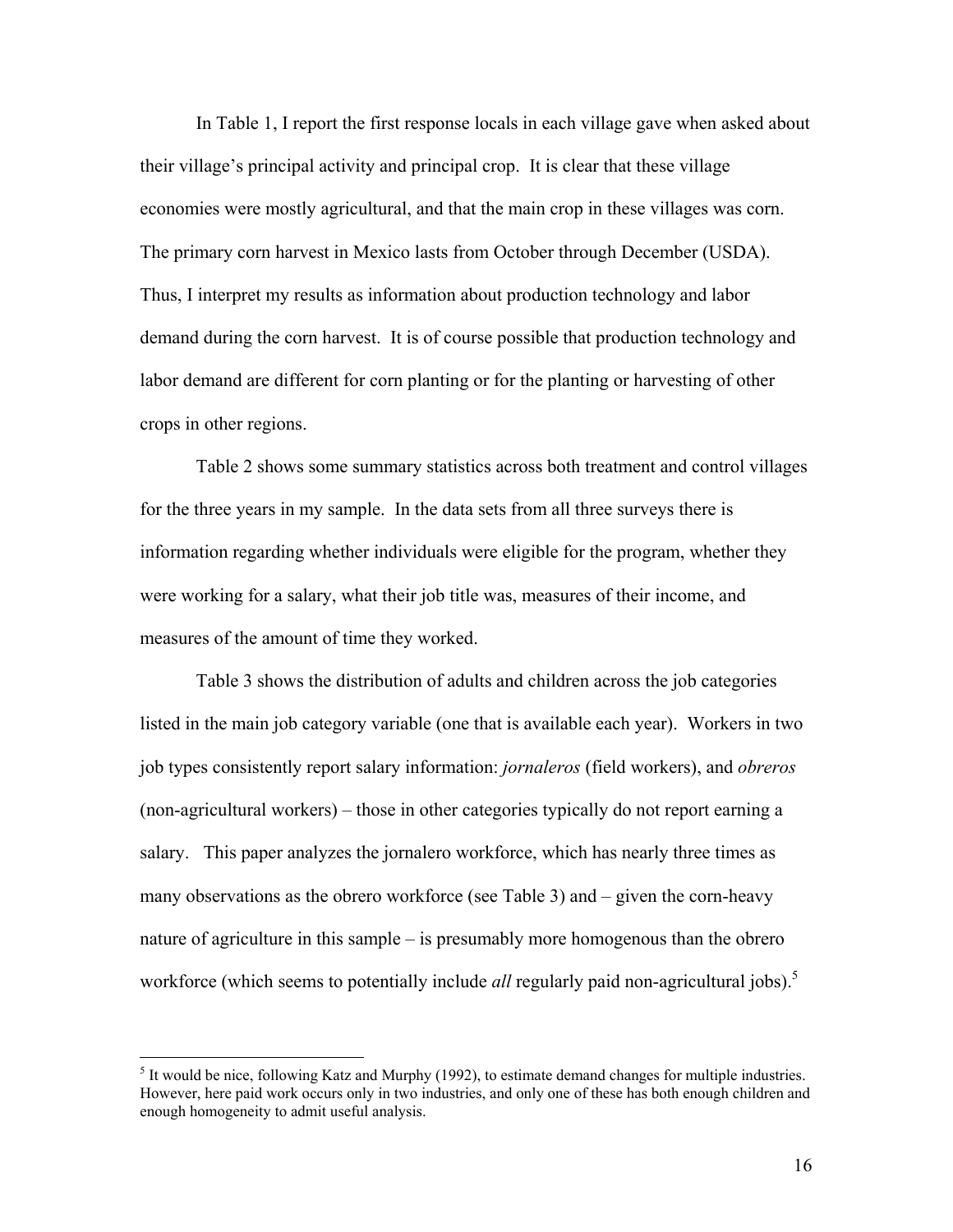In Table 1, I report the first response locals in each village gave when asked about their village's principal activity and principal crop. It is clear that these village economies were mostly agricultural, and that the main crop in these villages was corn. The primary corn harvest in Mexico lasts from October through December (USDA). Thus, I interpret my results as information about production technology and labor demand during the corn harvest. It is of course possible that production technology and labor demand are different for corn planting or for the planting or harvesting of other crops in other regions.

Table 2 shows some summary statistics across both treatment and control villages for the three years in my sample. In the data sets from all three surveys there is information regarding whether individuals were eligible for the program, whether they were working for a salary, what their job title was, measures of their income, and measures of the amount of time they worked.

Table 3 shows the distribution of adults and children across the job categories listed in the main job category variable (one that is available each year). Workers in two job types consistently report salary information: *jornaleros* (field workers), and *obreros* (non-agricultural workers) – those in other categories typically do not report earning a salary. This paper analyzes the jornalero workforce, which has nearly three times as many observations as the obrero workforce (see Table 3) and – given the corn-heavy nature of agriculture in this sample – is presumably more homogenous than the obrero workforce (which seems to potentially include *all* regularly paid non-agricultural jobs).[5]

[5] It would be nice, following Katz and Murphy (1992), to estimate demand changes for multiple industries. However, here paid work occurs only in two industries, and only one of these has both enough children and enough homogeneity to admit useful analysis.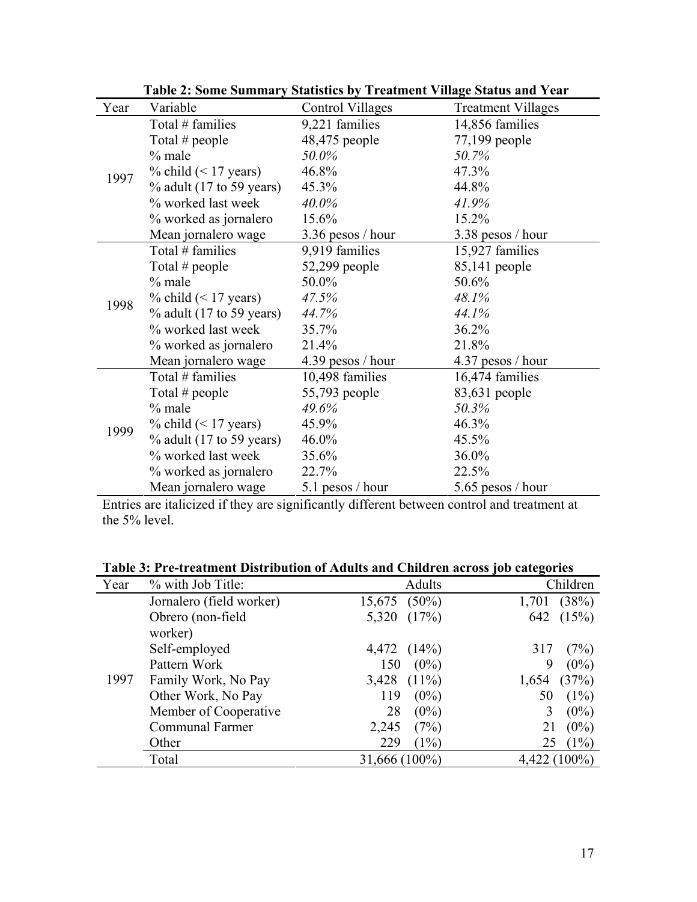**Table 2: Some Summary Statistics by Treatment Village Status and Year**

| Year | Variable | Control Villages | Treatment Villages |
|---|---|---|---|
| 1997 | Total # families | 9,221 families | 14,856 families |
| | Total # people | 48,475 people | 77,199 people |
| | % male | *50.0%* | *50.7%* |
| | % child (< 17 years) | 46.8% | 47.3% |
| | % adult (17 to 59 years) | 45.3% | 44.8% |
| | % worked last week | *40.0%* | *41.9%* |
| | % worked as jornalero | 15.6% | 15.2% |
| | Mean jornalero wage | 3.36 pesos / hour | 3.38 pesos / hour |
| 1998 | Total # families | 9,919 families | 15,927 families |
| | Total # people | 52,299 people | 85,141 people |
| | % male | 50.0% | 50.6% |
| | % child (< 17 years) | *47.5%* | *48.1%* |
| | % adult (17 to 59 years) | *44.7%* | *44.1%* |
| | % worked last week | 35.7% | 36.2% |
| | % worked as jornalero | 21.4% | 21.8% |
| | Mean jornalero wage | 4.39 pesos / hour | 4.37 pesos / hour |
| 1999 | Total # families | 10,498 families | 16,474 families |
| | Total # people | 55,793 people | 83,631 people |
| | % male | *49.6%* | *50.3%* |
| | % child (< 17 years) | 45.9% | 46.3% |
| | % adult (17 to 59 years) | 46.0% | 45.5% |
| | % worked last week | 35.6% | 36.0% |
| | % worked as jornalero | 22.7% | 22.5% |
| | Mean jornalero wage | 5.1 pesos / hour | 5.65 pesos / hour |

Entries are italicized if they are significantly different between control and treatment at the 5% level.

**Table 3: Pre-treatment Distribution of Adults and Children across job categories**

| Year | % with Job Title: | Adults | Children |
|---|---|---|---|
| 1997 | Jornalero (field worker) | 15,675 (50%) | 1,701 (38%) |
| | Obrero (non-field worker) | 5,320 (17%) | 642 (15%) |
| | Self-employed | 4,472 (14%) | 317 (7%) |
| | Pattern Work | 150 (0%) | 9 (0%) |
| | Family Work, No Pay | 3,428 (11%) | 1,654 (37%) |
| | Other Work, No Pay | 119 (0%) | 50 (1%) |
| | Member of Cooperative | 28 (0%) | 3 (0%) |
| | Communal Farmer | 2,245 (7%) | 21 (0%) |
| | Other | 229 (1%) | 25 (1%) |
| | Total | 31,666 (100%) | 4,422 (100%) |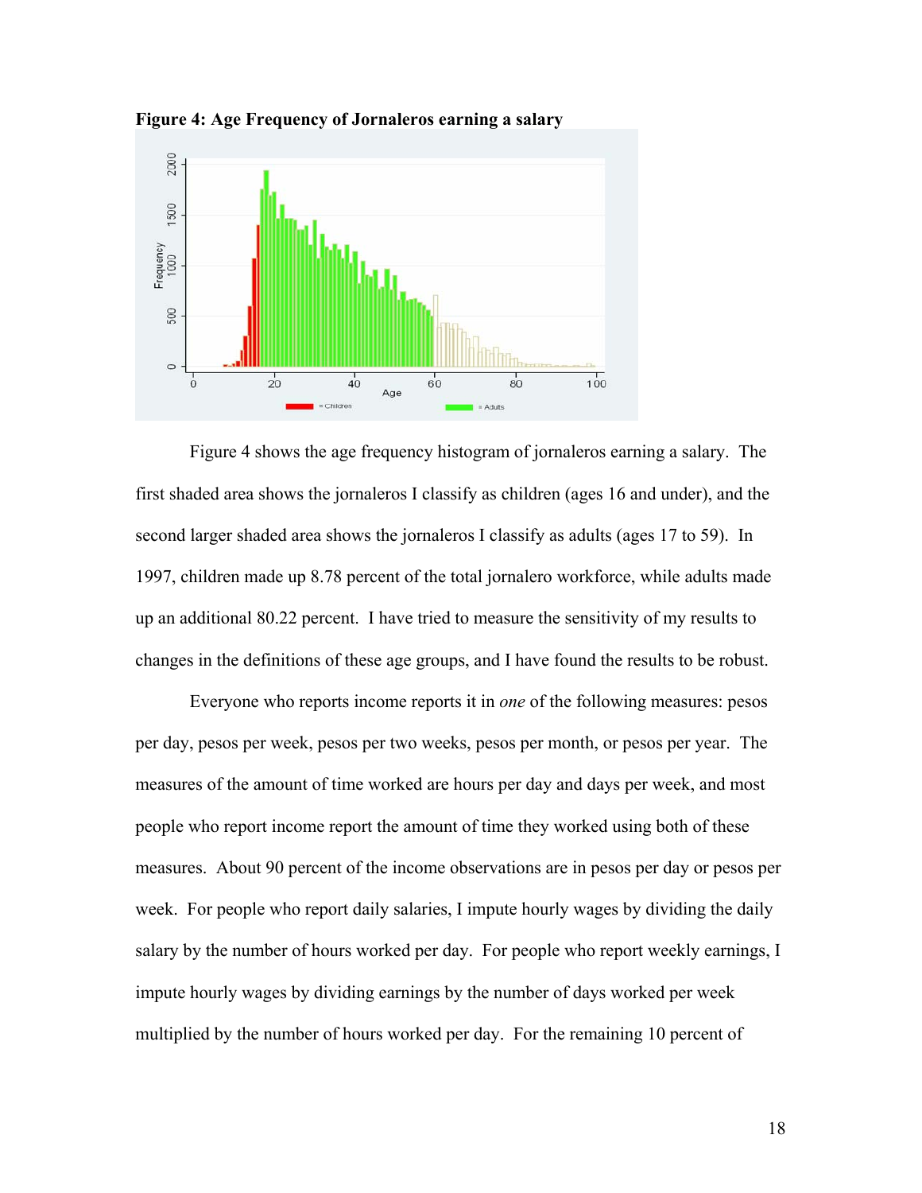**Figure 4: Age Frequency of Jornaleros earning a salary**

Figure 4 shows the age frequency histogram of jornaleros earning a salary. The first shaded area shows the jornaleros I classify as children (ages 16 and under), and the second larger shaded area shows the jornaleros I classify as adults (ages 17 to 59). In 1997, children made up 8.78 percent of the total jornalero workforce, while adults made up an additional 80.22 percent. I have tried to measure the sensitivity of my results to changes in the definitions of these age groups, and I have found the results to be robust.

Everyone who reports income reports it in *one* of the following measures: pesos per day, pesos per week, pesos per two weeks, pesos per month, or pesos per year. The measures of the amount of time worked are hours per day and days per week, and most people who report income report the amount of time they worked using both of these measures. About 90 percent of the income observations are in pesos per day or pesos per week. For people who report daily salaries, I impute hourly wages by dividing the daily salary by the number of hours worked per day. For people who report weekly earnings, I impute hourly wages by dividing earnings by the number of days worked per week multiplied by the number of hours worked per day. For the remaining 10 percent of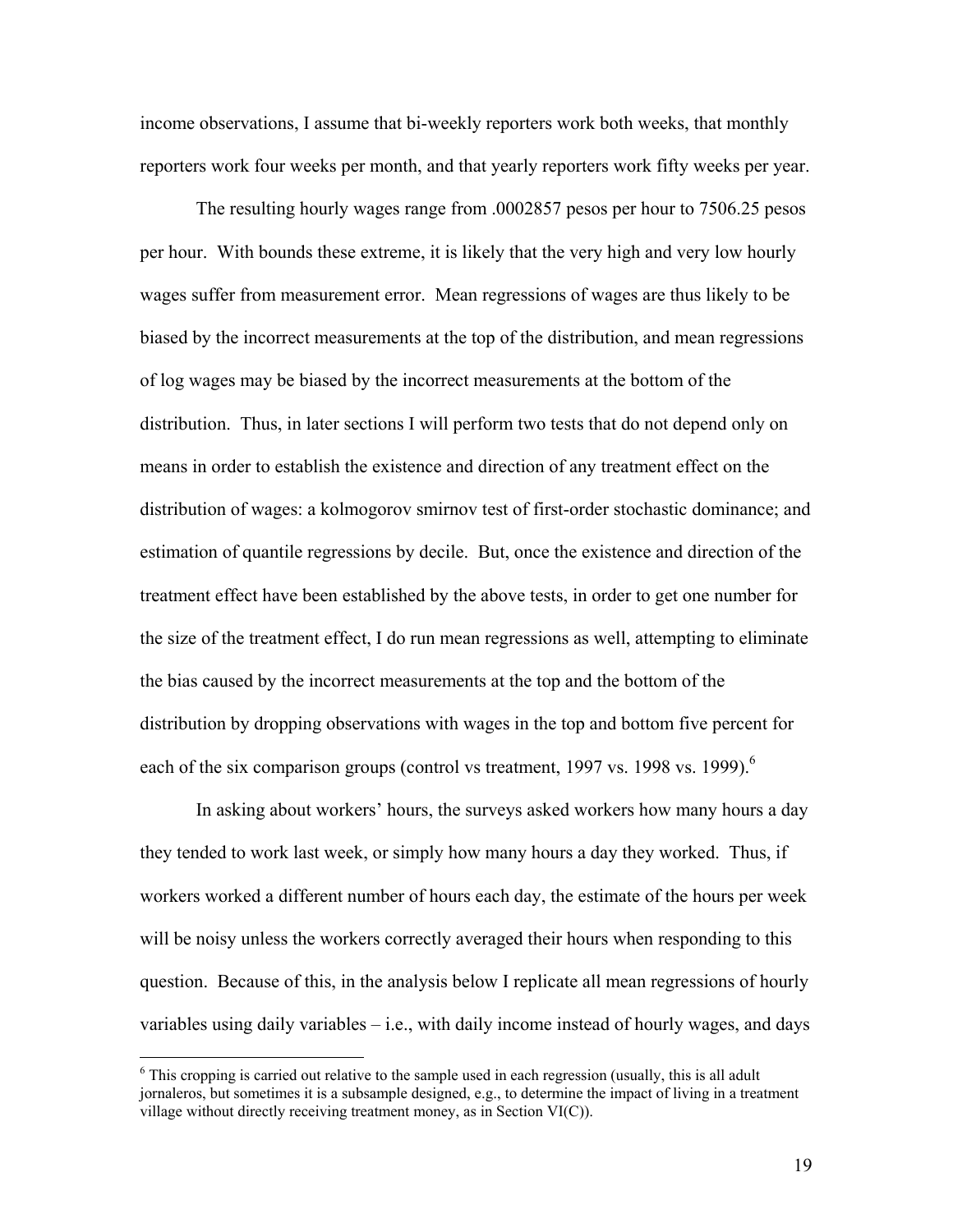income observations, I assume that bi-weekly reporters work both weeks, that monthly reporters work four weeks per month, and that yearly reporters work fifty weeks per year.

The resulting hourly wages range from .0002857 pesos per hour to 7506.25 pesos per hour. With bounds these extreme, it is likely that the very high and very low hourly wages suffer from measurement error. Mean regressions of wages are thus likely to be biased by the incorrect measurements at the top of the distribution, and mean regressions of log wages may be biased by the incorrect measurements at the bottom of the distribution. Thus, in later sections I will perform two tests that do not depend only on means in order to establish the existence and direction of any treatment effect on the distribution of wages: a kolmogorov smirnov test of first-order stochastic dominance; and estimation of quantile regressions by decile. But, once the existence and direction of the treatment effect have been established by the above tests, in order to get one number for the size of the treatment effect, I do run mean regressions as well, attempting to eliminate the bias caused by the incorrect measurements at the top and the bottom of the distribution by dropping observations with wages in the top and bottom five percent for each of the six comparison groups (control vs treatment, 1997 vs. 1998 vs. 1999).[6]

In asking about workers' hours, the surveys asked workers how many hours a day they tended to work last week, or simply how many hours a day they worked. Thus, if workers worked a different number of hours each day, the estimate of the hours per week will be noisy unless the workers correctly averaged their hours when responding to this question. Because of this, in the analysis below I replicate all mean regressions of hourly variables using daily variables – i.e., with daily income instead of hourly wages, and days

[6] This cropping is carried out relative to the sample used in each regression (usually, this is all adult jornaleros, but sometimes it is a subsample designed, e.g., to determine the impact of living in a treatment village without directly receiving treatment money, as in Section VI(C)).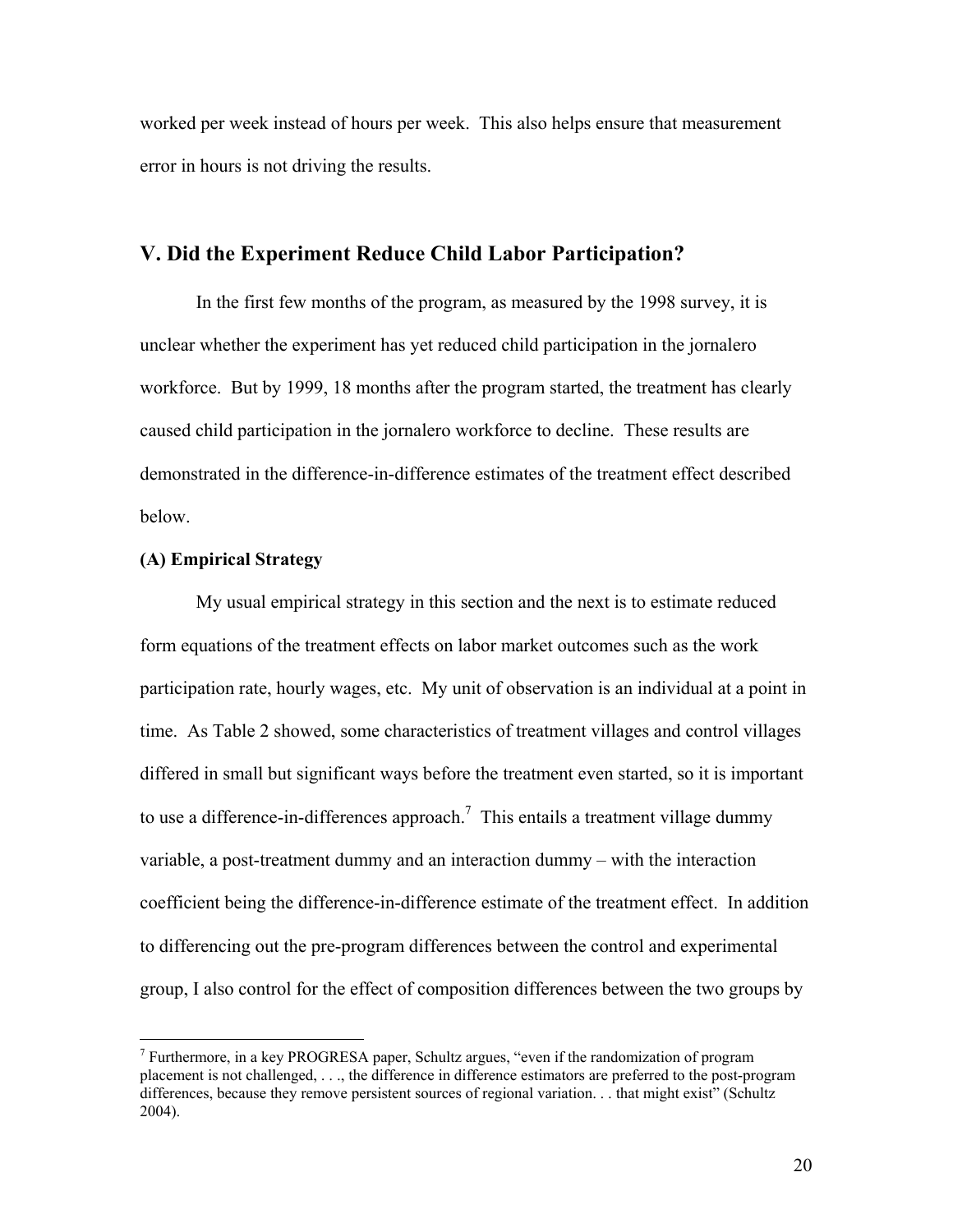worked per week instead of hours per week. This also helps ensure that measurement error in hours is not driving the results.

## V. Did the Experiment Reduce Child Labor Participation?

In the first few months of the program, as measured by the 1998 survey, it is unclear whether the experiment has yet reduced child participation in the jornalero workforce. But by 1999, 18 months after the program started, the treatment has clearly caused child participation in the jornalero workforce to decline. These results are demonstrated in the difference-in-difference estimates of the treatment effect described below.

### (A) Empirical Strategy

My usual empirical strategy in this section and the next is to estimate reduced form equations of the treatment effects on labor market outcomes such as the work participation rate, hourly wages, etc. My unit of observation is an individual at a point in time. As Table 2 showed, some characteristics of treatment villages and control villages differed in small but significant ways before the treatment even started, so it is important to use a difference-in-differences approach.[7] This entails a treatment village dummy variable, a post-treatment dummy and an interaction dummy – with the interaction coefficient being the difference-in-difference estimate of the treatment effect. In addition to differencing out the pre-program differences between the control and experimental group, I also control for the effect of composition differences between the two groups by

[7] Furthermore, in a key PROGRESA paper, Schultz argues, "even if the randomization of program placement is not challenged, . . ., the difference in difference estimators are preferred to the post-program differences, because they remove persistent sources of regional variation. . . that might exist" (Schultz 2004).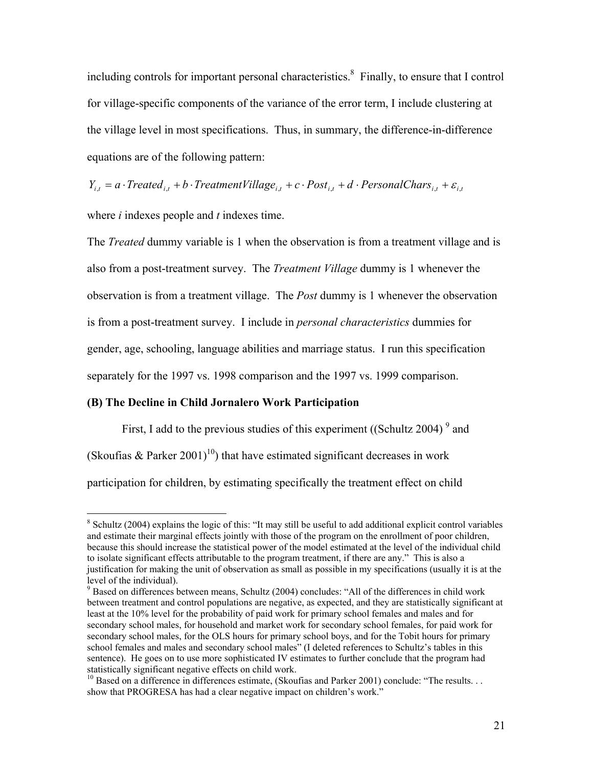including controls for important personal characteristics.[8] Finally, to ensure that I control for village-specific components of the variance of the error term, I include clustering at the village level in most specifications. Thus, in summary, the difference-in-difference equations are of the following pattern:

$$Y_{i,t} = a \cdot Treated_{i,t} + b \cdot TreatmentVillage_{i,t} + c \cdot Post_{i,t} + d \cdot PersonalChars_{i,t} + \varepsilon_{i,t}$$

where *i* indexes people and *t* indexes time.

The *Treated* dummy variable is 1 when the observation is from a treatment village and is also from a post-treatment survey. The *Treatment Village* dummy is 1 whenever the observation is from a treatment village. The *Post* dummy is 1 whenever the observation is from a post-treatment survey. I include in *personal characteristics* dummies for gender, age, schooling, language abilities and marriage status. I run this specification separately for the 1997 vs. 1998 comparison and the 1997 vs. 1999 comparison.

**(B) The Decline in Child Jornalero Work Participation**

First, I add to the previous studies of this experiment ((Schultz 2004) [9] and (Skoufias & Parker 2001)[10]) that have estimated significant decreases in work participation for children, by estimating specifically the treatment effect on child

---

[8] Schultz (2004) explains the logic of this: "It may still be useful to add additional explicit control variables and estimate their marginal effects jointly with those of the program on the enrollment of poor children, because this should increase the statistical power of the model estimated at the level of the individual child to isolate significant effects attributable to the program treatment, if there are any." This is also a justification for making the unit of observation as small as possible in my specifications (usually it is at the level of the individual).

[9] Based on differences between means, Schultz (2004) concludes: "All of the differences in child work between treatment and control populations are negative, as expected, and they are statistically significant at least at the 10% level for the probability of paid work for primary school females and males and for secondary school males, for household and market work for secondary school females, for paid work for secondary school males, for the OLS hours for primary school boys, and for the Tobit hours for primary school females and males and secondary school males" (I deleted references to Schultz's tables in this sentence). He goes on to use more sophisticated IV estimates to further conclude that the program had statistically significant negative effects on child work.

[10] Based on a difference in differences estimate, (Skoufias and Parker 2001) conclude: "The results. . . show that PROGRESA has had a clear negative impact on children's work."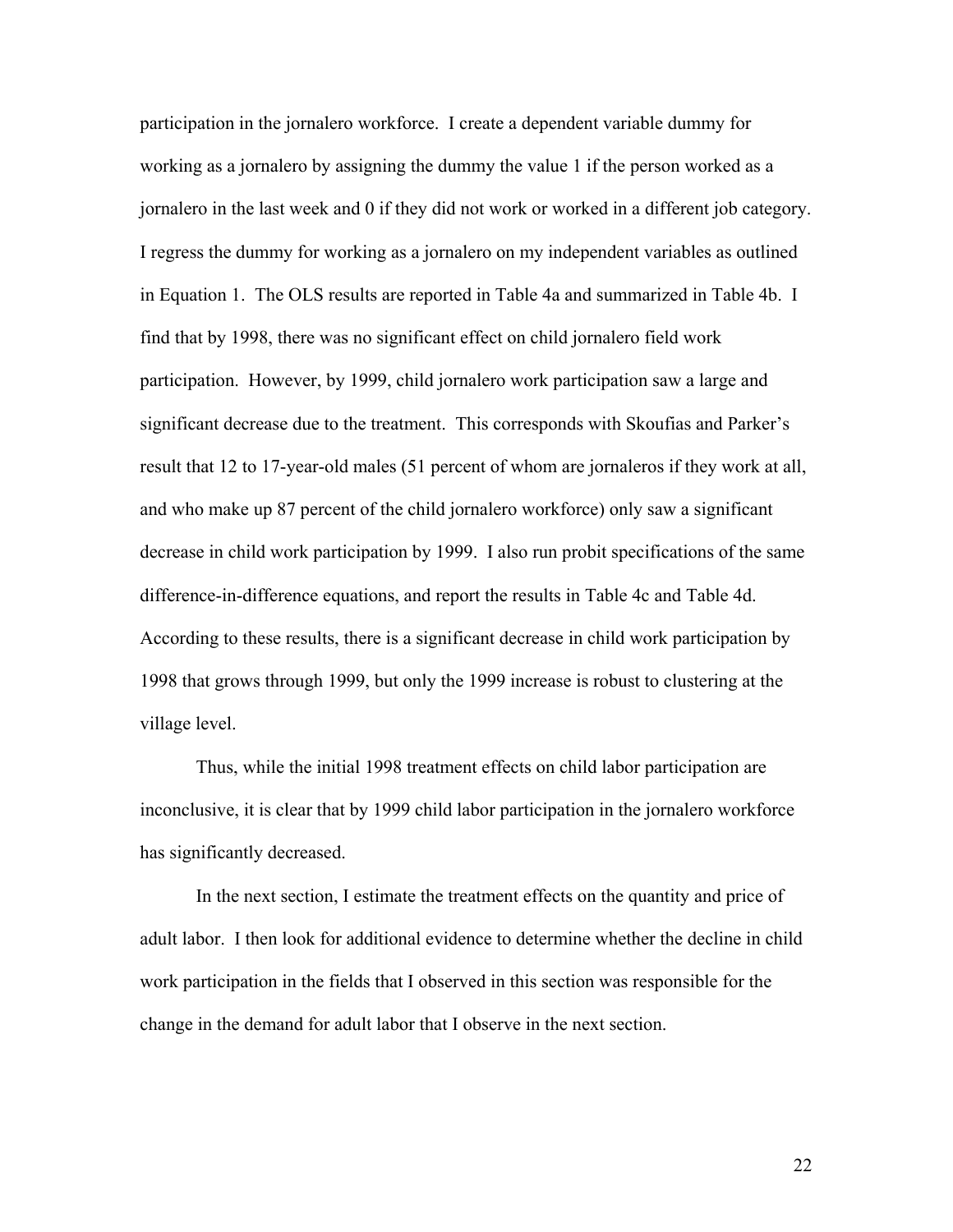participation in the jornalero workforce. I create a dependent variable dummy for working as a jornalero by assigning the dummy the value 1 if the person worked as a jornalero in the last week and 0 if they did not work or worked in a different job category. I regress the dummy for working as a jornalero on my independent variables as outlined in Equation 1. The OLS results are reported in Table 4a and summarized in Table 4b. I find that by 1998, there was no significant effect on child jornalero field work participation. However, by 1999, child jornalero work participation saw a large and significant decrease due to the treatment. This corresponds with Skoufias and Parker's result that 12 to 17-year-old males (51 percent of whom are jornaleros if they work at all, and who make up 87 percent of the child jornalero workforce) only saw a significant decrease in child work participation by 1999. I also run probit specifications of the same difference-in-difference equations, and report the results in Table 4c and Table 4d. According to these results, there is a significant decrease in child work participation by 1998 that grows through 1999, but only the 1999 increase is robust to clustering at the village level.

Thus, while the initial 1998 treatment effects on child labor participation are inconclusive, it is clear that by 1999 child labor participation in the jornalero workforce has significantly decreased.

In the next section, I estimate the treatment effects on the quantity and price of adult labor. I then look for additional evidence to determine whether the decline in child work participation in the fields that I observed in this section was responsible for the change in the demand for adult labor that I observe in the next section.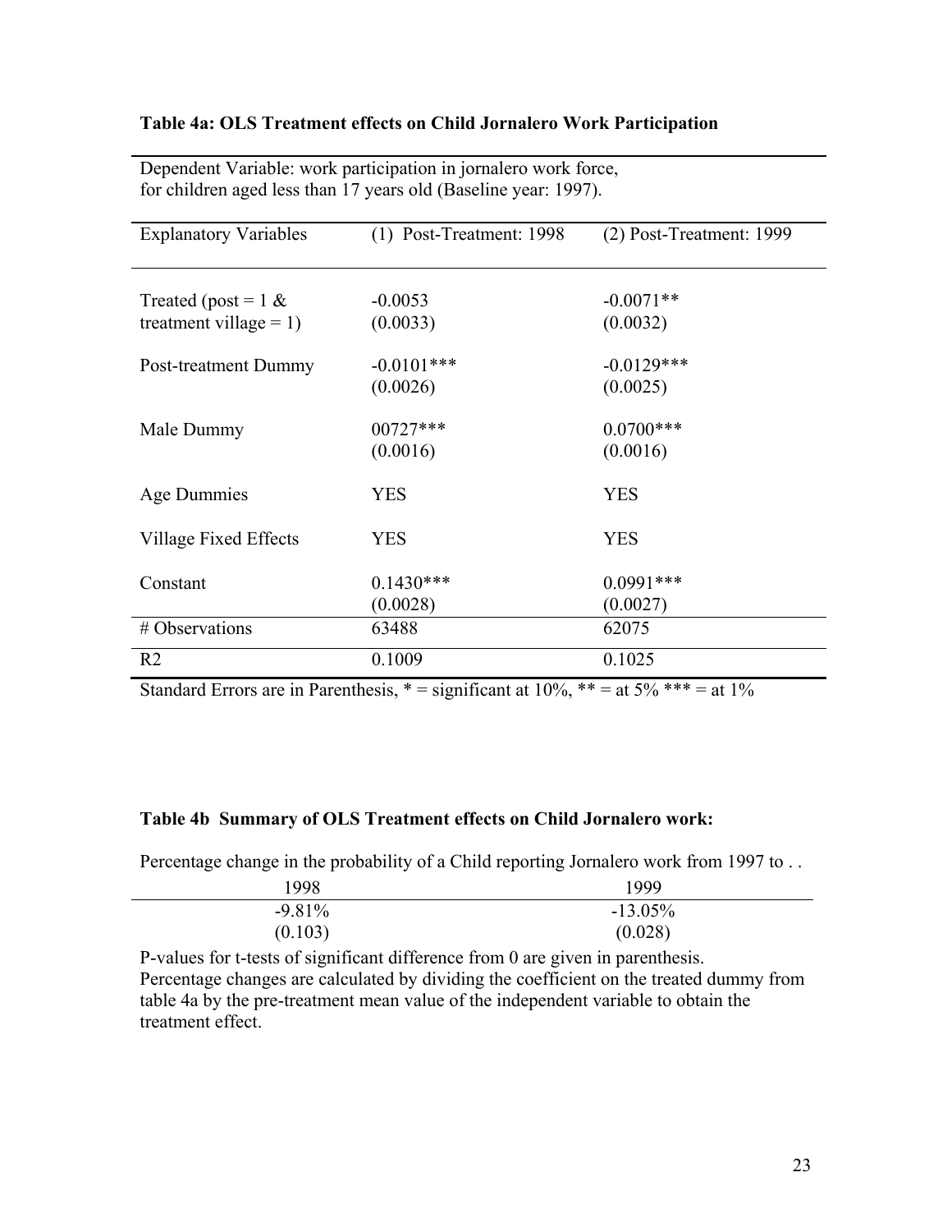**Table 4a: OLS Treatment effects on Child Jornalero Work Participation**

Dependent Variable: work participation in jornalero work force, for children aged less than 17 years old (Baseline year: 1997).

| Explanatory Variables | (1) Post-Treatment: 1998 | (2) Post-Treatment: 1999 |
|---|---|---|
| Treated (post = 1 & treatment village = 1) | -0.0053<br>(0.0033) | -0.0071**<br>(0.0032) |
| Post-treatment Dummy | -0.0101***<br>(0.0026) | -0.0129***<br>(0.0025) |
| Male Dummy | 00727***<br>(0.0016) | 0.0700***<br>(0.0016) |
| Age Dummies | YES | YES |
| Village Fixed Effects | YES | YES |
| Constant | 0.1430***<br>(0.0028) | 0.0991***<br>(0.0027) |
| # Observations | 63488 | 62075 |
| R2 | 0.1009 | 0.1025 |

Standard Errors are in Parenthesis, * = significant at 10%, ** = at 5% *** = at 1%

**Table 4b Summary of OLS Treatment effects on Child Jornalero work:**

Percentage change in the probability of a Child reporting Jornalero work from 1997 to . .

| 1998 | 1999 |
|---|---|
| -9.81%<br>(0.103) | -13.05%<br>(0.028) |

P-values for t-tests of significant difference from 0 are given in parenthesis. Percentage changes are calculated by dividing the coefficient on the treated dummy from table 4a by the pre-treatment mean value of the independent variable to obtain the treatment effect.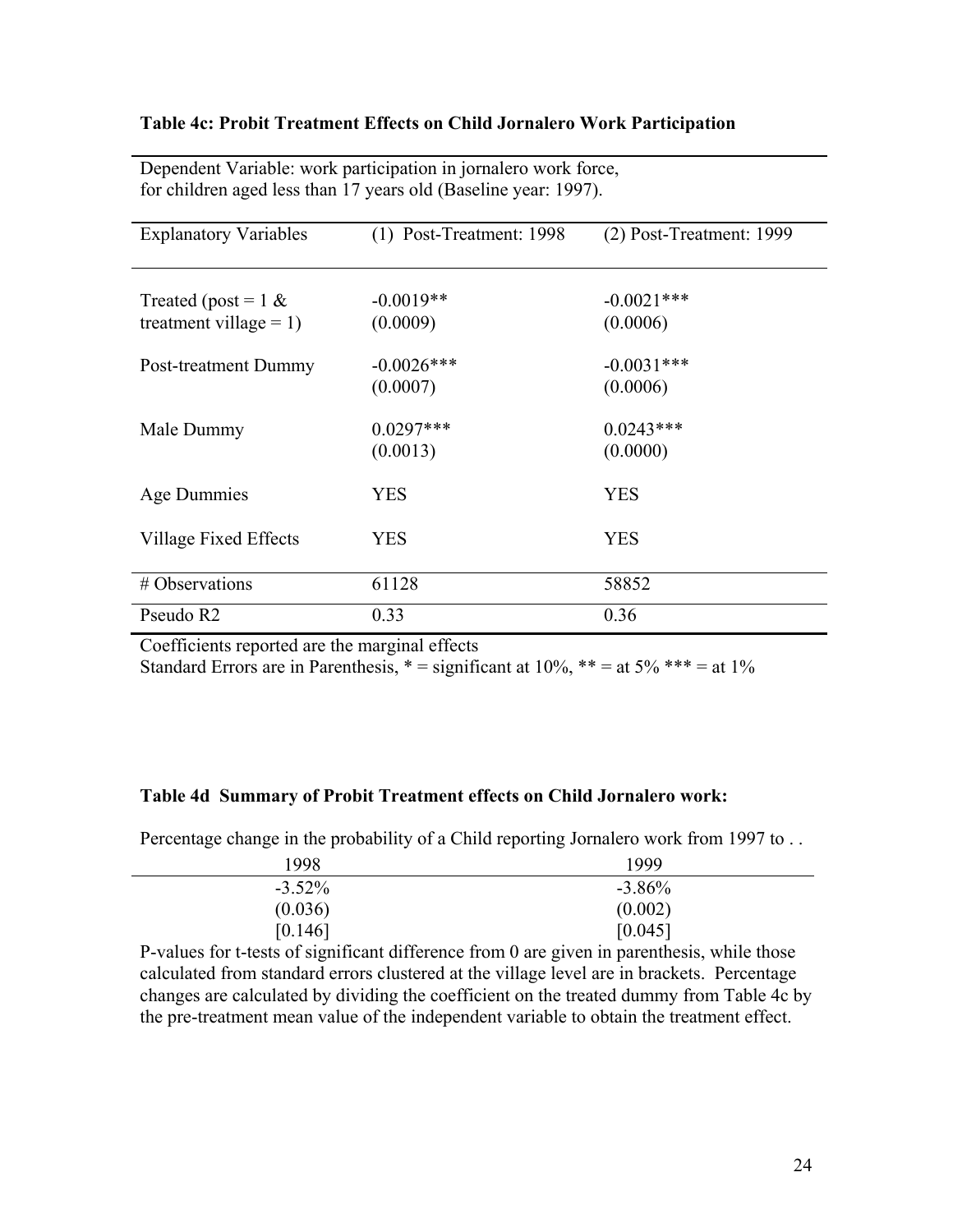**Table 4c: Probit Treatment Effects on Child Jornalero Work Participation**

Dependent Variable: work participation in jornalero work force, for children aged less than 17 years old (Baseline year: 1997).

| Explanatory Variables | (1) Post-Treatment: 1998 | (2) Post-Treatment: 1999 |
|---|---|---|
| Treated (post = 1 & treatment village = 1) | -0.0019** | -0.0021*** |
| | (0.0009) | (0.0006) |
| Post-treatment Dummy | -0.0026*** | -0.0031*** |
| | (0.0007) | (0.0006) |
| Male Dummy | 0.0297*** | 0.0243*** |
| | (0.0013) | (0.0000) |
| Age Dummies | YES | YES |
| Village Fixed Effects | YES | YES |
| # Observations | 61128 | 58852 |
| Pseudo R2 | 0.33 | 0.36 |

Coefficients reported are the marginal effects
Standard Errors are in Parenthesis, * = significant at 10%, ** = at 5% *** = at 1%

**Table 4d Summary of Probit Treatment effects on Child Jornalero work:**

Percentage change in the probability of a Child reporting Jornalero work from 1997 to . .

| 1998 | 1999 |
|---|---|
| -3.52% | -3.86% |
| (0.036) | (0.002) |
| [0.146] | [0.045] |

P-values for t-tests of significant difference from 0 are given in parenthesis, while those calculated from standard errors clustered at the village level are in brackets. Percentage changes are calculated by dividing the coefficient on the treated dummy from Table 4c by the pre-treatment mean value of the independent variable to obtain the treatment effect.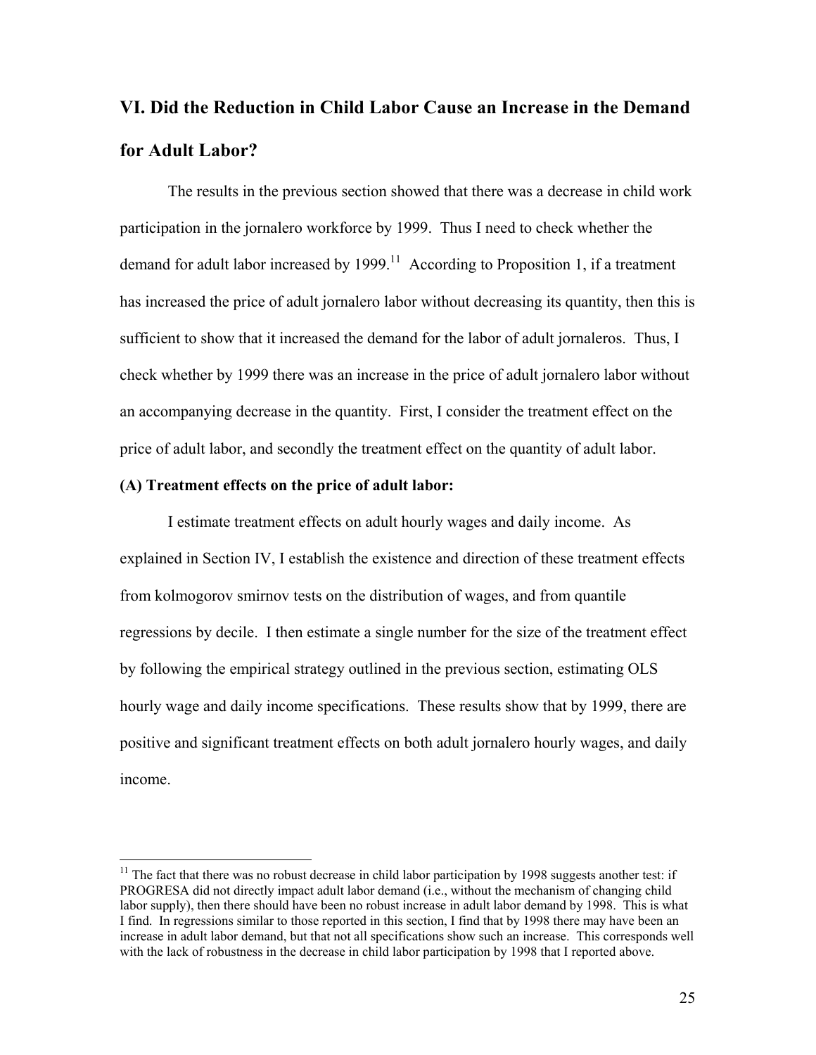## VI. Did the Reduction in Child Labor Cause an Increase in the Demand for Adult Labor?

The results in the previous section showed that there was a decrease in child work participation in the jornalero workforce by 1999. Thus I need to check whether the demand for adult labor increased by 1999.[11] According to Proposition 1, if a treatment has increased the price of adult jornalero labor without decreasing its quantity, then this is sufficient to show that it increased the demand for the labor of adult jornaleros. Thus, I check whether by 1999 there was an increase in the price of adult jornalero labor without an accompanying decrease in the quantity. First, I consider the treatment effect on the price of adult labor, and secondly the treatment effect on the quantity of adult labor.

**(A) Treatment effects on the price of adult labor:**

I estimate treatment effects on adult hourly wages and daily income. As explained in Section IV, I establish the existence and direction of these treatment effects from kolmogorov smirnov tests on the distribution of wages, and from quantile regressions by decile. I then estimate a single number for the size of the treatment effect by following the empirical strategy outlined in the previous section, estimating OLS hourly wage and daily income specifications. These results show that by 1999, there are positive and significant treatment effects on both adult jornalero hourly wages, and daily income.

[11] The fact that there was no robust decrease in child labor participation by 1998 suggests another test: if PROGRESA did not directly impact adult labor demand (i.e., without the mechanism of changing child labor supply), then there should have been no robust increase in adult labor demand by 1998. This is what I find. In regressions similar to those reported in this section, I find that by 1998 there may have been an increase in adult labor demand, but that not all specifications show such an increase. This corresponds well with the lack of robustness in the decrease in child labor participation by 1998 that I reported above.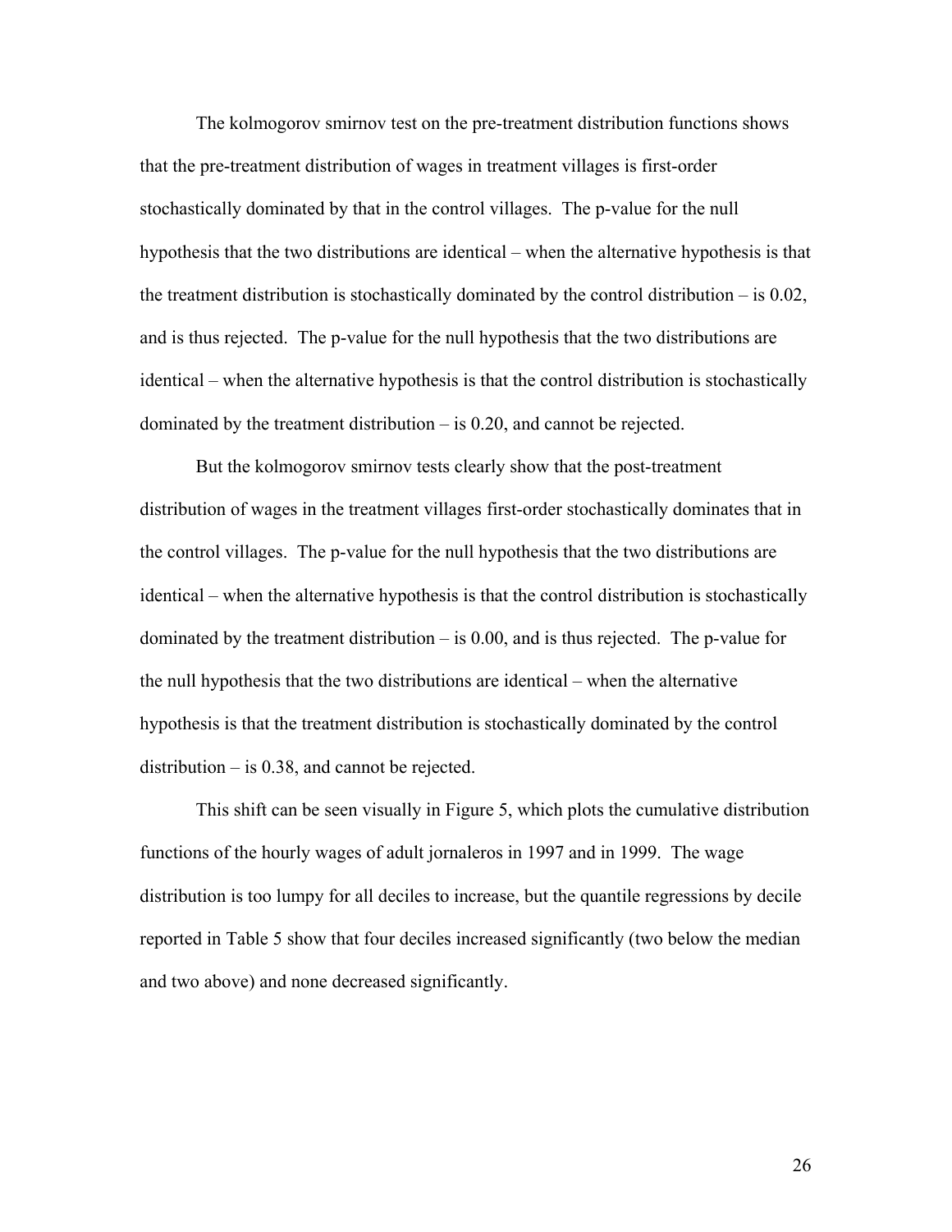The kolmogorov smirnov test on the pre-treatment distribution functions shows that the pre-treatment distribution of wages in treatment villages is first-order stochastically dominated by that in the control villages. The p-value for the null hypothesis that the two distributions are identical – when the alternative hypothesis is that the treatment distribution is stochastically dominated by the control distribution – is 0.02, and is thus rejected. The p-value for the null hypothesis that the two distributions are identical – when the alternative hypothesis is that the control distribution is stochastically dominated by the treatment distribution – is 0.20, and cannot be rejected.

But the kolmogorov smirnov tests clearly show that the post-treatment distribution of wages in the treatment villages first-order stochastically dominates that in the control villages. The p-value for the null hypothesis that the two distributions are identical – when the alternative hypothesis is that the control distribution is stochastically dominated by the treatment distribution – is 0.00, and is thus rejected. The p-value for the null hypothesis that the two distributions are identical – when the alternative hypothesis is that the treatment distribution is stochastically dominated by the control distribution – is 0.38, and cannot be rejected.

This shift can be seen visually in Figure 5, which plots the cumulative distribution functions of the hourly wages of adult jornaleros in 1997 and in 1999. The wage distribution is too lumpy for all deciles to increase, but the quantile regressions by decile reported in Table 5 show that four deciles increased significantly (two below the median and two above) and none decreased significantly.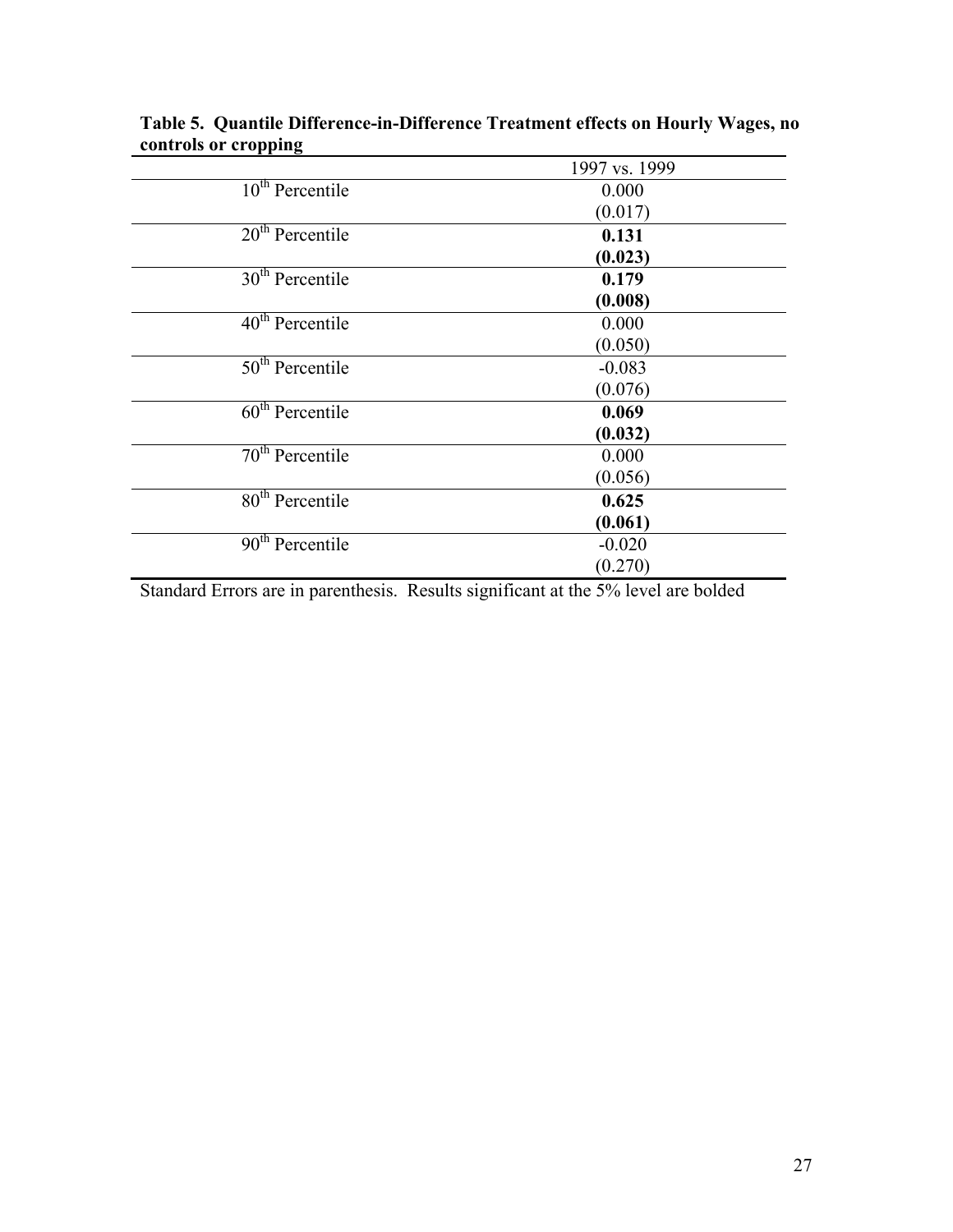**Table 5. Quantile Difference-in-Difference Treatment effects on Hourly Wages, no controls or cropping**

| | 1997 vs. 1999 |
|---|---|
| 10th Percentile | 0.000 |
| | (0.017) |
| 20th Percentile | **0.131** |
| | **(0.023)** |
| 30th Percentile | **0.179** |
| | **(0.008)** |
| 40th Percentile | 0.000 |
| | (0.050) |
| 50th Percentile | -0.083 |
| | (0.076) |
| 60th Percentile | **0.069** |
| | **(0.032)** |
| 70th Percentile | 0.000 |
| | (0.056) |
| 80th Percentile | **0.625** |
| | **(0.061)** |
| 90th Percentile | -0.020 |
| | (0.270) |

Standard Errors are in parenthesis. Results significant at the 5% level are bolded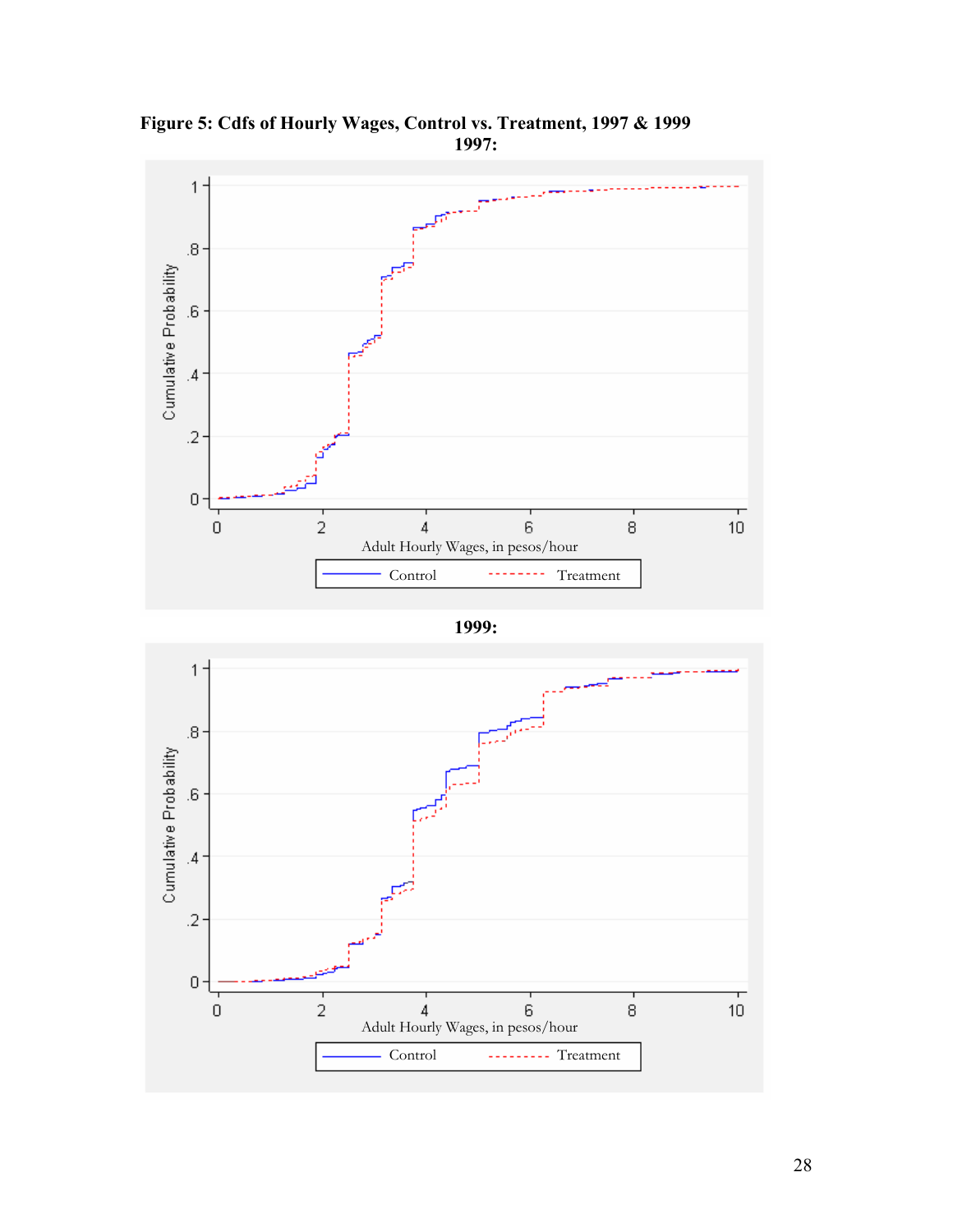**Figure 5: Cdfs of Hourly Wages, Control vs. Treatment, 1997 & 1999**

**1997:**

**1999:**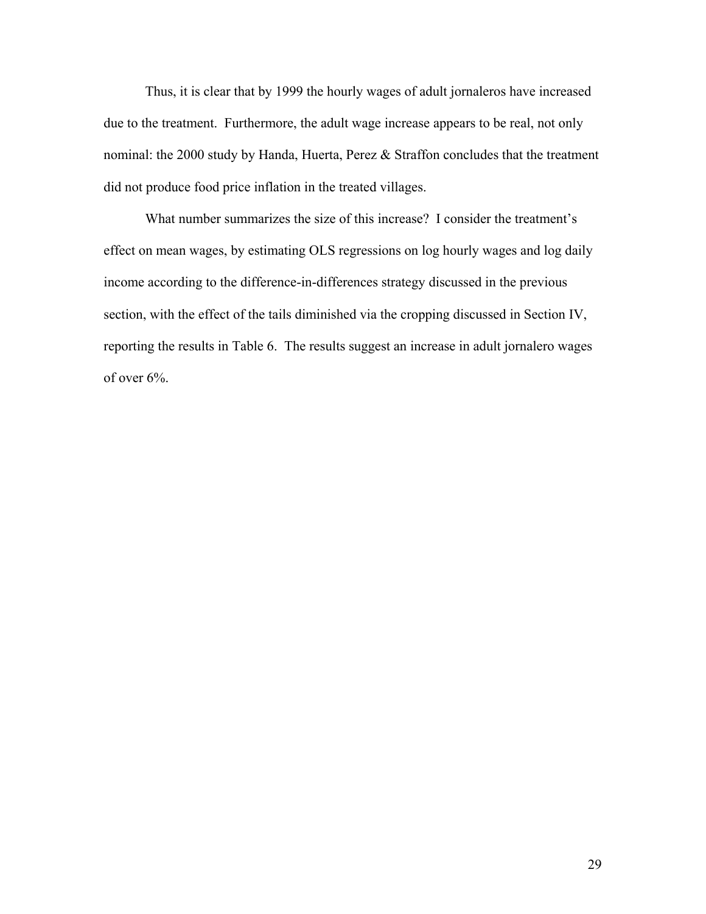Thus, it is clear that by 1999 the hourly wages of adult jornaleros have increased due to the treatment. Furthermore, the adult wage increase appears to be real, not only nominal: the 2000 study by Handa, Huerta, Perez & Straffon concludes that the treatment did not produce food price inflation in the treated villages.

What number summarizes the size of this increase? I consider the treatment's effect on mean wages, by estimating OLS regressions on log hourly wages and log daily income according to the difference-in-differences strategy discussed in the previous section, with the effect of the tails diminished via the cropping discussed in Section IV, reporting the results in Table 6. The results suggest an increase in adult jornalero wages of over 6%.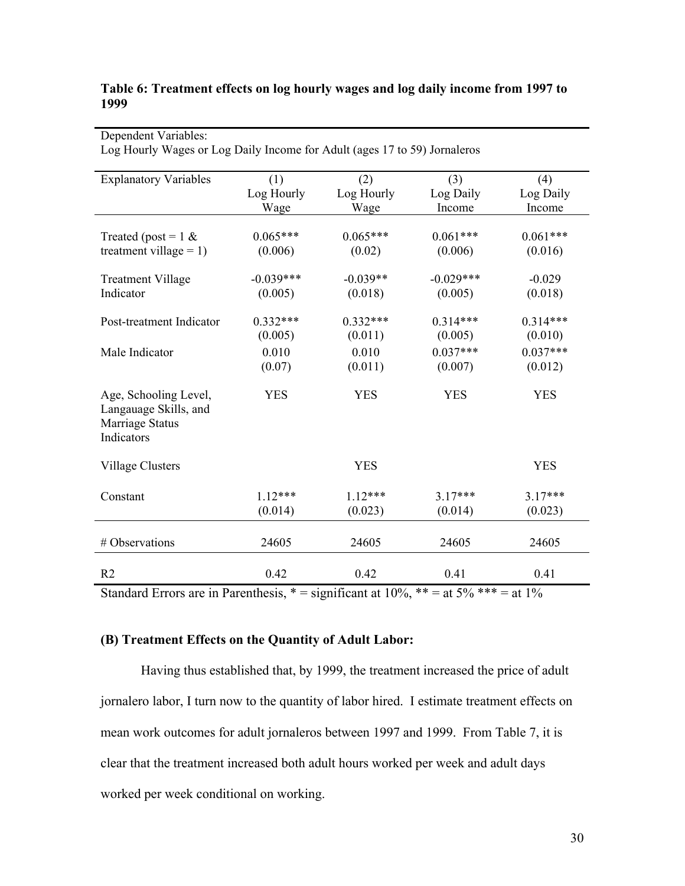**Table 6: Treatment effects on log hourly wages and log daily income from 1997 to 1999**

Dependent Variables:
Log Hourly Wages or Log Daily Income for Adult (ages 17 to 59) Jornaleros

| Explanatory Variables | (1) Log Hourly Wage | (2) Log Hourly Wage | (3) Log Daily Income | (4) Log Daily Income |
|---|---|---|---|---|
| Treated (post = 1 & treatment village = 1) | 0.065*** (0.006) | 0.065*** (0.02) | 0.061*** (0.006) | 0.061*** (0.016) |
| Treatment Village Indicator | -0.039*** (0.005) | -0.039** (0.018) | -0.029*** (0.005) | -0.029 (0.018) |
| Post-treatment Indicator | 0.332*** (0.005) | 0.332*** (0.011) | 0.314*** (0.005) | 0.314*** (0.010) |
| Male Indicator | 0.010 (0.07) | 0.010 (0.011) | 0.037*** (0.007) | 0.037*** (0.012) |
| Age, Schooling Level, Langauage Skills, and Marriage Status Indicators | YES | YES | YES | YES |
| Village Clusters | | YES | | YES |
| Constant | 1.12*** (0.014) | 1.12*** (0.023) | 3.17*** (0.014) | 3.17*** (0.023) |
| # Observations | 24605 | 24605 | 24605 | 24605 |
| R2 | 0.42 | 0.42 | 0.41 | 0.41 |

Standard Errors are in Parenthesis, * = significant at 10%, ** = at 5% *** = at 1%

### (B) Treatment Effects on the Quantity of Adult Labor:

Having thus established that, by 1999, the treatment increased the price of adult jornalero labor, I turn now to the quantity of labor hired. I estimate treatment effects on mean work outcomes for adult jornaleros between 1997 and 1999. From Table 7, it is clear that the treatment increased both adult hours worked per week and adult days worked per week conditional on working.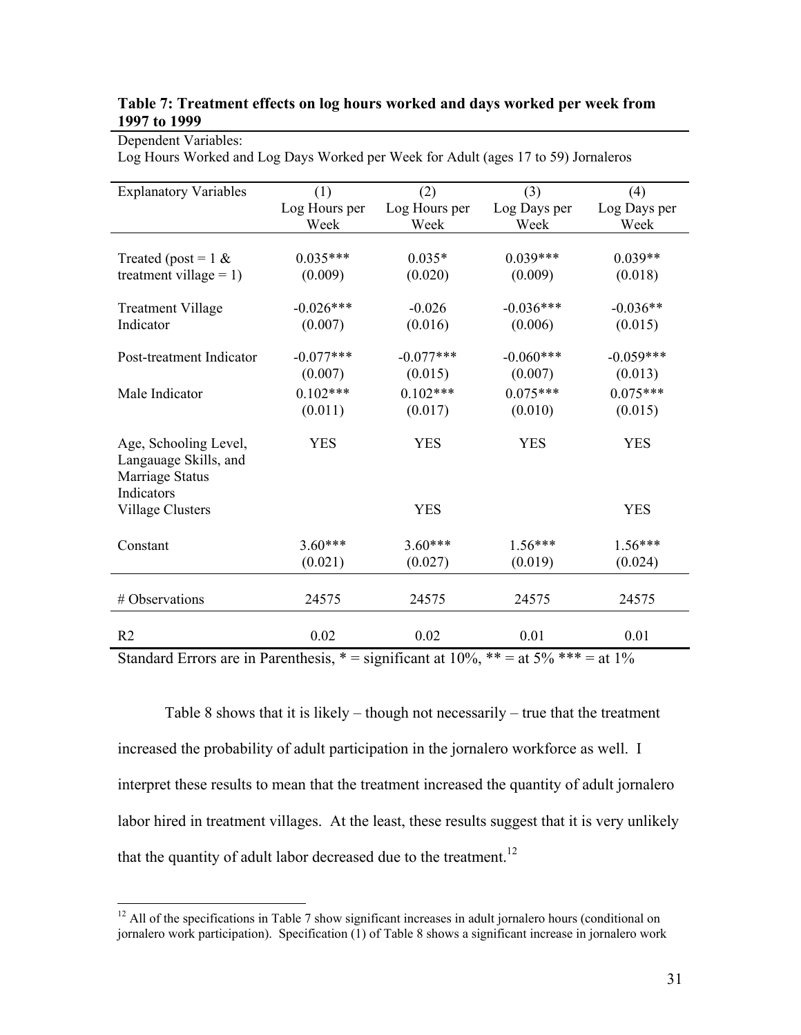**Table 7: Treatment effects on log hours worked and days worked per week from 1997 to 1999**

Dependent Variables:
Log Hours Worked and Log Days Worked per Week for Adult (ages 17 to 59) Jornaleros

| Explanatory Variables | (1) Log Hours per Week | (2) Log Hours per Week | (3) Log Days per Week | (4) Log Days per Week |
|---|---|---|---|---|
| Treated (post = 1 & treatment village = 1) | 0.035*** | 0.035* | 0.039*** | 0.039** |
| | (0.009) | (0.020) | (0.009) | (0.018) |
| Treatment Village Indicator | -0.026*** | -0.026 | -0.036*** | -0.036** |
| | (0.007) | (0.016) | (0.006) | (0.015) |
| Post-treatment Indicator | -0.077*** | -0.077*** | -0.060*** | -0.059*** |
| | (0.007) | (0.015) | (0.007) | (0.013) |
| Male Indicator | 0.102*** | 0.102*** | 0.075*** | 0.075*** |
| | (0.011) | (0.017) | (0.010) | (0.015) |
| Age, Schooling Level, Langauage Skills, and Marriage Status Indicators | YES | YES | YES | YES |
| Village Clusters | | YES | | YES |
| Constant | 3.60*** | 3.60*** | 1.56*** | 1.56*** |
| | (0.021) | (0.027) | (0.019) | (0.024) |
| # Observations | 24575 | 24575 | 24575 | 24575 |
| R2 | 0.02 | 0.02 | 0.01 | 0.01 |

Standard Errors are in Parenthesis, * = significant at 10%, ** = at 5% *** = at 1%

Table 8 shows that it is likely – though not necessarily – true that the treatment increased the probability of adult participation in the jornalero workforce as well. I interpret these results to mean that the treatment increased the quantity of adult jornalero labor hired in treatment villages. At the least, these results suggest that it is very unlikely that the quantity of adult labor decreased due to the treatment.[12]

[12] All of the specifications in Table 7 show significant increases in adult jornalero hours (conditional on jornalero work participation). Specification (1) of Table 8 shows a significant increase in jornalero work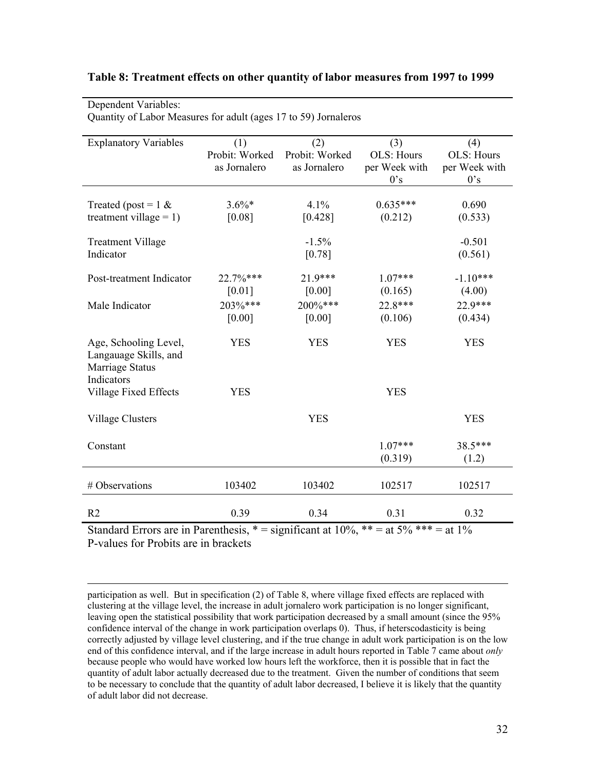**Table 8: Treatment effects on other quantity of labor measures from 1997 to 1999**

Dependent Variables:
Quantity of Labor Measures for adult (ages 17 to 59) Jornaleros

| Explanatory Variables | (1) Probit: Worked as Jornalero | (2) Probit: Worked as Jornalero | (3) OLS: Hours per Week with 0's | (4) OLS: Hours per Week with 0's |
|---|---|---|---|---|
| Treated (post = 1 & treatment village = 1) | 3.6%* | 4.1% | 0.635*** | 0.690 |
| | [0.08] | [0.428] | (0.212) | (0.533) |
| Treatment Village Indicator | | -1.5% | | -0.501 |
| | | [0.78] | | (0.561) |
| Post-treatment Indicator | 22.7%*** | 21.9*** | 1.07*** | -1.10*** |
| | [0.01] | [0.00] | (0.165) | (4.00) |
| Male Indicator | 203%*** | 200%*** | 22.8*** | 22.9*** |
| | [0.00] | [0.00] | (0.106) | (0.434) |
| Age, Schooling Level, Langauage Skills, and Marriage Status Indicators | YES | YES | YES | YES |
| Village Fixed Effects | YES | | YES | |
| Village Clusters | | YES | | YES |
| Constant | | | 1.07*** | 38.5*** |
| | | | (0.319) | (1.2) |
| # Observations | 103402 | 103402 | 102517 | 102517 |
| R2 | 0.39 | 0.34 | 0.31 | 0.32 |

Standard Errors are in Parenthesis, * = significant at 10%, ** = at 5% *** = at 1%
P-values for Probits are in brackets

participation as well. But in specification (2) of Table 8, where village fixed effects are replaced with clustering at the village level, the increase in adult jornalero work participation is no longer significant, leaving open the statistical possibility that work participation decreased by a small amount (since the 95% confidence interval of the change in work participation overlaps 0). Thus, if herscodasticity is being correctly adjusted by village level clustering, and if the true change in adult work participation is on the low end of this confidence interval, and if the large increase in adult hours reported in Table 7 came about *only* because people who would have worked low hours left the workforce, then it is possible that in fact the quantity of adult labor actually decreased due to the treatment. Given the number of conditions that seem to be necessary to conclude that the quantity of adult labor decreased, I believe it is likely that the quantity of adult labor did not decrease.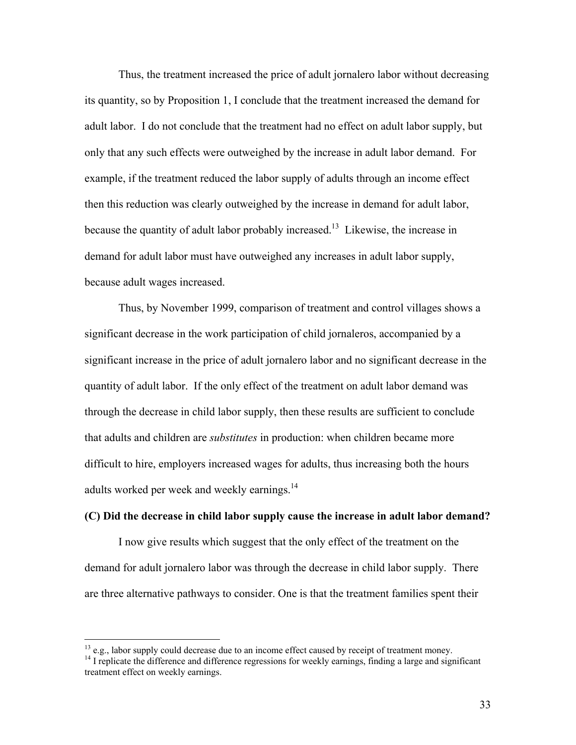Thus, the treatment increased the price of adult jornalero labor without decreasing its quantity, so by Proposition 1, I conclude that the treatment increased the demand for adult labor. I do not conclude that the treatment had no effect on adult labor supply, but only that any such effects were outweighed by the increase in adult labor demand. For example, if the treatment reduced the labor supply of adults through an income effect then this reduction was clearly outweighed by the increase in demand for adult labor, because the quantity of adult labor probably increased.[13] Likewise, the increase in demand for adult labor must have outweighed any increases in adult labor supply, because adult wages increased.

Thus, by November 1999, comparison of treatment and control villages shows a significant decrease in the work participation of child jornaleros, accompanied by a significant increase in the price of adult jornalero labor and no significant decrease in the quantity of adult labor. If the only effect of the treatment on adult labor demand was through the decrease in child labor supply, then these results are sufficient to conclude that adults and children are *substitutes* in production: when children became more difficult to hire, employers increased wages for adults, thus increasing both the hours adults worked per week and weekly earnings.[14]

**(C) Did the decrease in child labor supply cause the increase in adult labor demand?**

I now give results which suggest that the only effect of the treatment on the demand for adult jornalero labor was through the decrease in child labor supply. There are three alternative pathways to consider. One is that the treatment families spent their

[13] e.g., labor supply could decrease due to an income effect caused by receipt of treatment money.

[14] I replicate the difference and difference regressions for weekly earnings, finding a large and significant treatment effect on weekly earnings.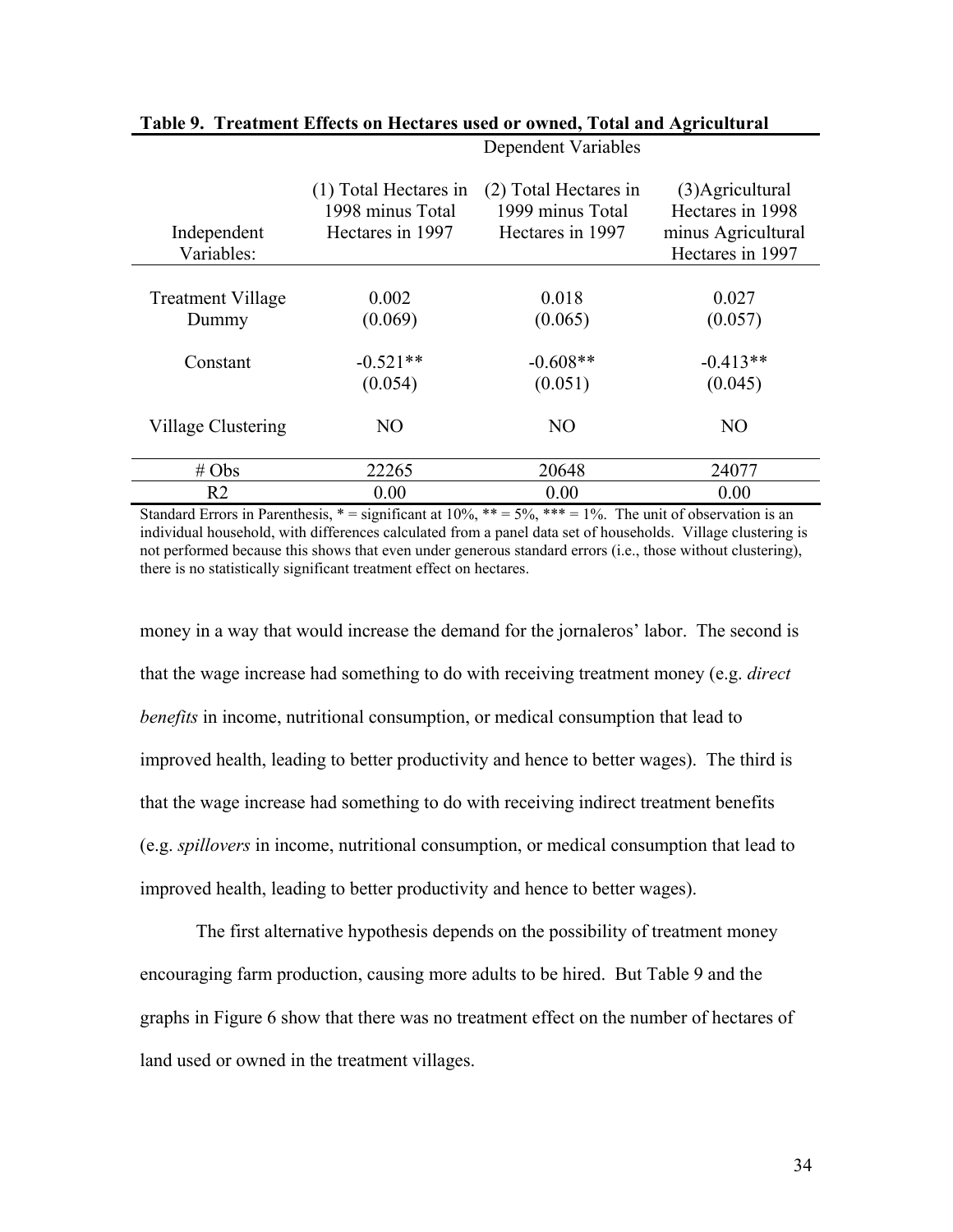**Table 9. Treatment Effects on Hectares used or owned, Total and Agricultural**

| | Dependent Variables | | |
|---|---|---|---|
| Independent Variables: | (1) Total Hectares in 1998 minus Total Hectares in 1997 | (2) Total Hectares in 1999 minus Total Hectares in 1997 | (3)Agricultural Hectares in 1998 minus Agricultural Hectares in 1997 |
| Treatment Village Dummy | 0.002<br>(0.069) | 0.018<br>(0.065) | 0.027<br>(0.057) |
| Constant | -0.521**<br>(0.054) | -0.608**<br>(0.051) | -0.413**<br>(0.045) |
| Village Clustering | NO | NO | NO |
| # Obs | 22265 | 20648 | 24077 |
| R2 | 0.00 | 0.00 | 0.00 |

Standard Errors in Parenthesis, * = significant at 10%, ** = 5%, *** = 1%. The unit of observation is an individual household, with differences calculated from a panel data set of households. Village clustering is not performed because this shows that even under generous standard errors (i.e., those without clustering), there is no statistically significant treatment effect on hectares.

money in a way that would increase the demand for the jornaleros' labor. The second is that the wage increase had something to do with receiving treatment money (e.g. *direct benefits* in income, nutritional consumption, or medical consumption that lead to improved health, leading to better productivity and hence to better wages). The third is that the wage increase had something to do with receiving indirect treatment benefits (e.g. *spillovers* in income, nutritional consumption, or medical consumption that lead to improved health, leading to better productivity and hence to better wages).

The first alternative hypothesis depends on the possibility of treatment money encouraging farm production, causing more adults to be hired. But Table 9 and the graphs in Figure 6 show that there was no treatment effect on the number of hectares of land used or owned in the treatment villages.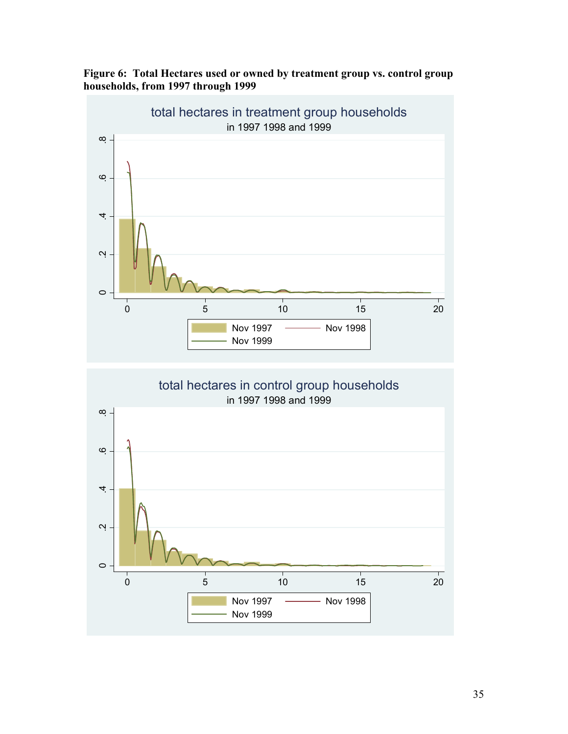**Figure 6: Total Hectares used or owned by treatment group vs. control group households, from 1997 through 1999**

total hectares in treatment group households

in 1997 1998 and 1999

Nov 1997 — Nov 1998 — Nov 1999

total hectares in control group households

in 1997 1998 and 1999

Nov 1997 — Nov 1998 — Nov 1999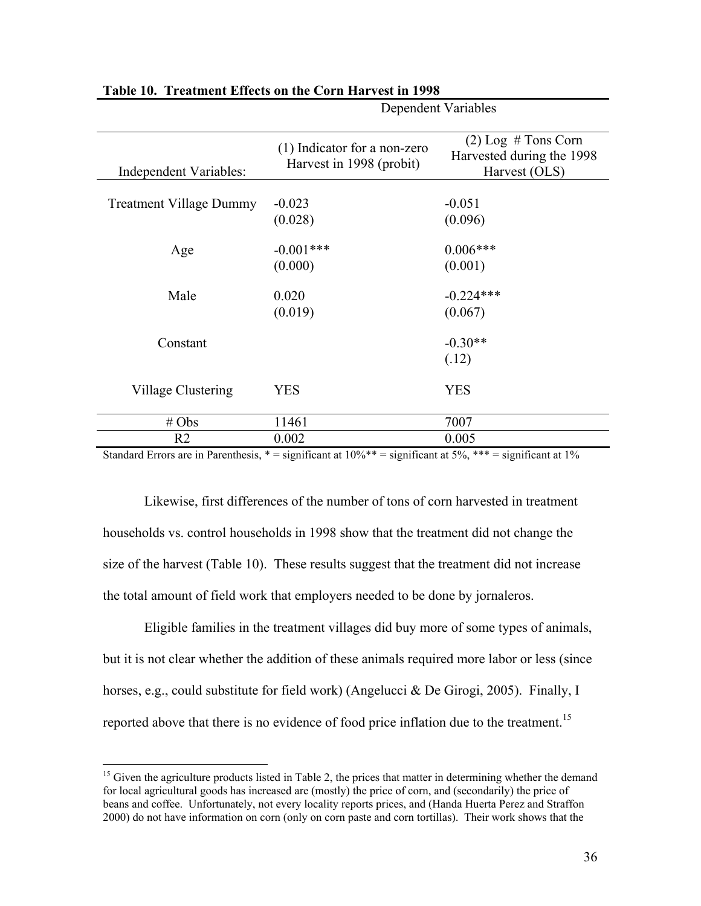**Table 10. Treatment Effects on the Corn Harvest in 1998**

| | Dependent Variables | |
|---|---|---|
| Independent Variables: | (1) Indicator for a non-zero Harvest in 1998 (probit) | (2) Log # Tons Corn Harvested during the 1998 Harvest (OLS) |
| Treatment Village Dummy | -0.023<br>(0.028) | -0.051<br>(0.096) |
| Age | -0.001***<br>(0.000) | 0.006***<br>(0.001) |
| Male | 0.020<br>(0.019) | -0.224***<br>(0.067) |
| Constant | | -0.30**<br>(.12) |
| Village Clustering | YES | YES |
| # Obs | 11461 | 7007 |
| R2 | 0.002 | 0.005 |

Standard Errors are in Parenthesis, * = significant at 10%** = significant at 5%, *** = significant at 1%

Likewise, first differences of the number of tons of corn harvested in treatment households vs. control households in 1998 show that the treatment did not change the size of the harvest (Table 10). These results suggest that the treatment did not increase the total amount of field work that employers needed to be done by jornaleros.

Eligible families in the treatment villages did buy more of some types of animals, but it is not clear whether the addition of these animals required more labor or less (since horses, e.g., could substitute for field work) (Angelucci & De Girogi, 2005). Finally, I reported above that there is no evidence of food price inflation due to the treatment.[15]

[15] Given the agriculture products listed in Table 2, the prices that matter in determining whether the demand for local agricultural goods has increased are (mostly) the price of corn, and (secondarily) the price of beans and coffee. Unfortunately, not every locality reports prices, and (Handa Huerta Perez and Straffon 2000) do not have information on corn (only on corn paste and corn tortillas). Their work shows that the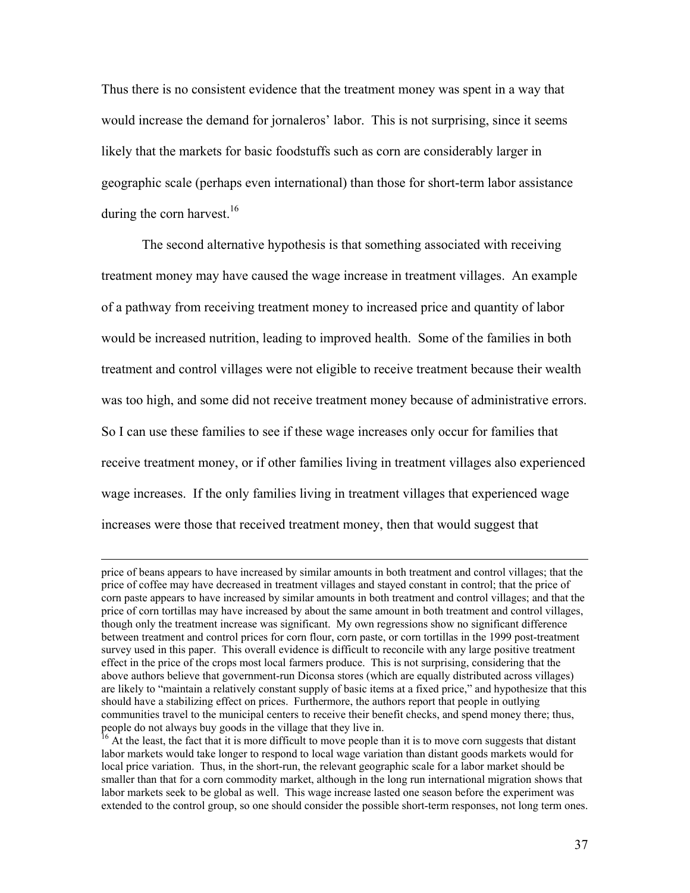Thus there is no consistent evidence that the treatment money was spent in a way that would increase the demand for jornaleros' labor. This is not surprising, since it seems likely that the markets for basic foodstuffs such as corn are considerably larger in geographic scale (perhaps even international) than those for short-term labor assistance during the corn harvest.[16]

The second alternative hypothesis is that something associated with receiving treatment money may have caused the wage increase in treatment villages. An example of a pathway from receiving treatment money to increased price and quantity of labor would be increased nutrition, leading to improved health. Some of the families in both treatment and control villages were not eligible to receive treatment because their wealth was too high, and some did not receive treatment money because of administrative errors. So I can use these families to see if these wage increases only occur for families that receive treatment money, or if other families living in treatment villages also experienced wage increases. If the only families living in treatment villages that experienced wage increases were those that received treatment money, then that would suggest that

---

price of beans appears to have increased by similar amounts in both treatment and control villages; that the price of coffee may have decreased in treatment villages and stayed constant in control; that the price of corn paste appears to have increased by similar amounts in both treatment and control villages; and that the price of corn tortillas may have increased by about the same amount in both treatment and control villages, though only the treatment increase was significant. My own regressions show no significant difference between treatment and control prices for corn flour, corn paste, or corn tortillas in the 1999 post-treatment survey used in this paper. This overall evidence is difficult to reconcile with any large positive treatment effect in the price of the crops most local farmers produce. This is not surprising, considering that the above authors believe that government-run Diconsa stores (which are equally distributed across villages) are likely to "maintain a relatively constant supply of basic items at a fixed price," and hypothesize that this should have a stabilizing effect on prices. Furthermore, the authors report that people in outlying communities travel to the municipal centers to receive their benefit checks, and spend money there; thus, people do not always buy goods in the village that they live in.

[16] At the least, the fact that it is more difficult to move people than it is to move corn suggests that distant labor markets would take longer to respond to local wage variation than distant goods markets would for local price variation. Thus, in the short-run, the relevant geographic scale for a labor market should be smaller than that for a corn commodity market, although in the long run international migration shows that labor markets seek to be global as well. This wage increase lasted one season before the experiment was extended to the control group, so one should consider the possible short-term responses, not long term ones.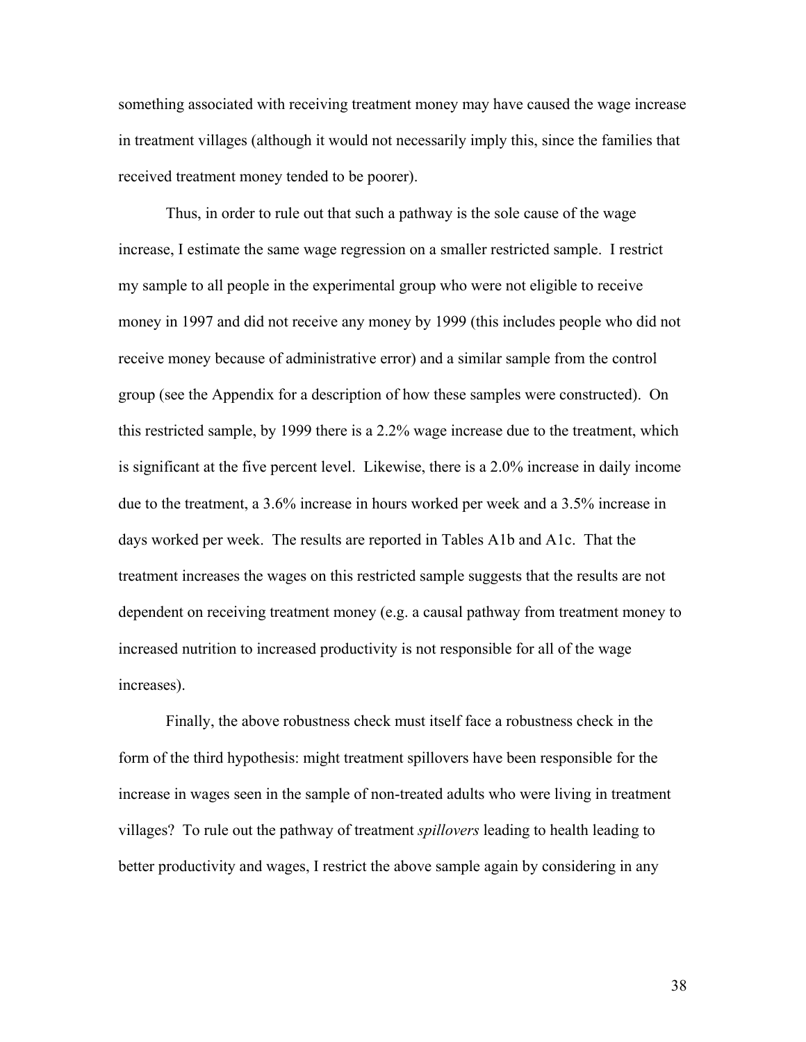something associated with receiving treatment money may have caused the wage increase in treatment villages (although it would not necessarily imply this, since the families that received treatment money tended to be poorer).

Thus, in order to rule out that such a pathway is the sole cause of the wage increase, I estimate the same wage regression on a smaller restricted sample. I restrict my sample to all people in the experimental group who were not eligible to receive money in 1997 and did not receive any money by 1999 (this includes people who did not receive money because of administrative error) and a similar sample from the control group (see the Appendix for a description of how these samples were constructed). On this restricted sample, by 1999 there is a 2.2% wage increase due to the treatment, which is significant at the five percent level. Likewise, there is a 2.0% increase in daily income due to the treatment, a 3.6% increase in hours worked per week and a 3.5% increase in days worked per week. The results are reported in Tables A1b and A1c. That the treatment increases the wages on this restricted sample suggests that the results are not dependent on receiving treatment money (e.g. a causal pathway from treatment money to increased nutrition to increased productivity is not responsible for all of the wage increases).

Finally, the above robustness check must itself face a robustness check in the form of the third hypothesis: might treatment spillovers have been responsible for the increase in wages seen in the sample of non-treated adults who were living in treatment villages? To rule out the pathway of treatment *spillovers* leading to health leading to better productivity and wages, I restrict the above sample again by considering in any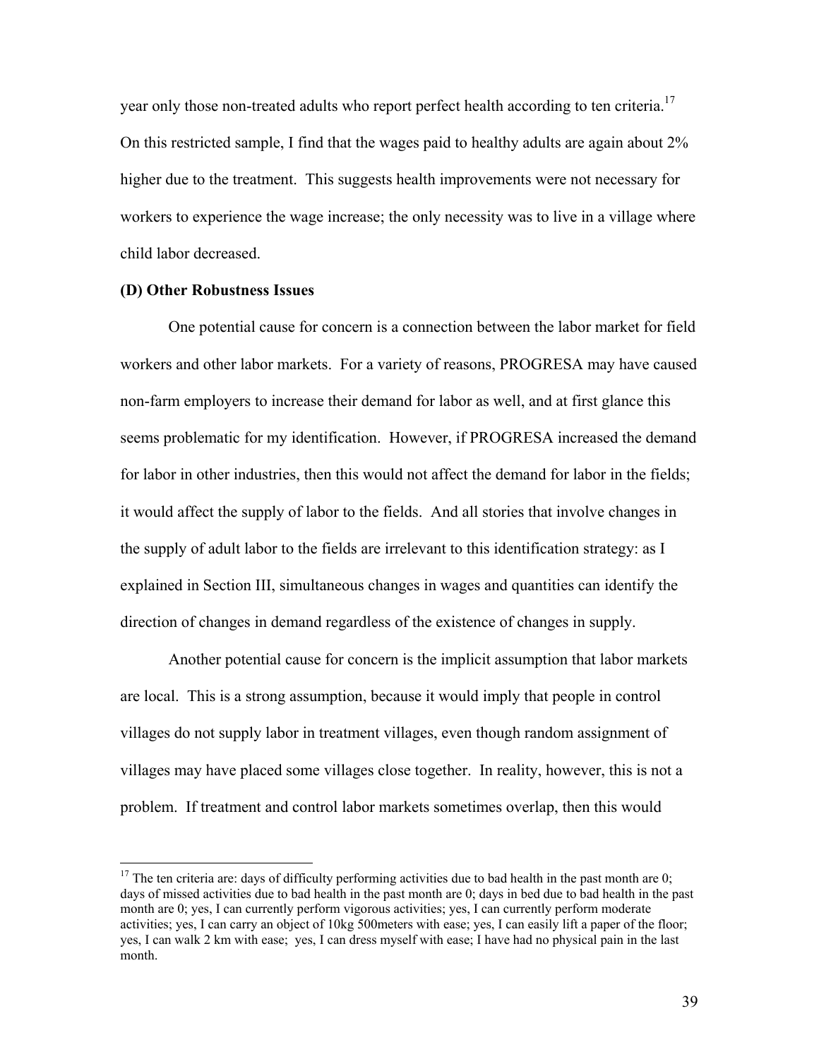year only those non-treated adults who report perfect health according to ten criteria.[17] On this restricted sample, I find that the wages paid to healthy adults are again about 2% higher due to the treatment. This suggests health improvements were not necessary for workers to experience the wage increase; the only necessity was to live in a village where child labor decreased.

**(D) Other Robustness Issues**

One potential cause for concern is a connection between the labor market for field workers and other labor markets. For a variety of reasons, PROGRESA may have caused non-farm employers to increase their demand for labor as well, and at first glance this seems problematic for my identification. However, if PROGRESA increased the demand for labor in other industries, then this would not affect the demand for labor in the fields; it would affect the supply of labor to the fields. And all stories that involve changes in the supply of adult labor to the fields are irrelevant to this identification strategy: as I explained in Section III, simultaneous changes in wages and quantities can identify the direction of changes in demand regardless of the existence of changes in supply.

Another potential cause for concern is the implicit assumption that labor markets are local. This is a strong assumption, because it would imply that people in control villages do not supply labor in treatment villages, even though random assignment of villages may have placed some villages close together. In reality, however, this is not a problem. If treatment and control labor markets sometimes overlap, then this would

[17] The ten criteria are: days of difficulty performing activities due to bad health in the past month are 0; days of missed activities due to bad health in the past month are 0; days in bed due to bad health in the past month are 0; yes, I can currently perform vigorous activities; yes, I can currently perform moderate activities; yes, I can carry an object of 10kg 500meters with ease; yes, I can easily lift a paper of the floor; yes, I can walk 2 km with ease; yes, I can dress myself with ease; I have had no physical pain in the last month.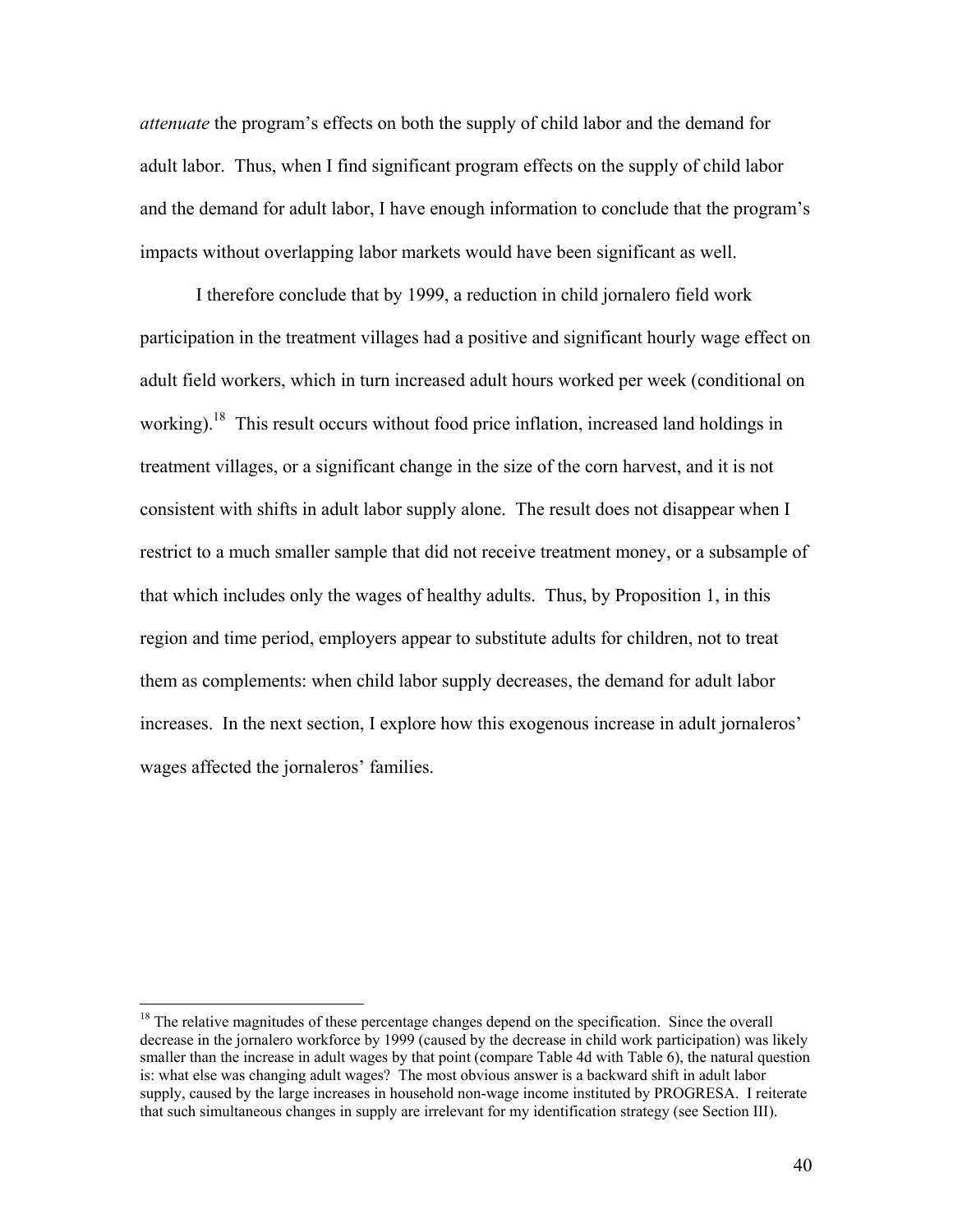*attenuate* the program's effects on both the supply of child labor and the demand for adult labor. Thus, when I find significant program effects on the supply of child labor and the demand for adult labor, I have enough information to conclude that the program's impacts without overlapping labor markets would have been significant as well.

I therefore conclude that by 1999, a reduction in child jornalero field work participation in the treatment villages had a positive and significant hourly wage effect on adult field workers, which in turn increased adult hours worked per week (conditional on working).[18] This result occurs without food price inflation, increased land holdings in treatment villages, or a significant change in the size of the corn harvest, and it is not consistent with shifts in adult labor supply alone. The result does not disappear when I restrict to a much smaller sample that did not receive treatment money, or a subsample of that which includes only the wages of healthy adults. Thus, by Proposition 1, in this region and time period, employers appear to substitute adults for children, not to treat them as complements: when child labor supply decreases, the demand for adult labor increases. In the next section, I explore how this exogenous increase in adult jornaleros' wages affected the jornaleros' families.

---

[18] The relative magnitudes of these percentage changes depend on the specification. Since the overall decrease in the jornalero workforce by 1999 (caused by the decrease in child work participation) was likely smaller than the increase in adult wages by that point (compare Table 4d with Table 6), the natural question is: what else was changing adult wages? The most obvious answer is a backward shift in adult labor supply, caused by the large increases in household non-wage income instituted by PROGRESA. I reiterate that such simultaneous changes in supply are irrelevant for my identification strategy (see Section III).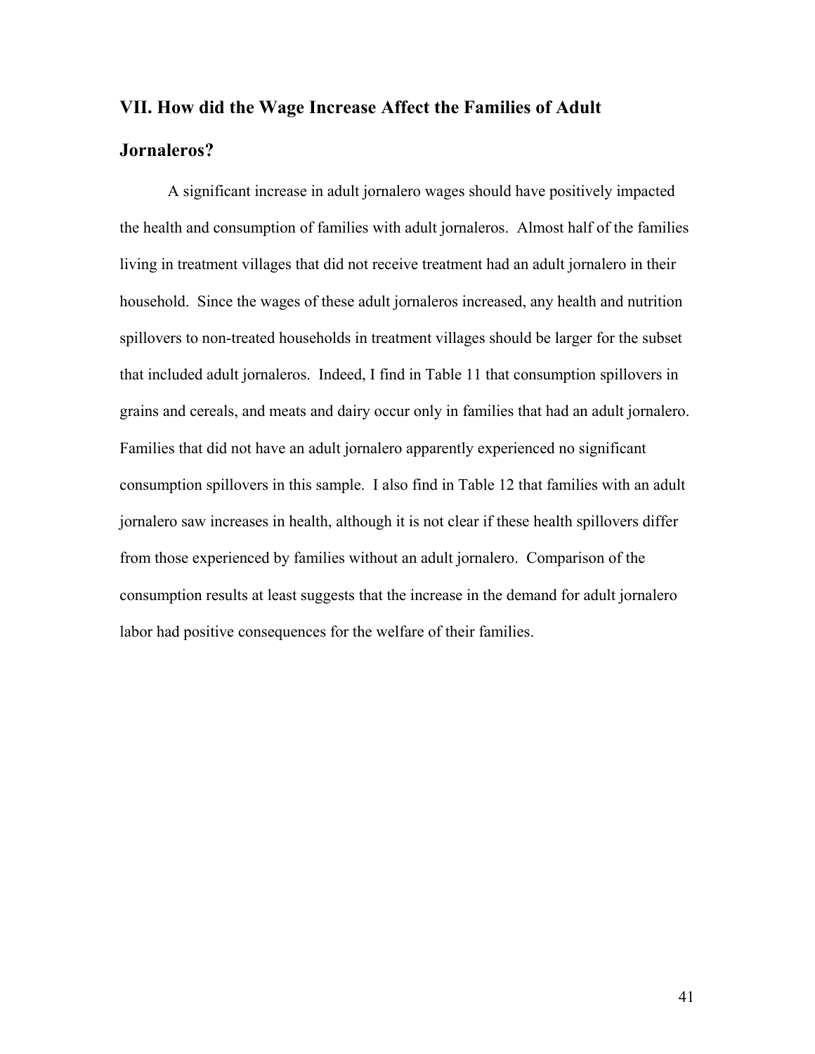## VII. How did the Wage Increase Affect the Families of Adult Jornaleros?

A significant increase in adult jornalero wages should have positively impacted the health and consumption of families with adult jornaleros. Almost half of the families living in treatment villages that did not receive treatment had an adult jornalero in their household. Since the wages of these adult jornaleros increased, any health and nutrition spillovers to non-treated households in treatment villages should be larger for the subset that included adult jornaleros. Indeed, I find in Table 11 that consumption spillovers in grains and cereals, and meats and dairy occur only in families that had an adult jornalero. Families that did not have an adult jornalero apparently experienced no significant consumption spillovers in this sample. I also find in Table 12 that families with an adult jornalero saw increases in health, although it is not clear if these health spillovers differ from those experienced by families without an adult jornalero. Comparison of the consumption results at least suggests that the increase in the demand for adult jornalero labor had positive consequences for the welfare of their families.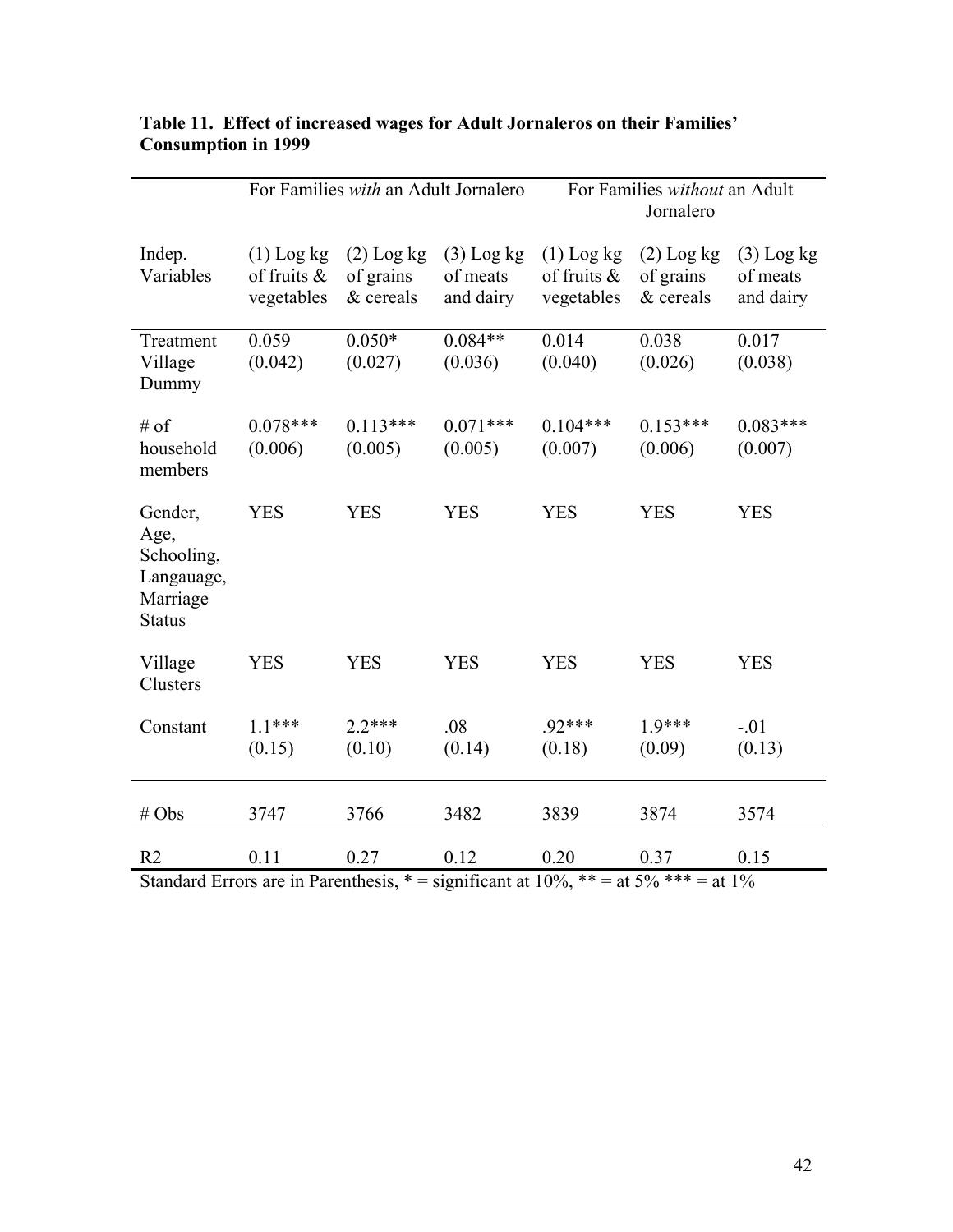**Table 11. Effect of increased wages for Adult Jornaleros on their Families' Consumption in 1999**

| | For Families *with* an Adult Jornalero | | | For Families *without* an Adult Jornalero | | |
|---|---|---|---|---|---|---|
| Indep. Variables | (1) Log kg of fruits & vegetables | (2) Log kg of grains & cereals | (3) Log kg of meats and dairy | (1) Log kg of fruits & vegetables | (2) Log kg of grains & cereals | (3) Log kg of meats and dairy |
| Treatment Village Dummy | 0.059 (0.042) | 0.050* (0.027) | 0.084** (0.036) | 0.014 (0.040) | 0.038 (0.026) | 0.017 (0.038) |
| # of household members | 0.078*** (0.006) | 0.113*** (0.005) | 0.071*** (0.005) | 0.104*** (0.007) | 0.153*** (0.006) | 0.083*** (0.007) |
| Gender, Age, Schooling, Langauage, Marriage Status | YES | YES | YES | YES | YES | YES |
| Village Clusters | YES | YES | YES | YES | YES | YES |
| Constant | 1.1*** (0.15) | 2.2*** (0.10) | .08 (0.14) | .92*** (0.18) | 1.9*** (0.09) | -.01 (0.13) |
| # Obs | 3747 | 3766 | 3482 | 3839 | 3874 | 3574 |
| R2 | 0.11 | 0.27 | 0.12 | 0.20 | 0.37 | 0.15 |

Standard Errors are in Parenthesis, * = significant at 10%, ** = at 5% *** = at 1%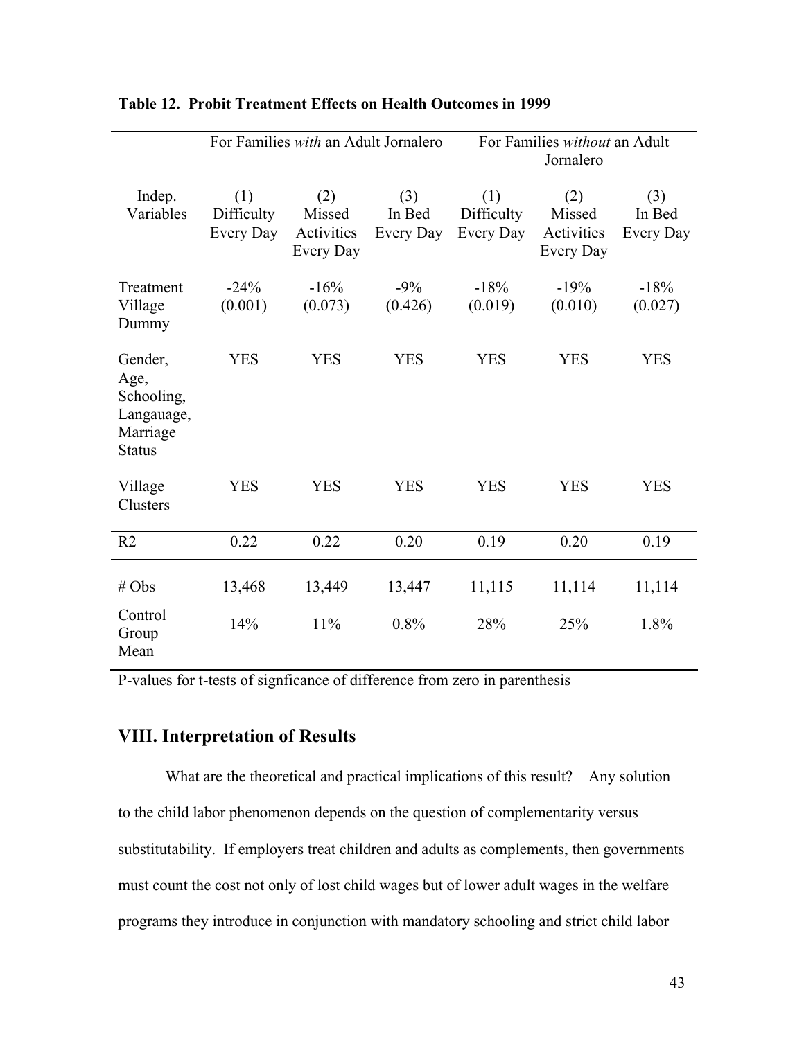**Table 12. Probit Treatment Effects on Health Outcomes in 1999**

| | For Families *with* an Adult Jornalero | | | For Families *without* an Adult Jornalero | | |
|---|---|---|---|---|---|---|
| Indep. Variables | (1) Difficulty Every Day | (2) Missed Activities Every Day | (3) In Bed Every Day | (1) Difficulty Every Day | (2) Missed Activities Every Day | (3) In Bed Every Day |
| Treatment Village Dummy | -24% (0.001) | -16% (0.073) | -9% (0.426) | -18% (0.019) | -19% (0.010) | -18% (0.027) |
| Gender, Age, Schooling, Langauage, Marriage Status | YES | YES | YES | YES | YES | YES |
| Village Clusters | YES | YES | YES | YES | YES | YES |
| R2 | 0.22 | 0.22 | 0.20 | 0.19 | 0.20 | 0.19 |
| # Obs | 13,468 | 13,449 | 13,447 | 11,115 | 11,114 | 11,114 |
| Control Group Mean | 14% | 11% | 0.8% | 28% | 25% | 1.8% |

P-values for t-tests of signficance of difference from zero in parenthesis

## VIII. Interpretation of Results

What are the theoretical and practical implications of this result? Any solution to the child labor phenomenon depends on the question of complementarity versus substitutability. If employers treat children and adults as complements, then governments must count the cost not only of lost child wages but of lower adult wages in the welfare programs they introduce in conjunction with mandatory schooling and strict child labor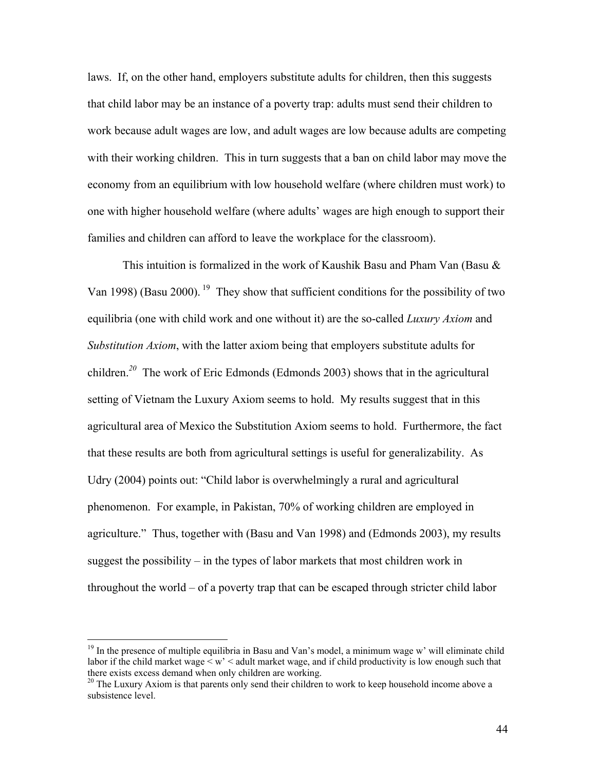laws. If, on the other hand, employers substitute adults for children, then this suggests that child labor may be an instance of a poverty trap: adults must send their children to work because adult wages are low, and adult wages are low because adults are competing with their working children. This in turn suggests that a ban on child labor may move the economy from an equilibrium with low household welfare (where children must work) to one with higher household welfare (where adults' wages are high enough to support their families and children can afford to leave the workplace for the classroom).

This intuition is formalized in the work of Kaushik Basu and Pham Van (Basu & Van 1998) (Basu 2000).[19] They show that sufficient conditions for the possibility of two equilibria (one with child work and one without it) are the so-called *Luxury Axiom* and *Substitution Axiom*, with the latter axiom being that employers substitute adults for children.[20] The work of Eric Edmonds (Edmonds 2003) shows that in the agricultural setting of Vietnam the Luxury Axiom seems to hold. My results suggest that in this agricultural area of Mexico the Substitution Axiom seems to hold. Furthermore, the fact that these results are both from agricultural settings is useful for generalizability. As Udry (2004) points out: "Child labor is overwhelmingly a rural and agricultural phenomenon. For example, in Pakistan, 70% of working children are employed in agriculture." Thus, together with (Basu and Van 1998) and (Edmonds 2003), my results suggest the possibility – in the types of labor markets that most children work in throughout the world – of a poverty trap that can be escaped through stricter child labor

---

[19] In the presence of multiple equilibria in Basu and Van's model, a minimum wage w' will eliminate child labor if the child market wage < w' < adult market wage, and if child productivity is low enough such that there exists excess demand when only children are working.

[20] The Luxury Axiom is that parents only send their children to work to keep household income above a subsistence level.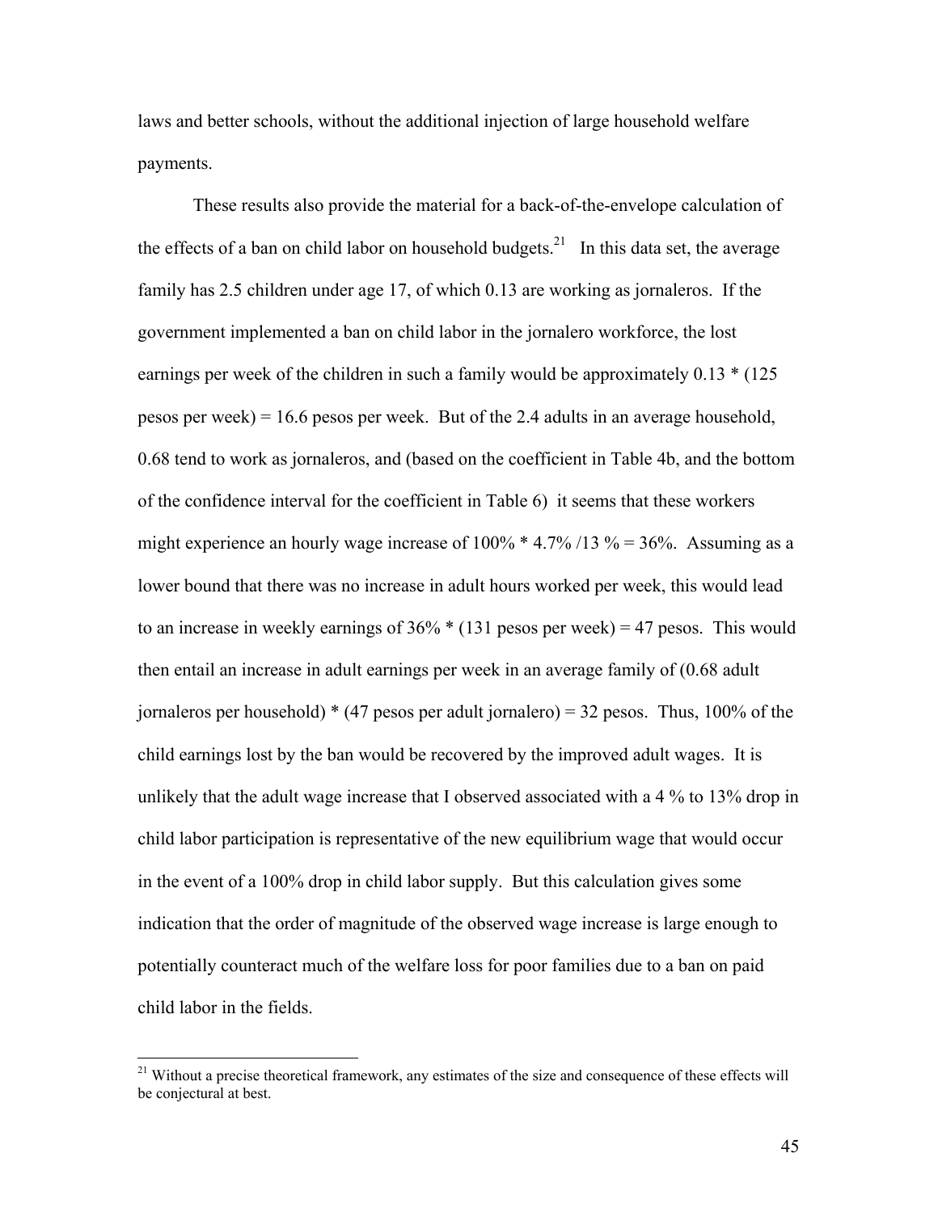laws and better schools, without the additional injection of large household welfare payments.

These results also provide the material for a back-of-the-envelope calculation of the effects of a ban on child labor on household budgets.[21] In this data set, the average family has 2.5 children under age 17, of which 0.13 are working as jornaleros. If the government implemented a ban on child labor in the jornalero workforce, the lost earnings per week of the children in such a family would be approximately 0.13 * (125 pesos per week) = 16.6 pesos per week. But of the 2.4 adults in an average household, 0.68 tend to work as jornaleros, and (based on the coefficient in Table 4b, and the bottom of the confidence interval for the coefficient in Table 6) it seems that these workers might experience an hourly wage increase of 100% * 4.7% /13 % = 36%. Assuming as a lower bound that there was no increase in adult hours worked per week, this would lead to an increase in weekly earnings of 36% * (131 pesos per week) = 47 pesos. This would then entail an increase in adult earnings per week in an average family of (0.68 adult jornaleros per household) * (47 pesos per adult jornalero) = 32 pesos. Thus, 100% of the child earnings lost by the ban would be recovered by the improved adult wages. It is unlikely that the adult wage increase that I observed associated with a 4 % to 13% drop in child labor participation is representative of the new equilibrium wage that would occur in the event of a 100% drop in child labor supply. But this calculation gives some indication that the order of magnitude of the observed wage increase is large enough to potentially counteract much of the welfare loss for poor families due to a ban on paid child labor in the fields.

[21] Without a precise theoretical framework, any estimates of the size and consequence of these effects will be conjectural at best.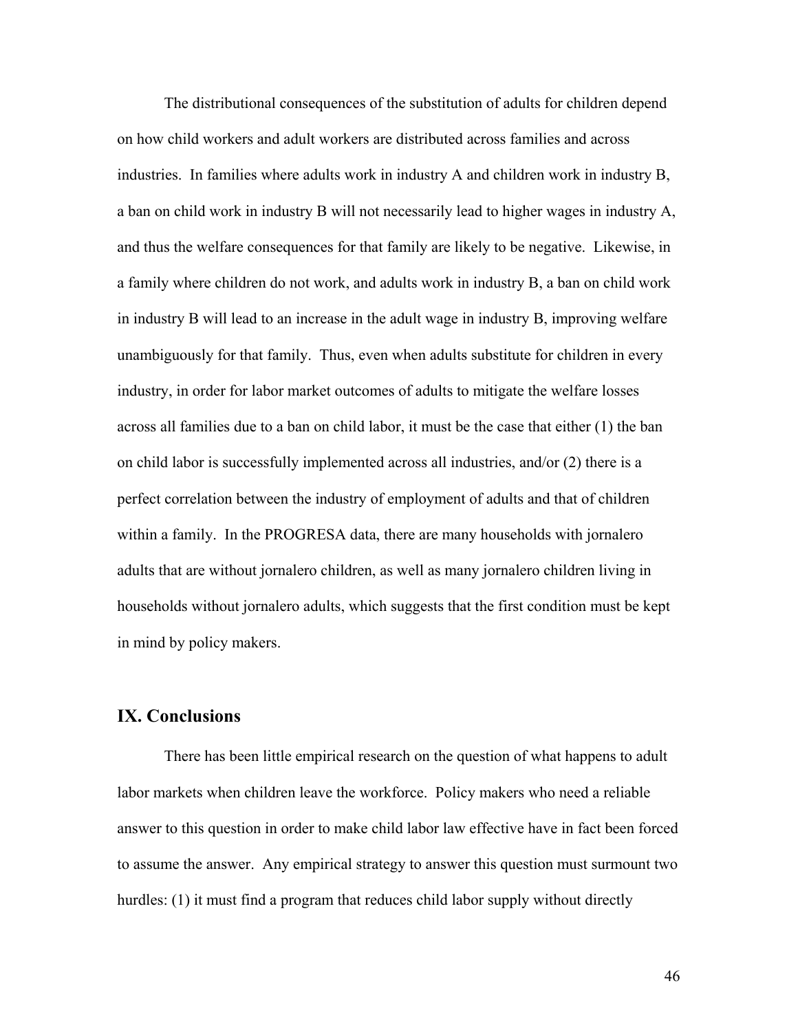The distributional consequences of the substitution of adults for children depend on how child workers and adult workers are distributed across families and across industries. In families where adults work in industry A and children work in industry B, a ban on child work in industry B will not necessarily lead to higher wages in industry A, and thus the welfare consequences for that family are likely to be negative. Likewise, in a family where children do not work, and adults work in industry B, a ban on child work in industry B will lead to an increase in the adult wage in industry B, improving welfare unambiguously for that family. Thus, even when adults substitute for children in every industry, in order for labor market outcomes of adults to mitigate the welfare losses across all families due to a ban on child labor, it must be the case that either (1) the ban on child labor is successfully implemented across all industries, and/or (2) there is a perfect correlation between the industry of employment of adults and that of children within a family. In the PROGRESA data, there are many households with jornalero adults that are without jornalero children, as well as many jornalero children living in households without jornalero adults, which suggests that the first condition must be kept in mind by policy makers.

## IX. Conclusions

There has been little empirical research on the question of what happens to adult labor markets when children leave the workforce. Policy makers who need a reliable answer to this question in order to make child labor law effective have in fact been forced to assume the answer. Any empirical strategy to answer this question must surmount two hurdles: (1) it must find a program that reduces child labor supply without directly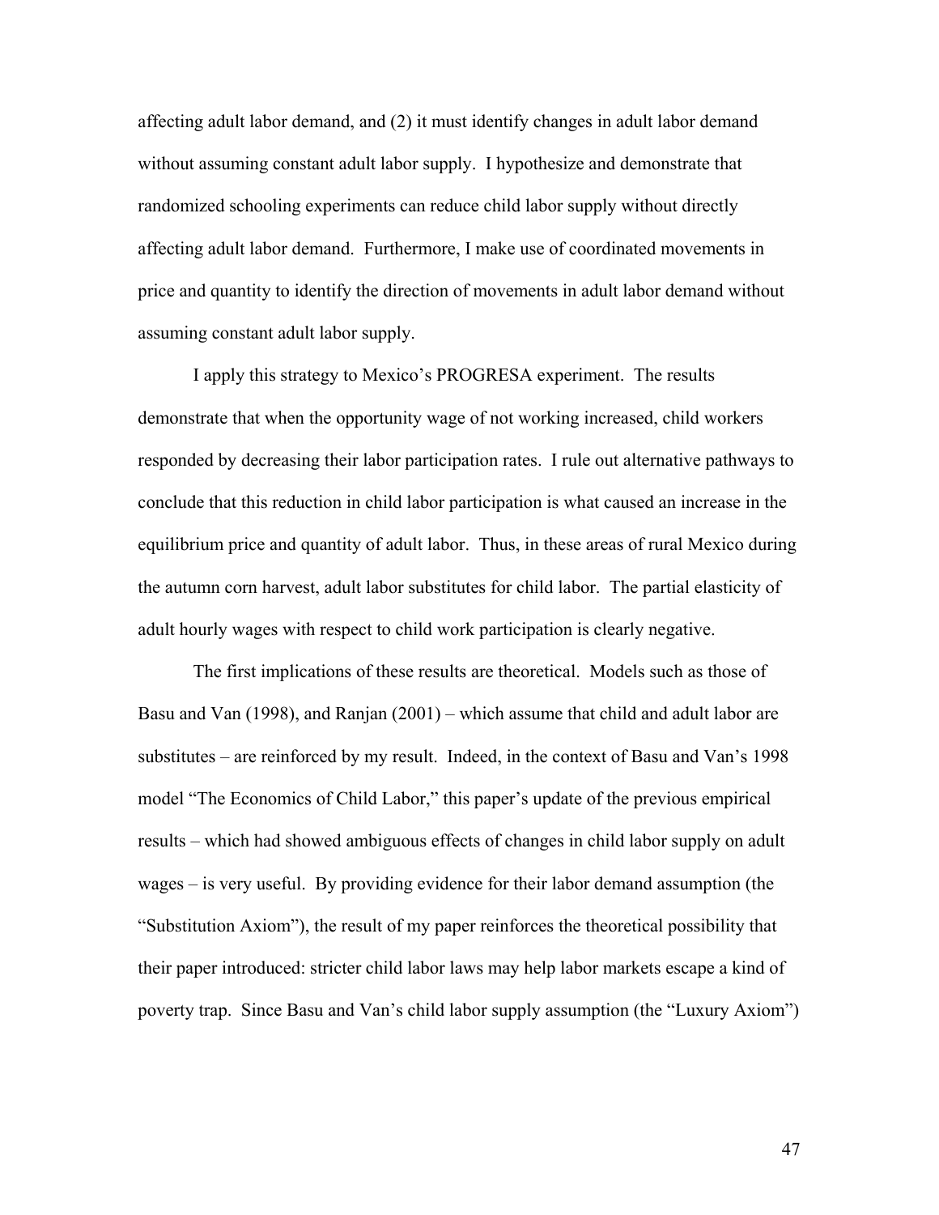affecting adult labor demand, and (2) it must identify changes in adult labor demand without assuming constant adult labor supply. I hypothesize and demonstrate that randomized schooling experiments can reduce child labor supply without directly affecting adult labor demand. Furthermore, I make use of coordinated movements in price and quantity to identify the direction of movements in adult labor demand without assuming constant adult labor supply.

I apply this strategy to Mexico's PROGRESA experiment. The results demonstrate that when the opportunity wage of not working increased, child workers responded by decreasing their labor participation rates. I rule out alternative pathways to conclude that this reduction in child labor participation is what caused an increase in the equilibrium price and quantity of adult labor. Thus, in these areas of rural Mexico during the autumn corn harvest, adult labor substitutes for child labor. The partial elasticity of adult hourly wages with respect to child work participation is clearly negative.

The first implications of these results are theoretical. Models such as those of Basu and Van (1998), and Ranjan (2001) – which assume that child and adult labor are substitutes – are reinforced by my result. Indeed, in the context of Basu and Van's 1998 model "The Economics of Child Labor," this paper's update of the previous empirical results – which had showed ambiguous effects of changes in child labor supply on adult wages – is very useful. By providing evidence for their labor demand assumption (the "Substitution Axiom"), the result of my paper reinforces the theoretical possibility that their paper introduced: stricter child labor laws may help labor markets escape a kind of poverty trap. Since Basu and Van's child labor supply assumption (the "Luxury Axiom")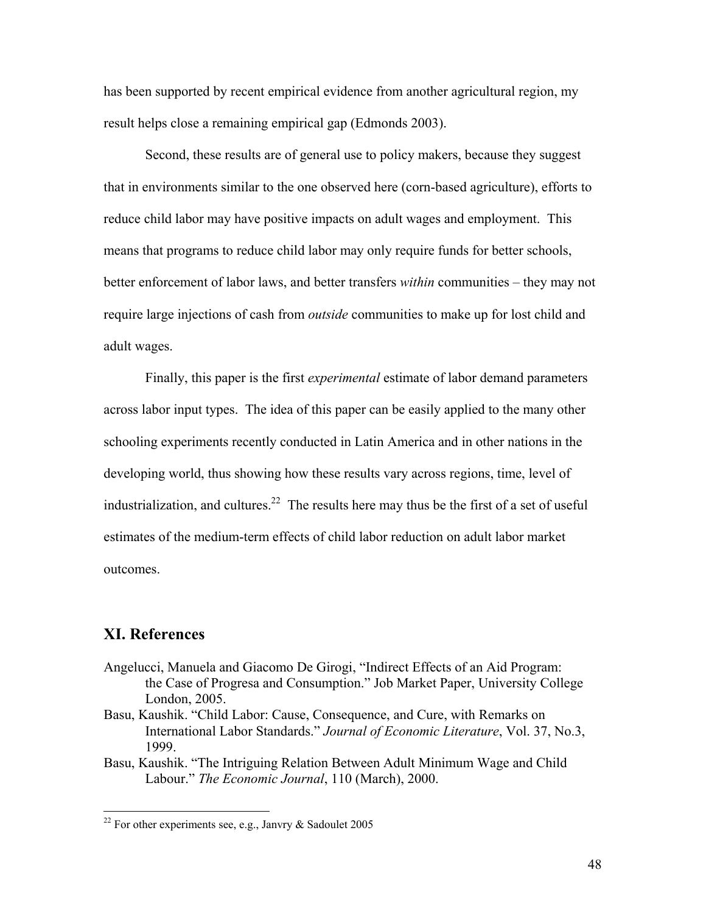has been supported by recent empirical evidence from another agricultural region, my result helps close a remaining empirical gap (Edmonds 2003).

Second, these results are of general use to policy makers, because they suggest that in environments similar to the one observed here (corn-based agriculture), efforts to reduce child labor may have positive impacts on adult wages and employment. This means that programs to reduce child labor may only require funds for better schools, better enforcement of labor laws, and better transfers *within* communities – they may not require large injections of cash from *outside* communities to make up for lost child and adult wages.

Finally, this paper is the first *experimental* estimate of labor demand parameters across labor input types. The idea of this paper can be easily applied to the many other schooling experiments recently conducted in Latin America and in other nations in the developing world, thus showing how these results vary across regions, time, level of industrialization, and cultures.[22] The results here may thus be the first of a set of useful estimates of the medium-term effects of child labor reduction on adult labor market outcomes.

## XI. References

Angelucci, Manuela and Giacomo De Girogi, "Indirect Effects of an Aid Program: the Case of Progresa and Consumption." Job Market Paper, University College London, 2005.

Basu, Kaushik. "Child Labor: Cause, Consequence, and Cure, with Remarks on International Labor Standards." *Journal of Economic Literature*, Vol. 37, No.3, 1999.

Basu, Kaushik. "The Intriguing Relation Between Adult Minimum Wage and Child Labour." *The Economic Journal*, 110 (March), 2000.

---

[22] For other experiments see, e.g., Janvry & Sadoulet 2005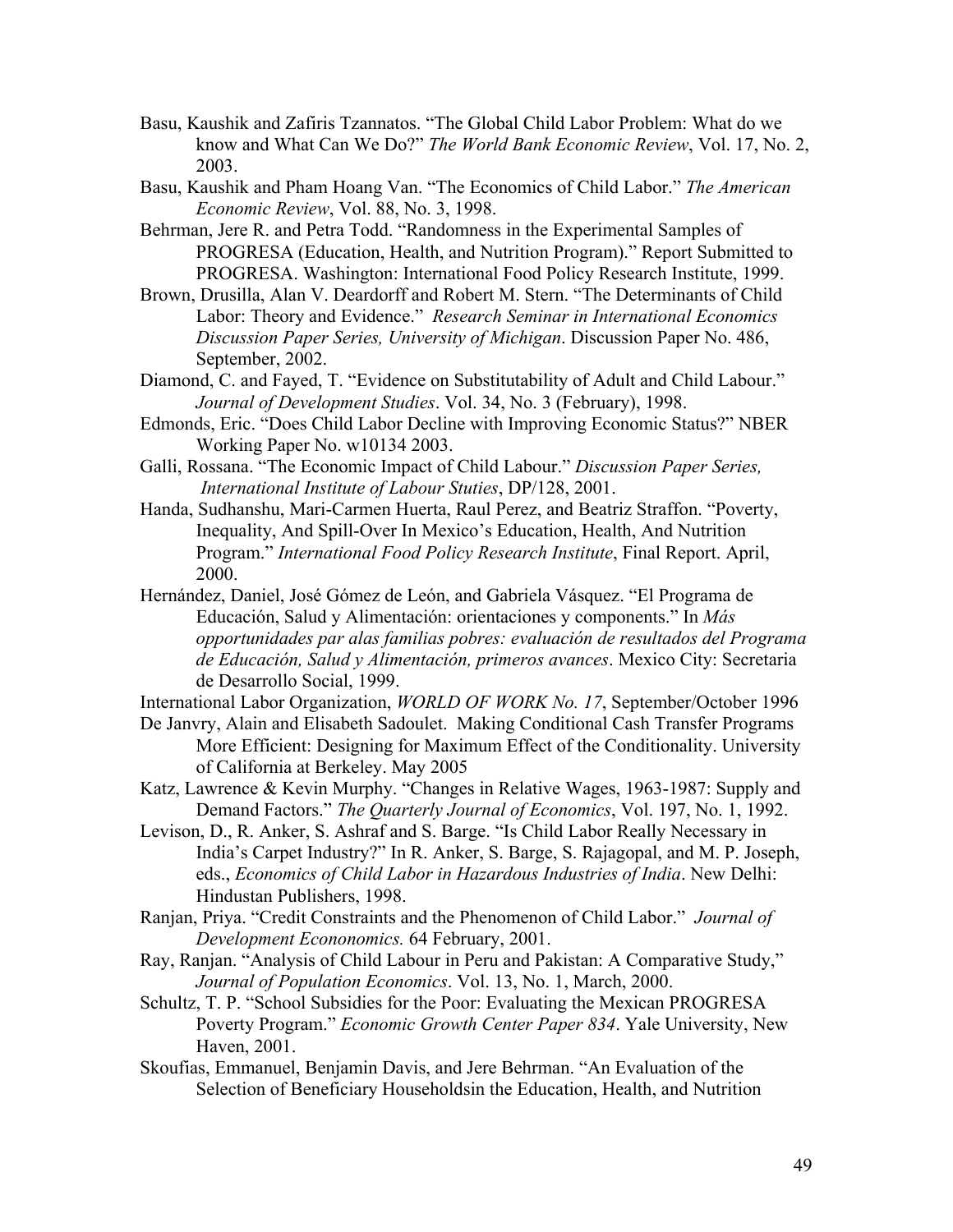Basu, Kaushik and Zafiris Tzannatos. "The Global Child Labor Problem: What do we know and What Can We Do?" *The World Bank Economic Review*, Vol. 17, No. 2, 2003.

Basu, Kaushik and Pham Hoang Van. "The Economics of Child Labor." *The American Economic Review*, Vol. 88, No. 3, 1998.

Behrman, Jere R. and Petra Todd. "Randomness in the Experimental Samples of PROGRESA (Education, Health, and Nutrition Program)." Report Submitted to PROGRESA. Washington: International Food Policy Research Institute, 1999.

Brown, Drusilla, Alan V. Deardorff and Robert M. Stern. "The Determinants of Child Labor: Theory and Evidence." *Research Seminar in International Economics Discussion Paper Series, University of Michigan*. Discussion Paper No. 486, September, 2002.

Diamond, C. and Fayed, T. "Evidence on Substitutability of Adult and Child Labour." *Journal of Development Studies*. Vol. 34, No. 3 (February), 1998.

Edmonds, Eric. "Does Child Labor Decline with Improving Economic Status?" NBER Working Paper No. w10134 2003.

Galli, Rossana. "The Economic Impact of Child Labour." *Discussion Paper Series, International Institute of Labour Stuties*, DP/128, 2001.

Handa, Sudhanshu, Mari-Carmen Huerta, Raul Perez, and Beatriz Straffon. "Poverty, Inequality, And Spill-Over In Mexico's Education, Health, And Nutrition Program." *International Food Policy Research Institute*, Final Report. April, 2000.

Hernández, Daniel, José Gómez de León, and Gabriela Vásquez. "El Programa de Educación, Salud y Alimentación: orientaciones y components." In *Más opportunidades par alas familias pobres: evaluación de resultados del Programa de Educación, Salud y Alimentación, primeros avances*. Mexico City: Secretaria de Desarrollo Social, 1999.

International Labor Organization, *WORLD OF WORK No. 17*, September/October 1996

De Janvry, Alain and Elisabeth Sadoulet. Making Conditional Cash Transfer Programs More Efficient: Designing for Maximum Effect of the Conditionality. University of California at Berkeley. May 2005

Katz, Lawrence & Kevin Murphy. "Changes in Relative Wages, 1963-1987: Supply and Demand Factors." *The Quarterly Journal of Economics*, Vol. 197, No. 1, 1992.

Levison, D., R. Anker, S. Ashraf and S. Barge. "Is Child Labor Really Necessary in India's Carpet Industry?" In R. Anker, S. Barge, S. Rajagopal, and M. P. Joseph, eds., *Economics of Child Labor in Hazardous Industries of India*. New Delhi: Hindustan Publishers, 1998.

Ranjan, Priya. "Credit Constraints and the Phenomenon of Child Labor." *Journal of Development Econonomics.* 64 February, 2001.

Ray, Ranjan. "Analysis of Child Labour in Peru and Pakistan: A Comparative Study," *Journal of Population Economics*. Vol. 13, No. 1, March, 2000.

Schultz, T. P. "School Subsidies for the Poor: Evaluating the Mexican PROGRESA Poverty Program." *Economic Growth Center Paper 834*. Yale University, New Haven, 2001.

Skoufias, Emmanuel, Benjamin Davis, and Jere Behrman. "An Evaluation of the Selection of Beneficiary Householdsin the Education, Health, and Nutrition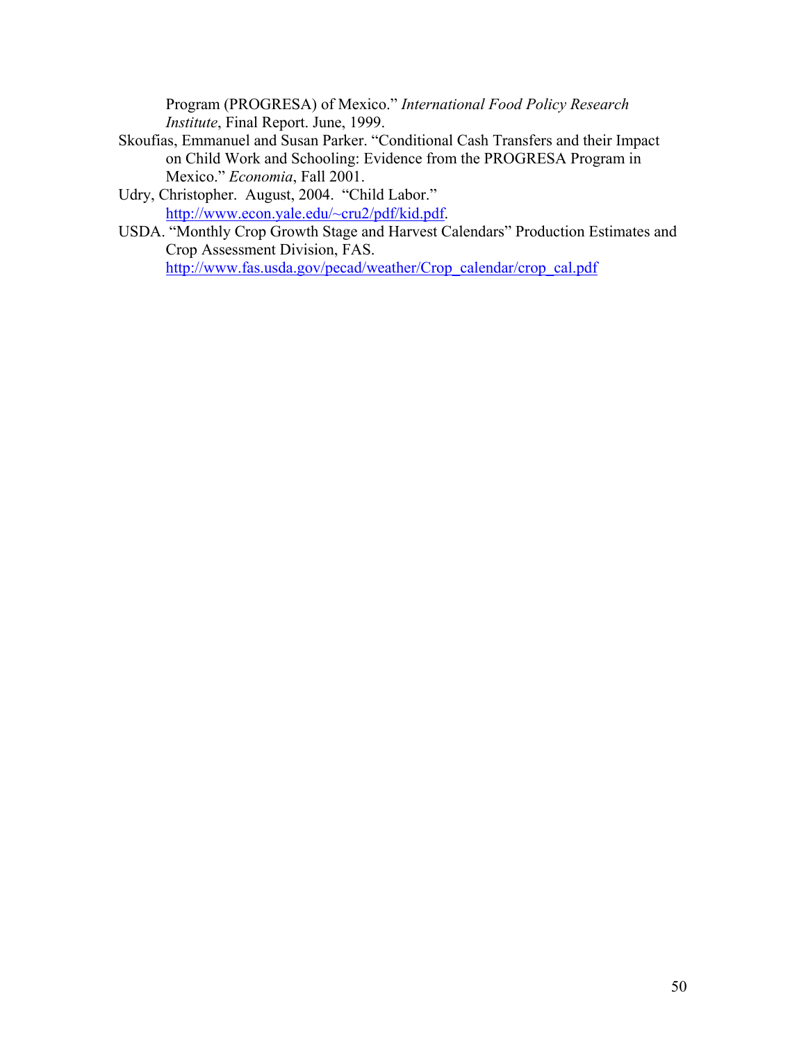Program (PROGRESA) of Mexico." *International Food Policy Research Institute*, Final Report. June, 1999.

Skoufias, Emmanuel and Susan Parker. "Conditional Cash Transfers and their Impact on Child Work and Schooling: Evidence from the PROGRESA Program in Mexico." *Economia*, Fall 2001.

Udry, Christopher. August, 2004. "Child Labor." http://www.econ.yale.edu/~cru2/pdf/kid.pdf.

USDA. "Monthly Crop Growth Stage and Harvest Calendars" Production Estimates and Crop Assessment Division, FAS. http://www.fas.usda.gov/pecad/weather/Crop_calendar/crop_cal.pdf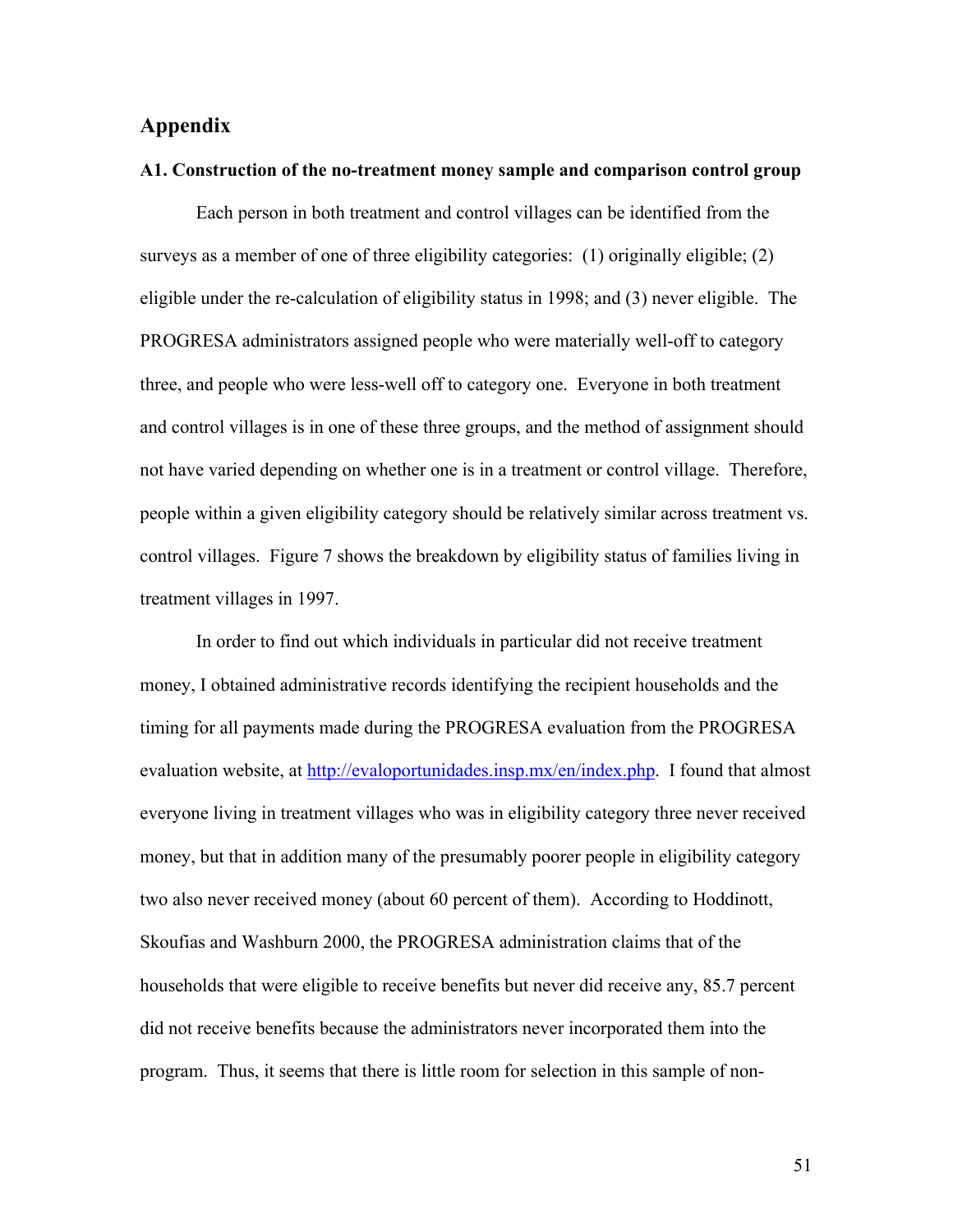# Appendix

### A1. Construction of the no-treatment money sample and comparison control group

Each person in both treatment and control villages can be identified from the surveys as a member of one of three eligibility categories: (1) originally eligible; (2) eligible under the re-calculation of eligibility status in 1998; and (3) never eligible. The PROGRESA administrators assigned people who were materially well-off to category three, and people who were less-well off to category one. Everyone in both treatment and control villages is in one of these three groups, and the method of assignment should not have varied depending on whether one is in a treatment or control village. Therefore, people within a given eligibility category should be relatively similar across treatment vs. control villages. Figure 7 shows the breakdown by eligibility status of families living in treatment villages in 1997.

In order to find out which individuals in particular did not receive treatment money, I obtained administrative records identifying the recipient households and the timing for all payments made during the PROGRESA evaluation from the PROGRESA evaluation website, at [http://evaloportunidades.insp.mx/en/index.php](http://evaloportunidades.insp.mx/en/index.php). I found that almost everyone living in treatment villages who was in eligibility category three never received money, but that in addition many of the presumably poorer people in eligibility category two also never received money (about 60 percent of them). According to Hoddinott, Skoufias and Washburn 2000, the PROGRESA administration claims that of the households that were eligible to receive benefits but never did receive any, 85.7 percent did not receive benefits because the administrators never incorporated them into the program. Thus, it seems that there is little room for selection in this sample of non-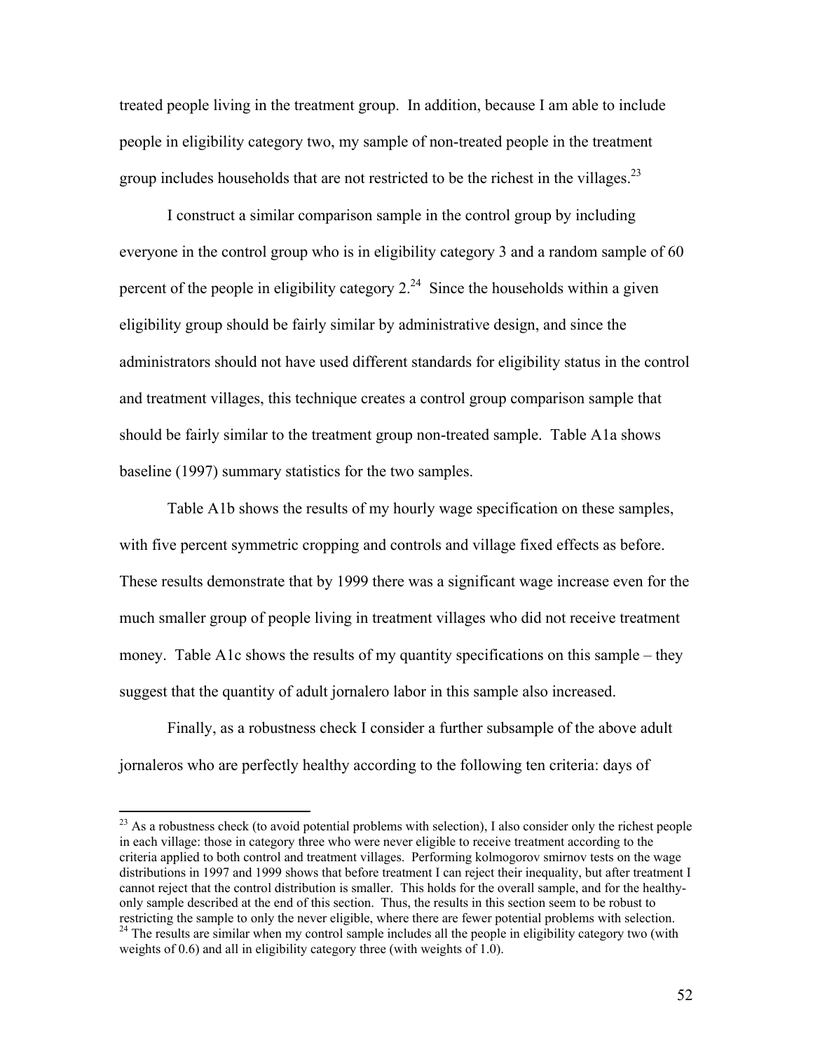treated people living in the treatment group. In addition, because I am able to include people in eligibility category two, my sample of non-treated people in the treatment group includes households that are not restricted to be the richest in the villages.[23]

I construct a similar comparison sample in the control group by including everyone in the control group who is in eligibility category 3 and a random sample of 60 percent of the people in eligibility category 2.[24] Since the households within a given eligibility group should be fairly similar by administrative design, and since the administrators should not have used different standards for eligibility status in the control and treatment villages, this technique creates a control group comparison sample that should be fairly similar to the treatment group non-treated sample. Table A1a shows baseline (1997) summary statistics for the two samples.

Table A1b shows the results of my hourly wage specification on these samples, with five percent symmetric cropping and controls and village fixed effects as before. These results demonstrate that by 1999 there was a significant wage increase even for the much smaller group of people living in treatment villages who did not receive treatment money. Table A1c shows the results of my quantity specifications on this sample – they suggest that the quantity of adult jornalero labor in this sample also increased.

Finally, as a robustness check I consider a further subsample of the above adult jornaleros who are perfectly healthy according to the following ten criteria: days of

---

[23] As a robustness check (to avoid potential problems with selection), I also consider only the richest people in each village: those in category three who were never eligible to receive treatment according to the criteria applied to both control and treatment villages. Performing kolmogorov smirnov tests on the wage distributions in 1997 and 1999 shows that before treatment I can reject their inequality, but after treatment I cannot reject that the control distribution is smaller. This holds for the overall sample, and for the healthy-only sample described at the end of this section. Thus, the results in this section seem to be robust to restricting the sample to only the never eligible, where there are fewer potential problems with selection.

[24] The results are similar when my control sample includes all the people in eligibility category two (with weights of 0.6) and all in eligibility category three (with weights of 1.0).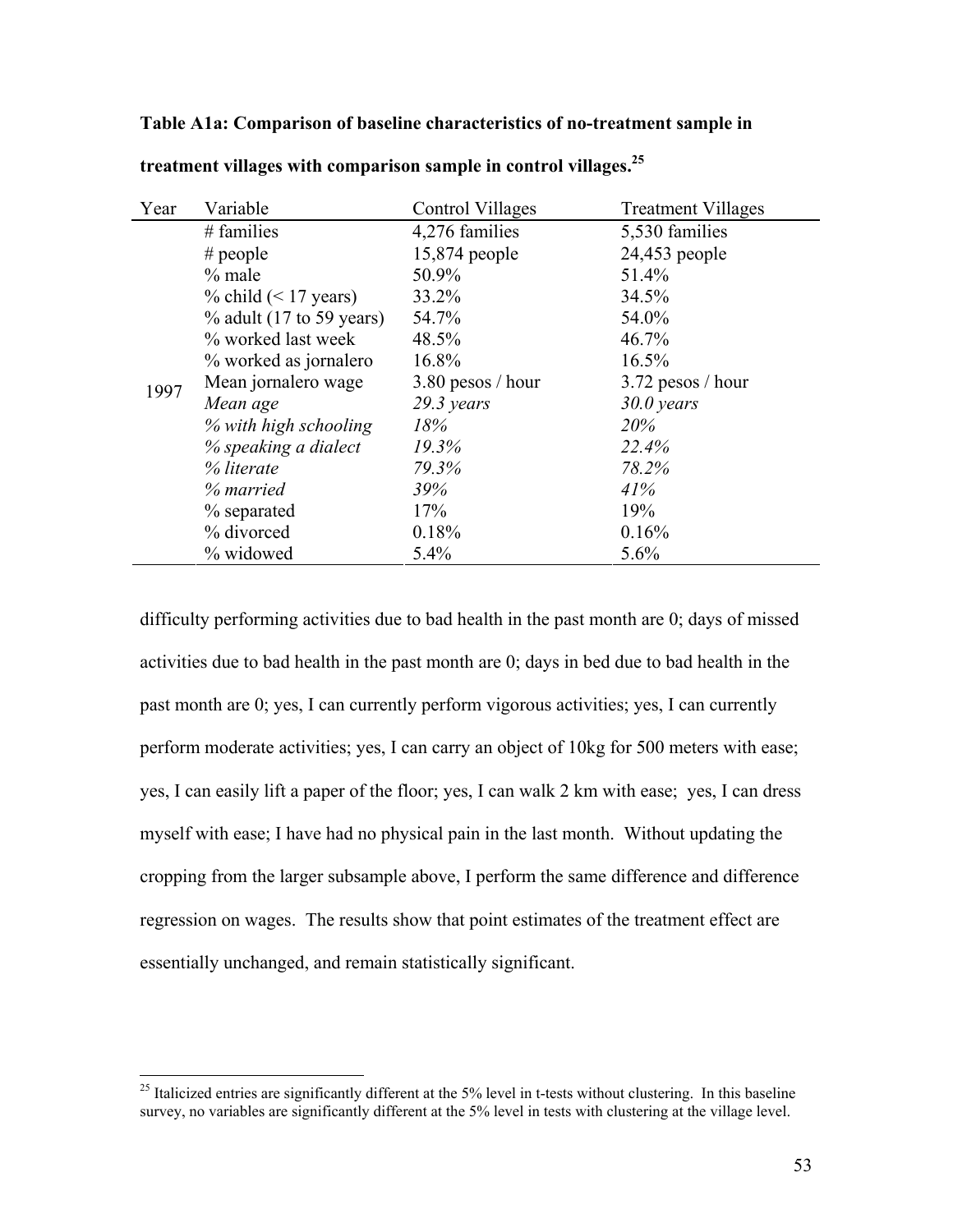**Table A1a: Comparison of baseline characteristics of no-treatment sample in treatment villages with comparison sample in control villages.**[25]

| Year | Variable | Control Villages | Treatment Villages |
|---|---|---|---|
| 1997 | # families | 4,276 families | 5,530 families |
| | # people | 15,874 people | 24,453 people |
| | % male | 50.9% | 51.4% |
| | % child (< 17 years) | 33.2% | 34.5% |
| | % adult (17 to 59 years) | 54.7% | 54.0% |
| | % worked last week | 48.5% | 46.7% |
| | % worked as jornalero | 16.8% | 16.5% |
| | Mean jornalero wage | 3.80 pesos / hour | 3.72 pesos / hour |
| | *Mean age* | *29.3 years* | *30.0 years* |
| | *% with high schooling* | *18%* | *20%* |
| | *% speaking a dialect* | *19.3%* | *22.4%* |
| | *% literate* | *79.3%* | *78.2%* |
| | *% married* | *39%* | *41%* |
| | % separated | 17% | 19% |
| | % divorced | 0.18% | 0.16% |
| | % widowed | 5.4% | 5.6% |

difficulty performing activities due to bad health in the past month are 0; days of missed activities due to bad health in the past month are 0; days in bed due to bad health in the past month are 0; yes, I can currently perform vigorous activities; yes, I can currently perform moderate activities; yes, I can carry an object of 10kg for 500 meters with ease; yes, I can easily lift a paper of the floor; yes, I can walk 2 km with ease; yes, I can dress myself with ease; I have had no physical pain in the last month. Without updating the cropping from the larger subsample above, I perform the same difference and difference regression on wages. The results show that point estimates of the treatment effect are essentially unchanged, and remain statistically significant.

[25] Italicized entries are significantly different at the 5% level in t-tests without clustering. In this baseline survey, no variables are significantly different at the 5% level in tests with clustering at the village level.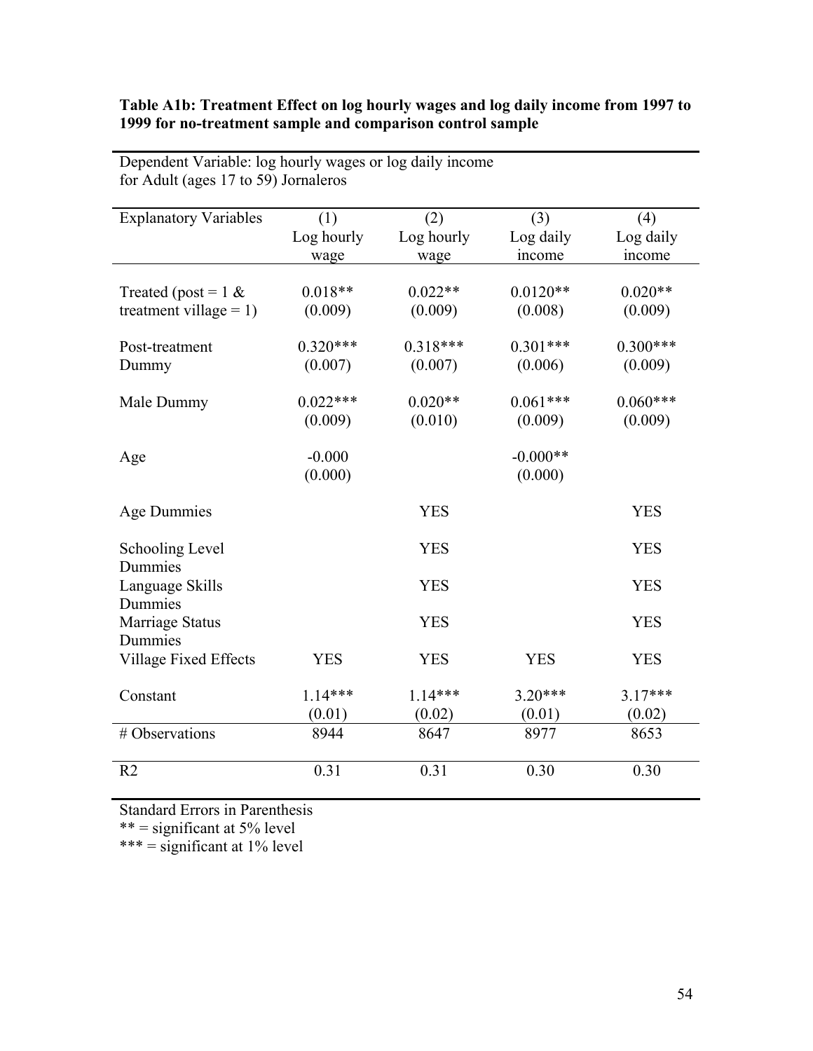**Table A1b: Treatment Effect on log hourly wages and log daily income from 1997 to 1999 for no-treatment sample and comparison control sample**

Dependent Variable: log hourly wages or log daily income for Adult (ages 17 to 59) Jornaleros

| Explanatory Variables | (1) Log hourly wage | (2) Log hourly wage | (3) Log daily income | (4) Log daily income |
|---|---|---|---|---|
| Treated (post = 1 & treatment village = 1) | 0.018** (0.009) | 0.022** (0.009) | 0.0120** (0.008) | 0.020** (0.009) |
| Post-treatment Dummy | 0.320*** (0.007) | 0.318*** (0.007) | 0.301*** (0.006) | 0.300*** (0.009) |
| Male Dummy | 0.022*** (0.009) | 0.020** (0.010) | 0.061*** (0.009) | 0.060*** (0.009) |
| Age | -0.000 (0.000) | | -0.000** (0.000) | |
| Age Dummies | | YES | | YES |
| Schooling Level Dummies | | YES | | YES |
| Language Skills Dummies | | YES | | YES |
| Marriage Status Dummies | | YES | | YES |
| Village Fixed Effects | YES | YES | YES | YES |
| Constant | 1.14*** (0.01) | 1.14*** (0.02) | 3.20*** (0.01) | 3.17*** (0.02) |
| # Observations | 8944 | 8647 | 8977 | 8653 |
| R2 | 0.31 | 0.31 | 0.30 | 0.30 |

Standard Errors in Parenthesis

** = significant at 5% level

*** = significant at 1% level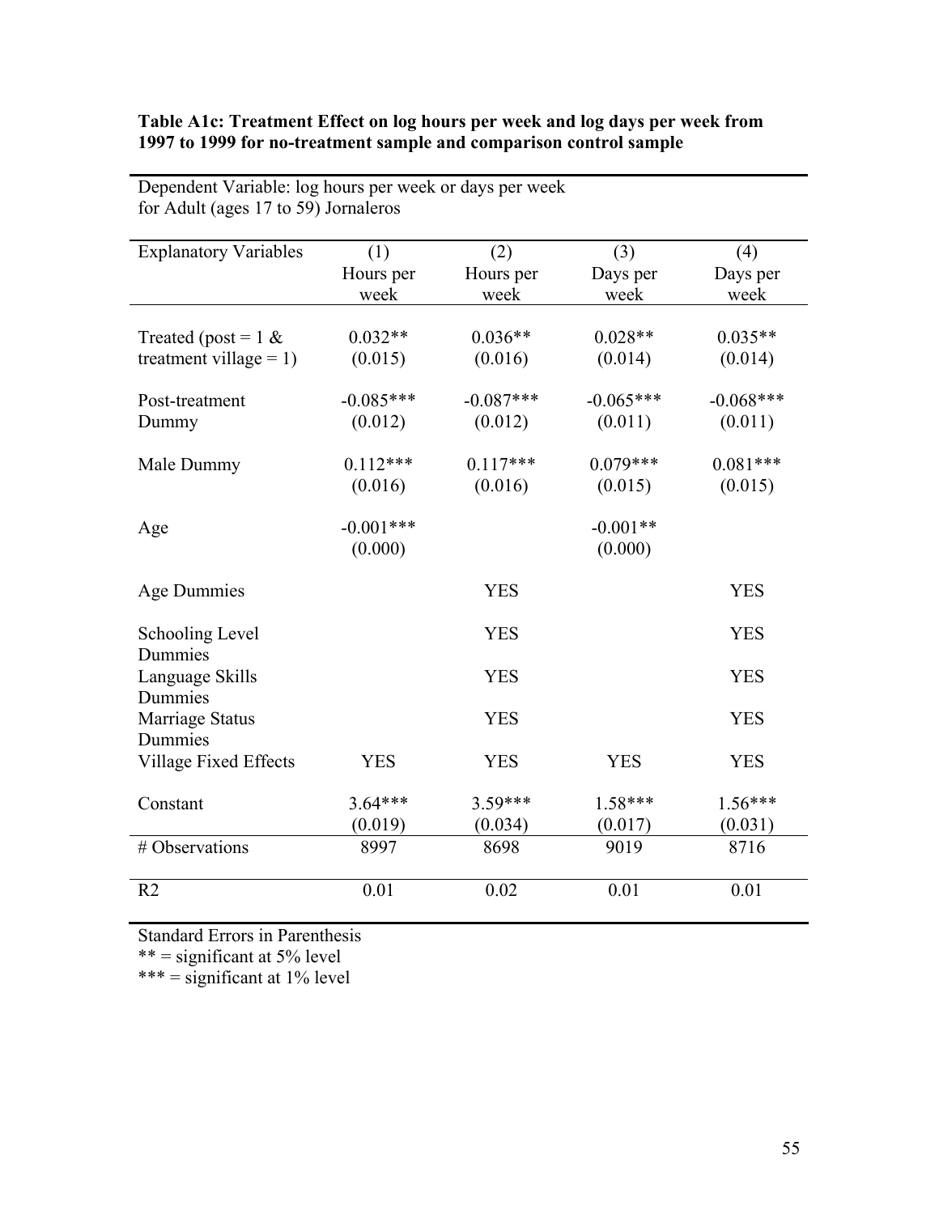**Table A1c: Treatment Effect on log hours per week and log days per week from 1997 to 1999 for no-treatment sample and comparison control sample**

Dependent Variable: log hours per week or days per week for Adult (ages 17 to 59) Jornaleros

| Explanatory Variables | (1) Hours per week | (2) Hours per week | (3) Days per week | (4) Days per week |
|---|---|---|---|---|
| Treated (post = 1 & treatment village = 1) | 0.032** (0.015) | 0.036** (0.016) | 0.028** (0.014) | 0.035** (0.014) |
| Post-treatment Dummy | -0.085*** (0.012) | -0.087*** (0.012) | -0.065*** (0.011) | -0.068*** (0.011) |
| Male Dummy | 0.112*** (0.016) | 0.117*** (0.016) | 0.079*** (0.015) | 0.081*** (0.015) |
| Age | -0.001*** (0.000) | | -0.001** (0.000) | |
| Age Dummies | | YES | | YES |
| Schooling Level Dummies | | YES | | YES |
| Language Skills Dummies | | YES | | YES |
| Marriage Status Dummies | | YES | | YES |
| Village Fixed Effects | YES | YES | YES | YES |
| Constant | 3.64*** (0.019) | 3.59*** (0.034) | 1.58*** (0.017) | 1.56*** (0.031) |
| # Observations | 8997 | 8698 | 9019 | 8716 |
| R2 | 0.01 | 0.02 | 0.01 | 0.01 |

Standard Errors in Parenthesis

** = significant at 5% level

*** = significant at 1% level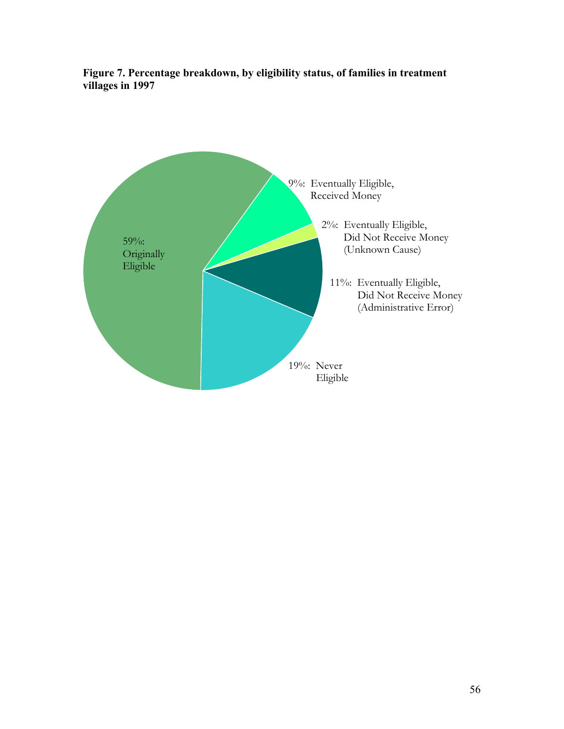**Figure 7. Percentage breakdown, by eligibility status, of families in treatment villages in 1997**

59%:
Originally
Eligible

9%: Eventually Eligible,
Received Money

2%: Eventually Eligible,
Did Not Receive Money
(Unknown Cause)

11%: Eventually Eligible,
Did Not Receive Money
(Administrative Error)

19%: Never
Eligible